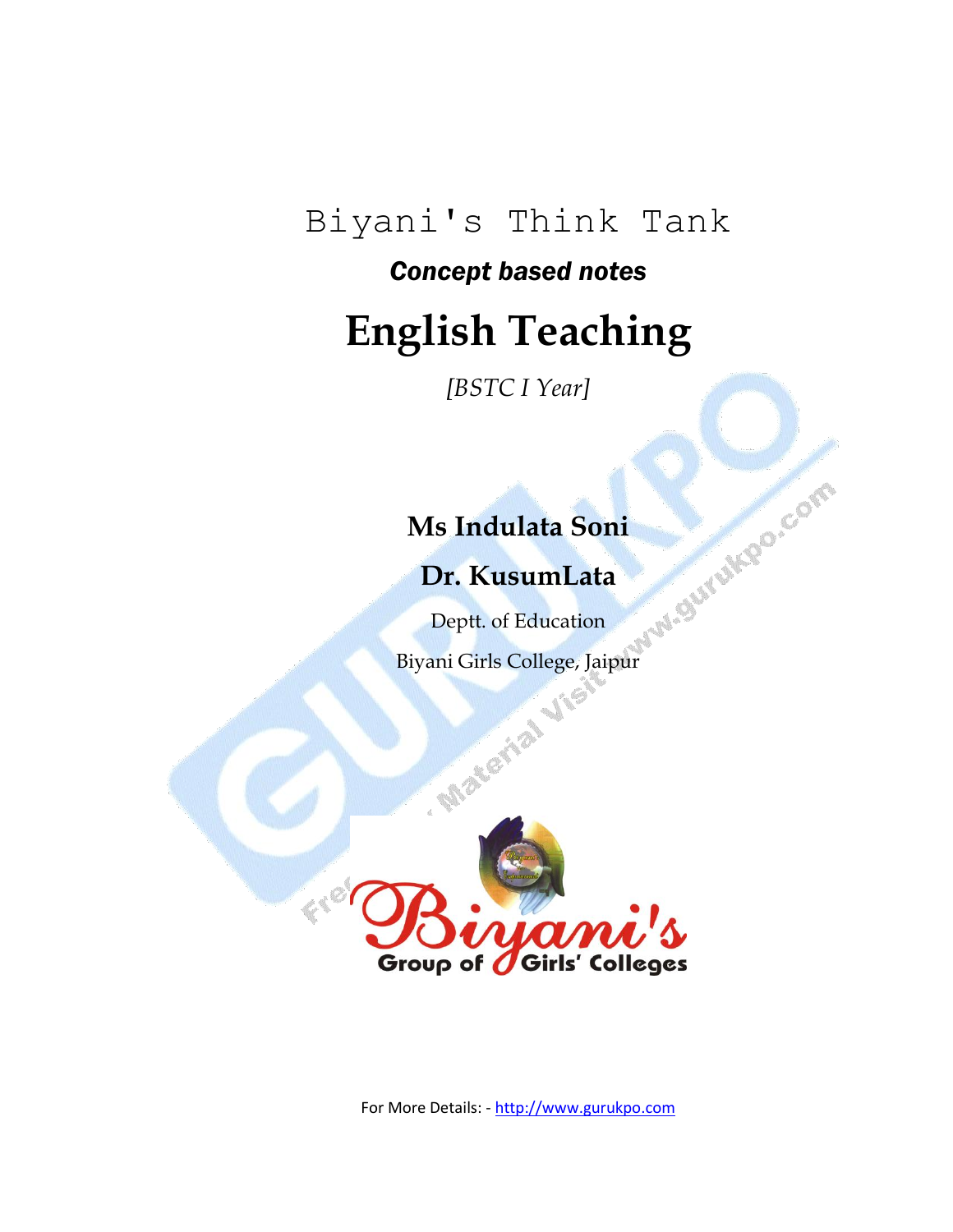Biyani's Think Tank

***Concept based notes***

# English Teaching

*[BSTC I Year]*

**Ms Indulata Soni**

**Dr. KusumLata**

Deptt. of Education

Biyani Girls College, Jaipur

Biyani's Group of Girls' Colleges

For More Details: - http://www.gurukpo.com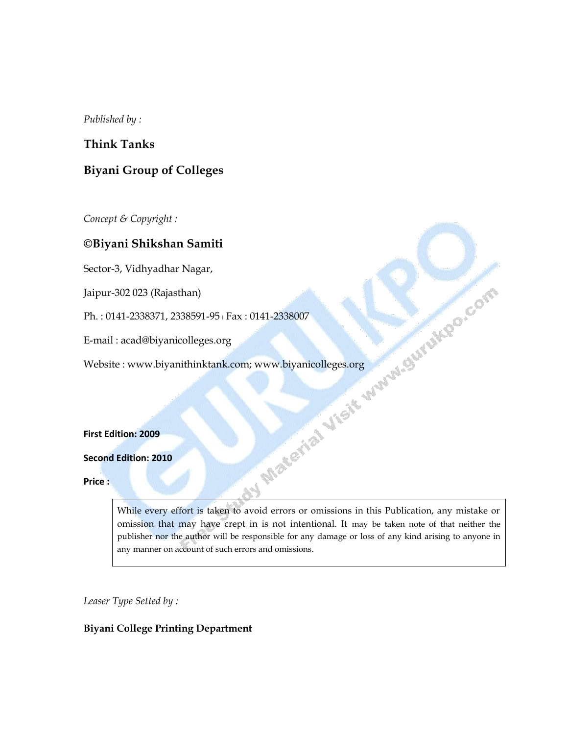*Published by :*

**Think Tanks**

**Biyani Group of Colleges**

*Concept & Copyright :*

**©Biyani Shikshan Samiti**

Sector-3, Vidhyadhar Nagar,

Jaipur-302 023 (Rajasthan)

Ph. : 0141-2338371, 2338591-95 | Fax : 0141-2338007

E-mail : acad@biyanicolleges.org

Website : www.biyanithinktank.com; www.biyanicolleges.org

**First Edition: 2009**

**Second Edition: 2010**

**Price :**

> While every effort is taken to avoid errors or omissions in this Publication, any mistake or omission that may have crept in is not intentional. It may be taken note of that neither the publisher nor the author will be responsible for any damage or loss of any kind arising to anyone in any manner on account of such errors and omissions.

*Leaser Type Setted by :*

**Biyani College Printing Department**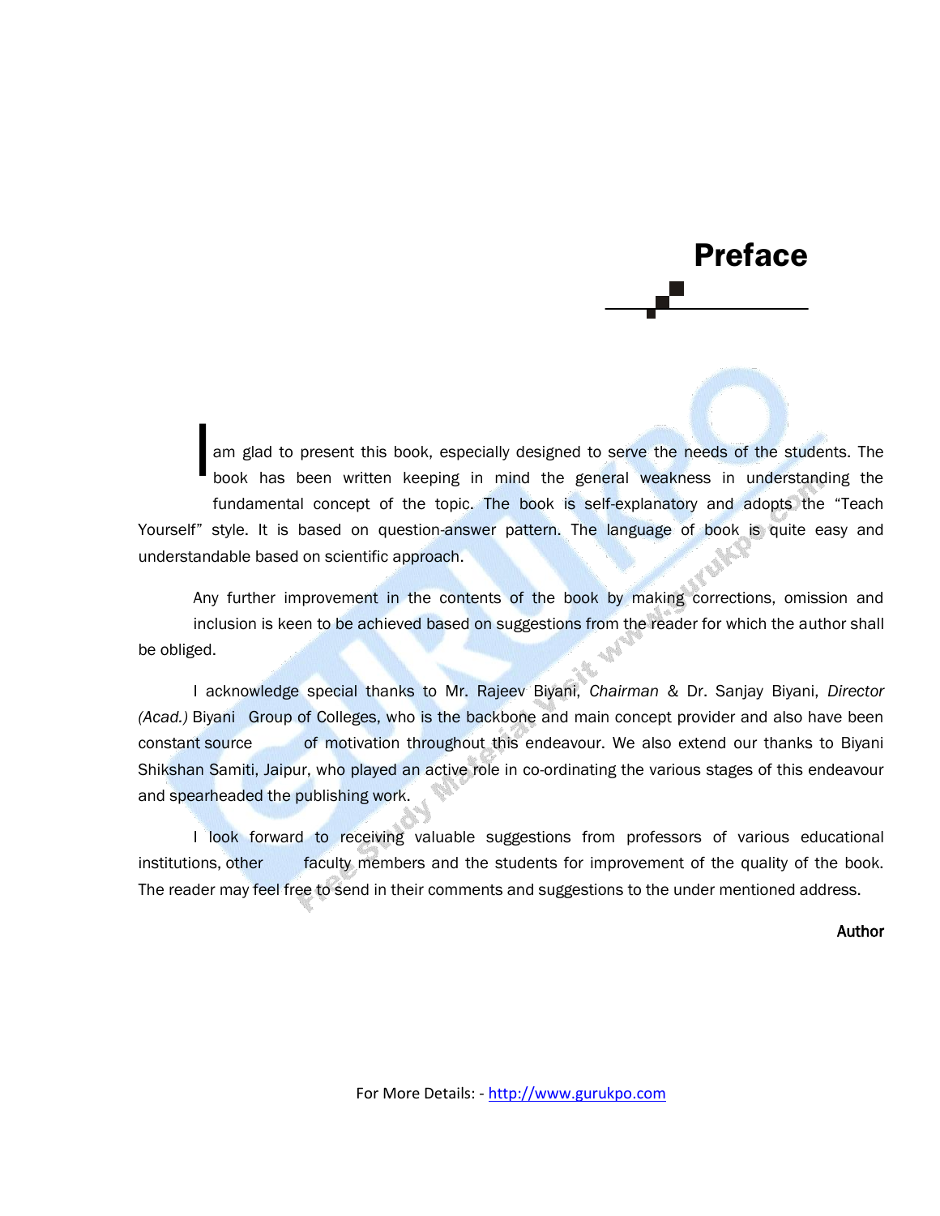# Preface

I am glad to present this book, especially designed to serve the needs of the students. The book has been written keeping in mind the general weakness in understanding the fundamental concept of the topic. The book is self-explanatory and adopts the "Teach Yourself" style. It is based on question-answer pattern. The language of book is quite easy and understandable based on scientific approach.

Any further improvement in the contents of the book by making corrections, omission and inclusion is keen to be achieved based on suggestions from the reader for which the author shall be obliged.

I acknowledge special thanks to Mr. Rajeev Biyani, *Chairman* & Dr. Sanjay Biyani, *Director (Acad.)* Biyani Group of Colleges, who is the backbone and main concept provider and also have been constant source of motivation throughout this endeavour. We also extend our thanks to Biyani Shikshan Samiti, Jaipur, who played an active role in co-ordinating the various stages of this endeavour and spearheaded the publishing work.

I look forward to receiving valuable suggestions from professors of various educational institutions, other faculty members and the students for improvement of the quality of the book. The reader may feel free to send in their comments and suggestions to the under mentioned address.

**Author**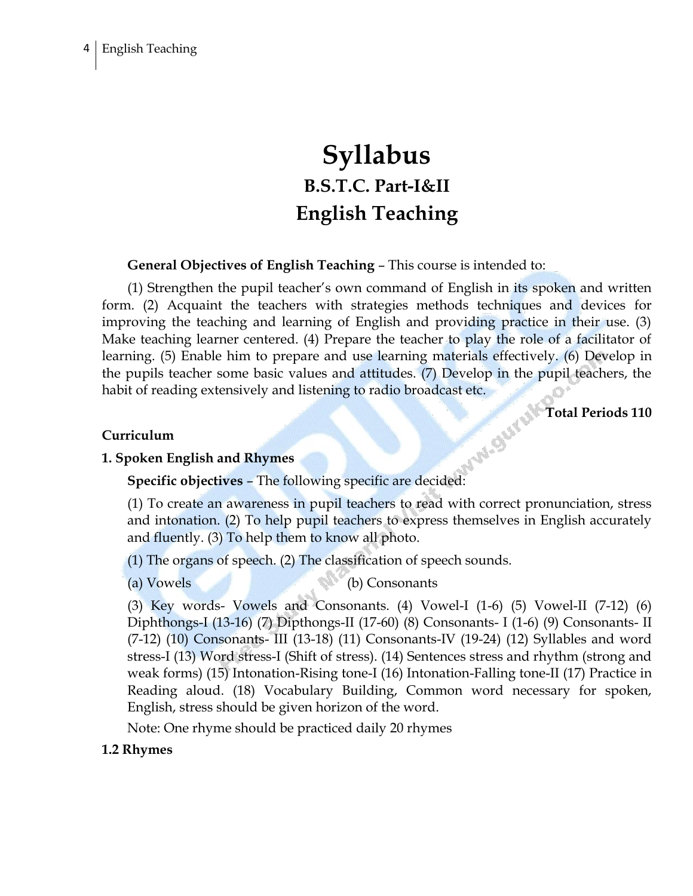# Syllabus

## B.S.T.C. Part-I&II

## English Teaching

**General Objectives of English Teaching** – This course is intended to:

(1) Strengthen the pupil teacher's own command of English in its spoken and written form. (2) Acquaint the teachers with strategies methods techniques and devices for improving the teaching and learning of English and providing practice in their use. (3) Make teaching learner centered. (4) Prepare the teacher to play the role of a facilitator of learning. (5) Enable him to prepare and use learning materials effectively. (6) Develop in the pupils teacher some basic values and attitudes. (7) Develop in the pupil teachers, the habit of reading extensively and listening to radio broadcast etc.

**Total Periods 110**

**Curriculum**

**1. Spoken English and Rhymes**

**Specific objectives** – The following specific are decided:

(1) To create an awareness in pupil teachers to read with correct pronunciation, stress and intonation. (2) To help pupil teachers to express themselves in English accurately and fluently. (3) To help them to know all photo.

(1) The organs of speech. (2) The classification of speech sounds.

(a) Vowels (b) Consonants

(3) Key words- Vowels and Consonants. (4) Vowel-I (1-6) (5) Vowel-II (7-12) (6) Diphthongs-I (13-16) (7) Dipthongs-II (17-60) (8) Consonants- I (1-6) (9) Consonants- II (7-12) (10) Consonants- III (13-18) (11) Consonants-IV (19-24) (12) Syllables and word stress-I (13) Word stress-I (Shift of stress). (14) Sentences stress and rhythm (strong and weak forms) (15) Intonation-Rising tone-I (16) Intonation-Falling tone-II (17) Practice in Reading aloud. (18) Vocabulary Building, Common word necessary for spoken, English, stress should be given horizon of the word.

Note: One rhyme should be practiced daily 20 rhymes

**1.2 Rhymes**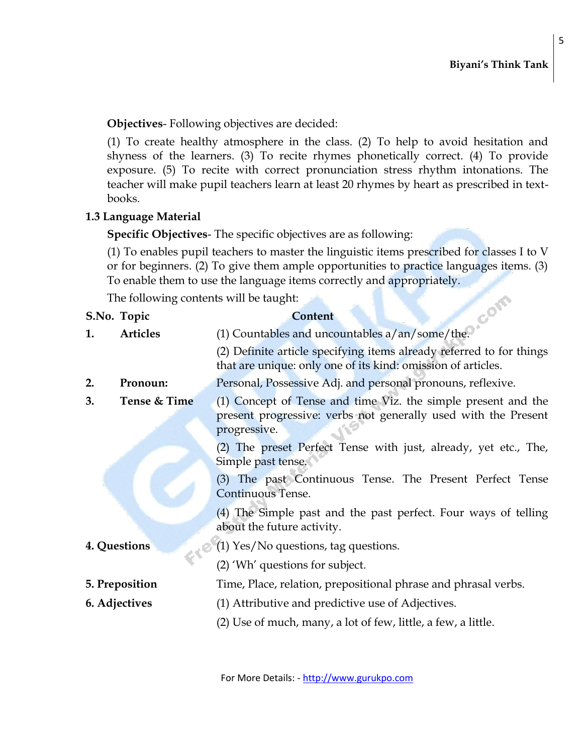**Objectives**- Following objectives are decided:

(1) To create healthy atmosphere in the class. (2) To help to avoid hesitation and shyness of the learners. (3) To recite rhymes phonetically correct. (4) To provide exposure. (5) To recite with correct pronunciation stress rhythm intonations. The teacher will make pupil teachers learn at least 20 rhymes by heart as prescribed in text-books.

### 1.3 Language Material

**Specific Objectives**- The specific objectives are as following:

(1) To enables pupil teachers to master the linguistic items prescribed for classes I to V or for beginners. (2) To give them ample opportunities to practice languages items. (3) To enable them to use the language items correctly and appropriately.

The following contents will be taught:

| S.No. | Topic | Content |
|---|---|---|
| 1. | **Articles** | (1) Countables and uncountables a/an/some/the. |
| | | (2) Definite article specifying items already referred to for things that are unique: only one of its kind: omission of articles. |
| 2. | **Pronoun:** | Personal, Possessive Adj. and personal pronouns, reflexive. |
| 3. | **Tense & Time** | (1) Concept of Tense and time Viz. the simple present and the present progressive: verbs not generally used with the Present progressive. |
| | | (2) The preset Perfect Tense with just, already, yet etc., The, Simple past tense. |
| | | (3) The past Continuous Tense. The Present Perfect Tense Continuous Tense. |
| | | (4) The Simple past and the past perfect. Four ways of telling about the future activity. |
| 4. | **Questions** | (1) Yes/No questions, tag questions. |
| | | (2) 'Wh' questions for subject. |
| 5. | **Preposition** | Time, Place, relation, prepositional phrase and phrasal verbs. |
| 6. | **Adjectives** | (1) Attributive and predictive use of Adjectives. |
| | | (2) Use of much, many, a lot of few, little, a few, a little. |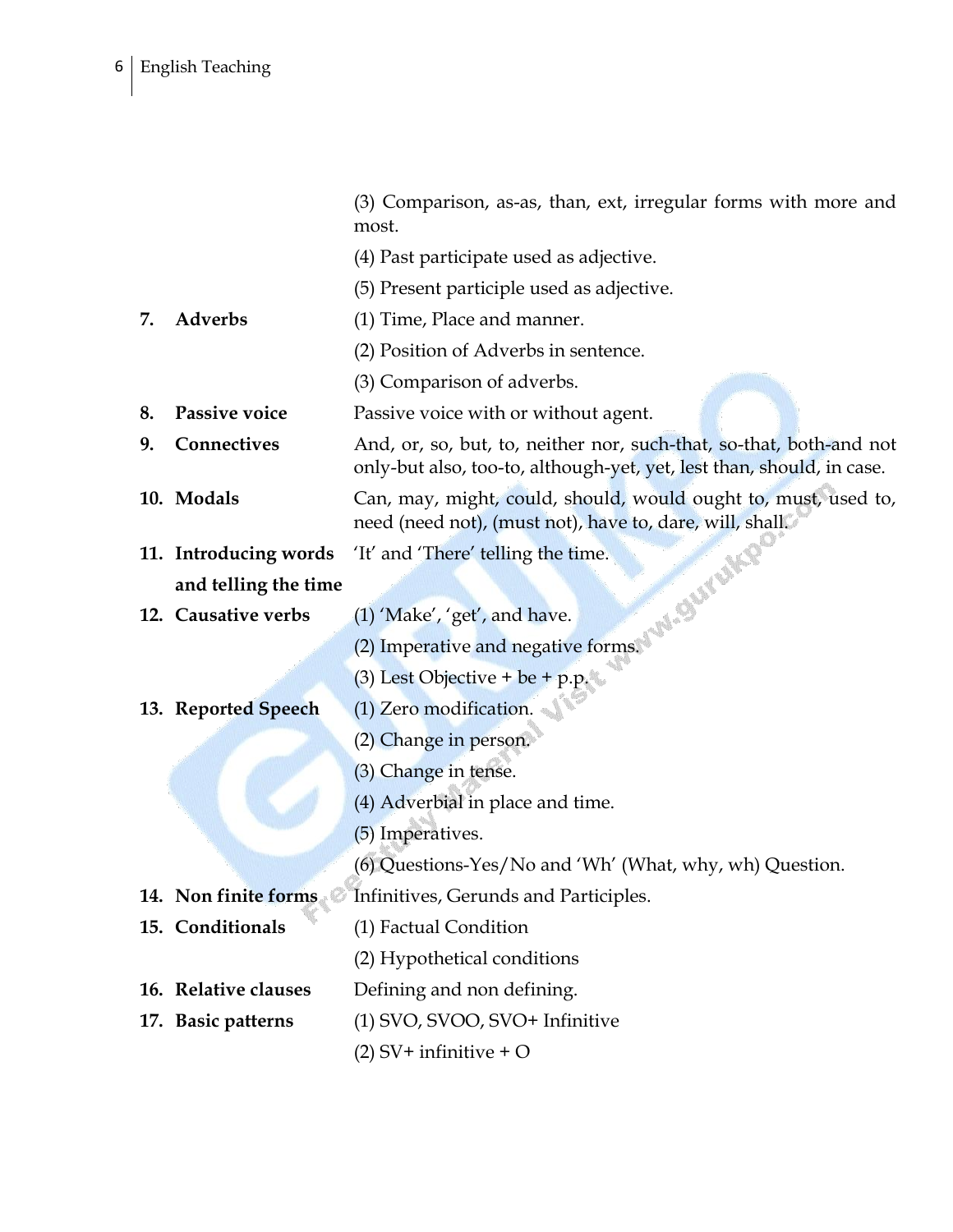| | | |
|---|---|---|
| | | (3) Comparison, as-as, than, ext, irregular forms with more and most. |
| | | (4) Past participate used as adjective. |
| | | (5) Present participle used as adjective. |
| 7. | **Adverbs** | (1) Time, Place and manner. |
| | | (2) Position of Adverbs in sentence. |
| | | (3) Comparison of adverbs. |
| 8. | **Passive voice** | Passive voice with or without agent. |
| 9. | **Connectives** | And, or, so, but, to, neither nor, such-that, so-that, both-and not only-but also, too-to, although-yet, yet, lest than, should, in case. |
| 10. | **Modals** | Can, may, might, could, should, would ought to, must, used to, need (need not), (must not), have to, dare, will, shall. |
| 11. | **Introducing words and telling the time** | 'It' and 'There' telling the time. |
| 12. | **Causative verbs** | (1) 'Make', 'get', and have. |
| | | (2) Imperative and negative forms. |
| | | (3) Lest Objective + be + p.p. |
| 13. | **Reported Speech** | (1) Zero modification. |
| | | (2) Change in person. |
| | | (3) Change in tense. |
| | | (4) Adverbial in place and time. |
| | | (5) Imperatives. |
| | | (6) Questions-Yes/No and 'Wh' (What, why, wh) Question. |
| 14. | **Non finite forms** | Infinitives, Gerunds and Participles. |
| 15. | **Conditionals** | (1) Factual Condition |
| | | (2) Hypothetical conditions |
| 16. | **Relative clauses** | Defining and non defining. |
| 17. | **Basic patterns** | (1) SVO, SVOO, SVO+ Infinitive |
| | | (2) SV+ infinitive + O |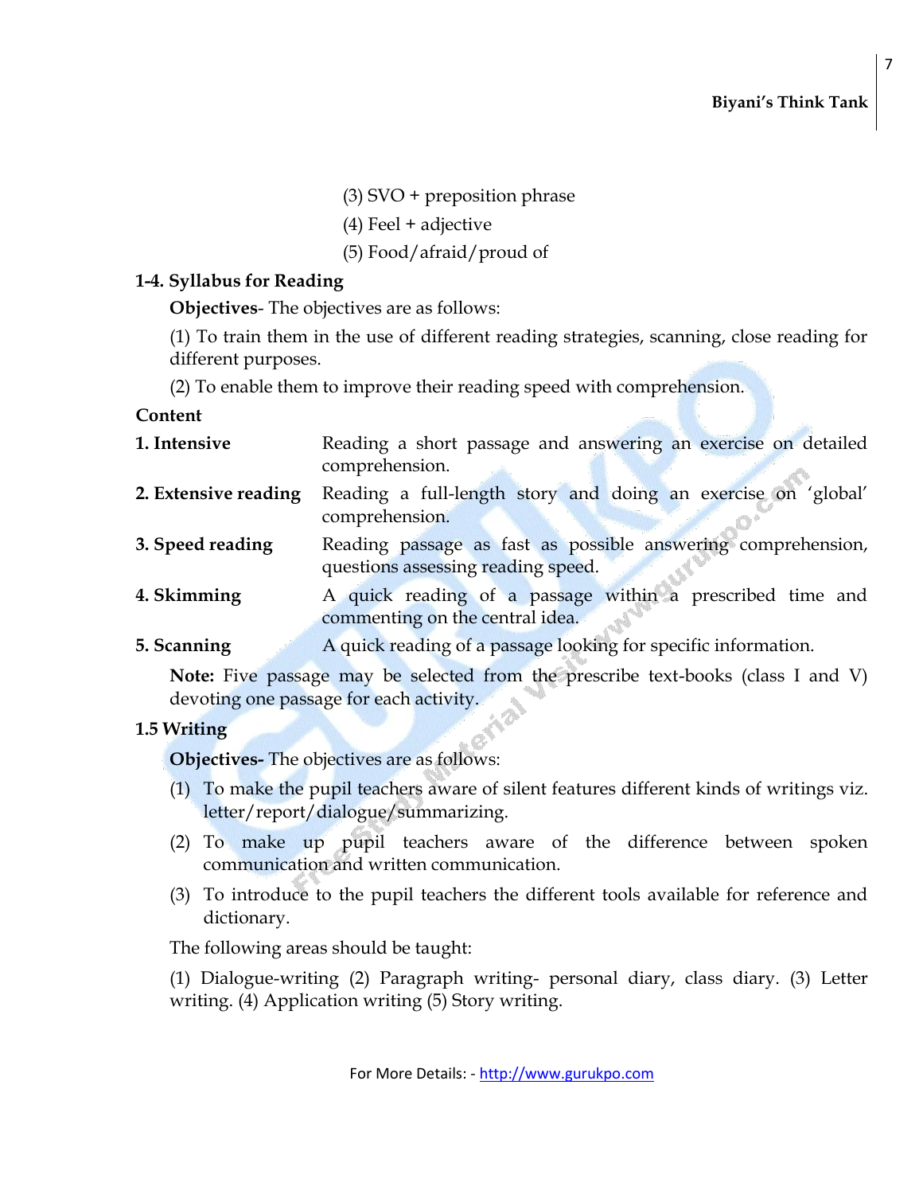(3) SVO + preposition phrase

(4) Feel + adjective

(5) Food/afraid/proud of

**1-4. Syllabus for Reading**

**Objectives**- The objectives are as follows:

(1) To train them in the use of different reading strategies, scanning, close reading for different purposes.

(2) To enable them to improve their reading speed with comprehension.

**Content**

| | |
|---|---|
| **1. Intensive** | Reading a short passage and answering an exercise on detailed comprehension. |
| **2. Extensive reading** | Reading a full-length story and doing an exercise on 'global' comprehension. |
| **3. Speed reading** | Reading passage as fast as possible answering comprehension, questions assessing reading speed. |
| **4. Skimming** | A quick reading of a passage within a prescribed time and commenting on the central idea. |
| **5. Scanning** | A quick reading of a passage looking for specific information. |

**Note:** Five passage may be selected from the prescribe text-books (class I and V) devoting one passage for each activity.

**1.5 Writing**

**Objectives-** The objectives are as follows:

(1) To make the pupil teachers aware of silent features different kinds of writings viz. letter/report/dialogue/summarizing.

(2) To make up pupil teachers aware of the difference between spoken communication and written communication.

(3) To introduce to the pupil teachers the different tools available for reference and dictionary.

The following areas should be taught:

(1) Dialogue-writing (2) Paragraph writing- personal diary, class diary. (3) Letter writing. (4) Application writing (5) Story writing.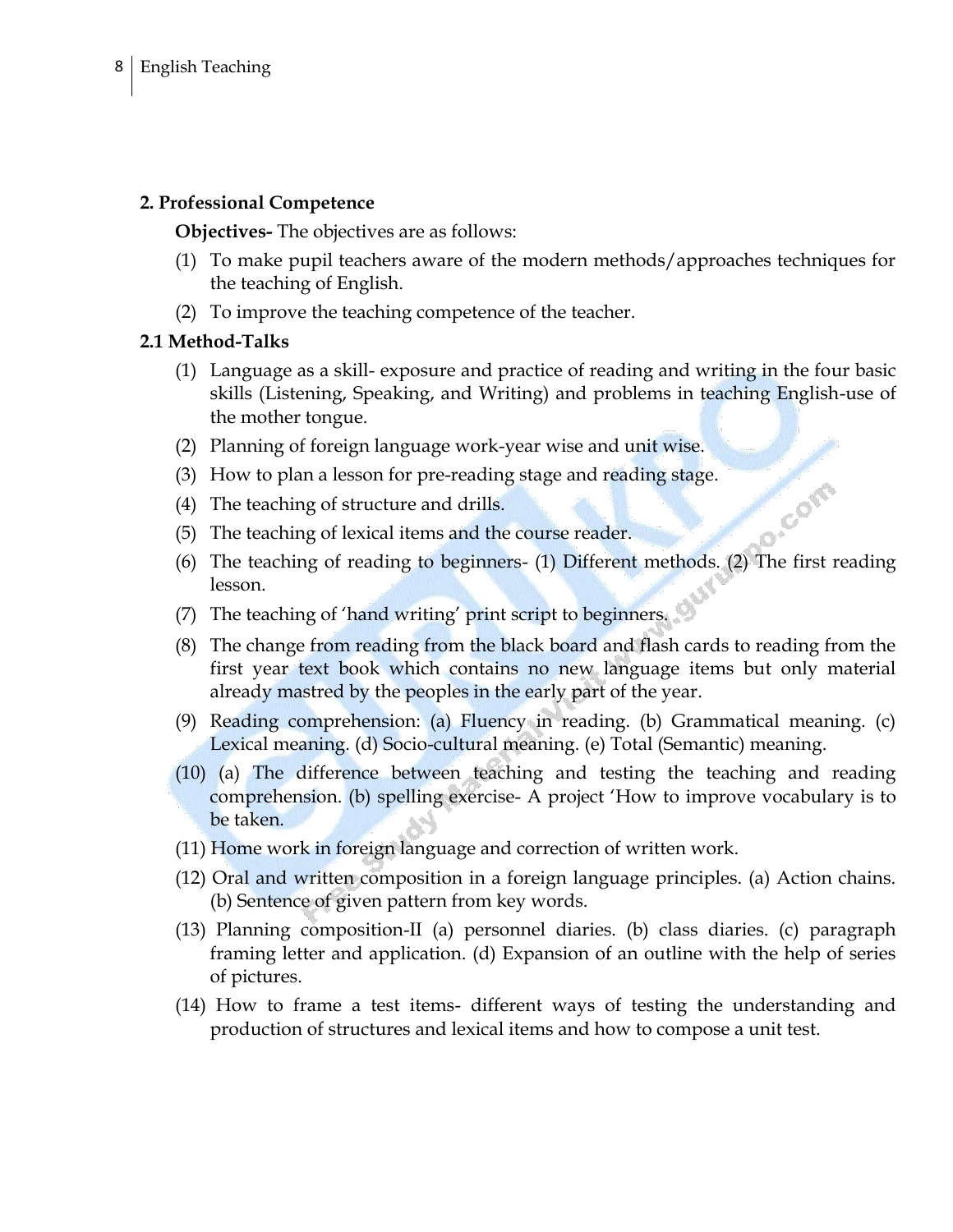**2. Professional Competence**

**Objectives-** The objectives are as follows:

(1) To make pupil teachers aware of the modern methods/approaches techniques for the teaching of English.

(2) To improve the teaching competence of the teacher.

**2.1 Method-Talks**

(1) Language as a skill- exposure and practice of reading and writing in the four basic skills (Listening, Speaking, and Writing) and problems in teaching English-use of the mother tongue.

(2) Planning of foreign language work-year wise and unit wise.

(3) How to plan a lesson for pre-reading stage and reading stage.

(4) The teaching of structure and drills.

(5) The teaching of lexical items and the course reader.

(6) The teaching of reading to beginners- (1) Different methods. (2) The first reading lesson.

(7) The teaching of 'hand writing' print script to beginners.

(8) The change from reading from the black board and flash cards to reading from the first year text book which contains no new language items but only material already mastred by the peoples in the early part of the year.

(9) Reading comprehension: (a) Fluency in reading. (b) Grammatical meaning. (c) Lexical meaning. (d) Socio-cultural meaning. (e) Total (Semantic) meaning.

(10) (a) The difference between teaching and testing the teaching and reading comprehension. (b) spelling exercise- A project 'How to improve vocabulary is to be taken.

(11) Home work in foreign language and correction of written work.

(12) Oral and written composition in a foreign language principles. (a) Action chains. (b) Sentence of given pattern from key words.

(13) Planning composition-II (a) personnel diaries. (b) class diaries. (c) paragraph framing letter and application. (d) Expansion of an outline with the help of series of pictures.

(14) How to frame a test items- different ways of testing the understanding and production of structures and lexical items and how to compose a unit test.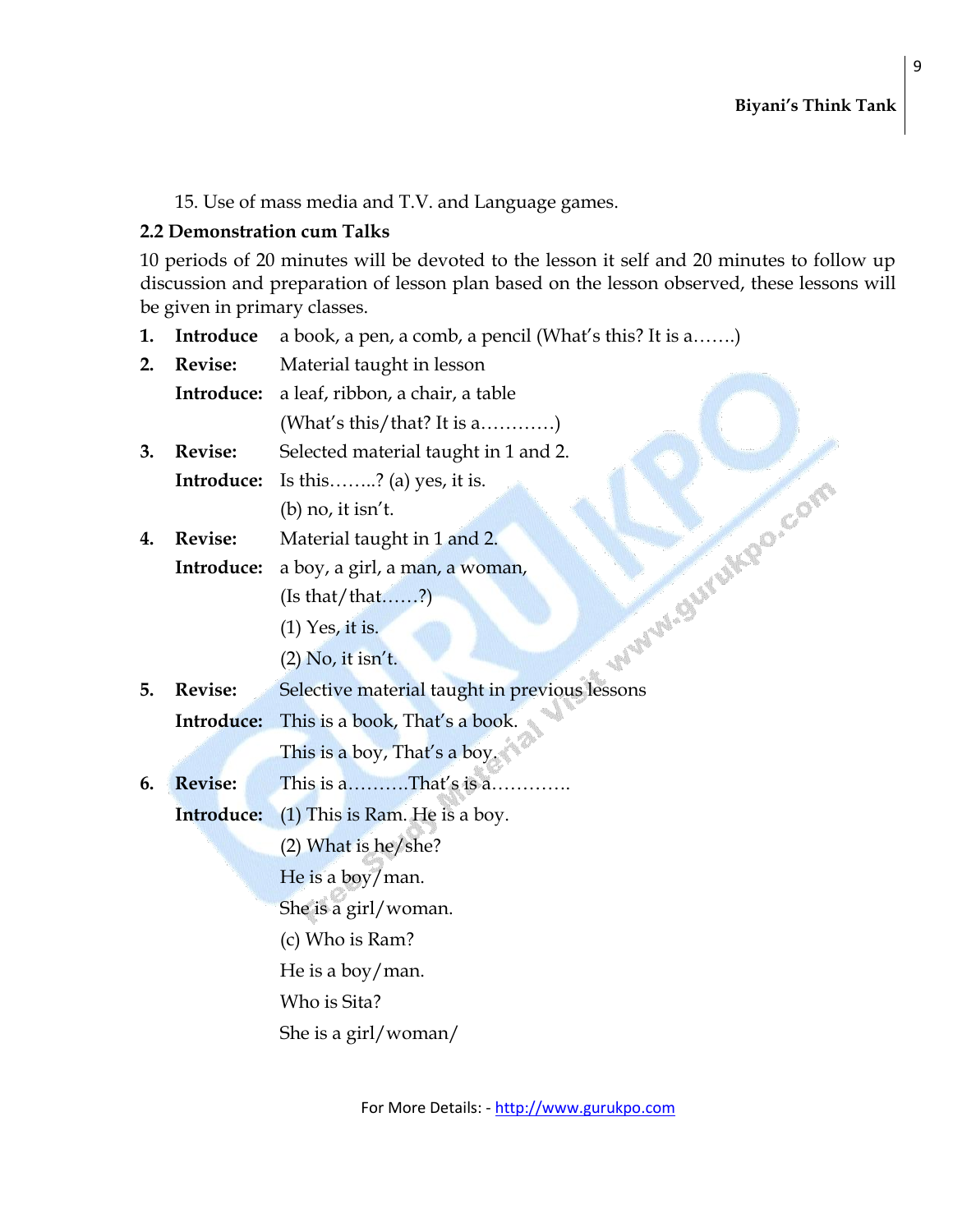15. Use of mass media and T.V. and Language games.

**2.2 Demonstration cum Talks**

10 periods of 20 minutes will be devoted to the lesson it self and 20 minutes to follow up discussion and preparation of lesson plan based on the lesson observed, these lessons will be given in primary classes.

1. **Introduce** a book, a pen, a comb, a pencil (What's this? It is a…….)
2. **Revise:** Material taught in lesson

   **Introduce:** a leaf, ribbon, a chair, a table

   (What's this/that? It is a…………)
3. **Revise:** Selected material taught in 1 and 2.

   **Introduce:** Is this……..? (a) yes, it is.

   (b) no, it isn't.
4. **Revise:** Material taught in 1 and 2.

   **Introduce:** a boy, a girl, a man, a woman,

   (Is that/that……?)

   (1) Yes, it is.

   (2) No, it isn't.
5. **Revise:** Selective material taught in previous lessons

   **Introduce:** This is a book, That's a book.

   This is a boy, That's a boy.
6. **Revise:** This is a……….That's is a………….

   **Introduce:** (1) This is Ram. He is a boy.

   (2) What is he/she?

   He is a boy/man.

   She is a girl/woman.

   (c) Who is Ram?

   He is a boy/man.

   Who is Sita?

   She is a girl/woman/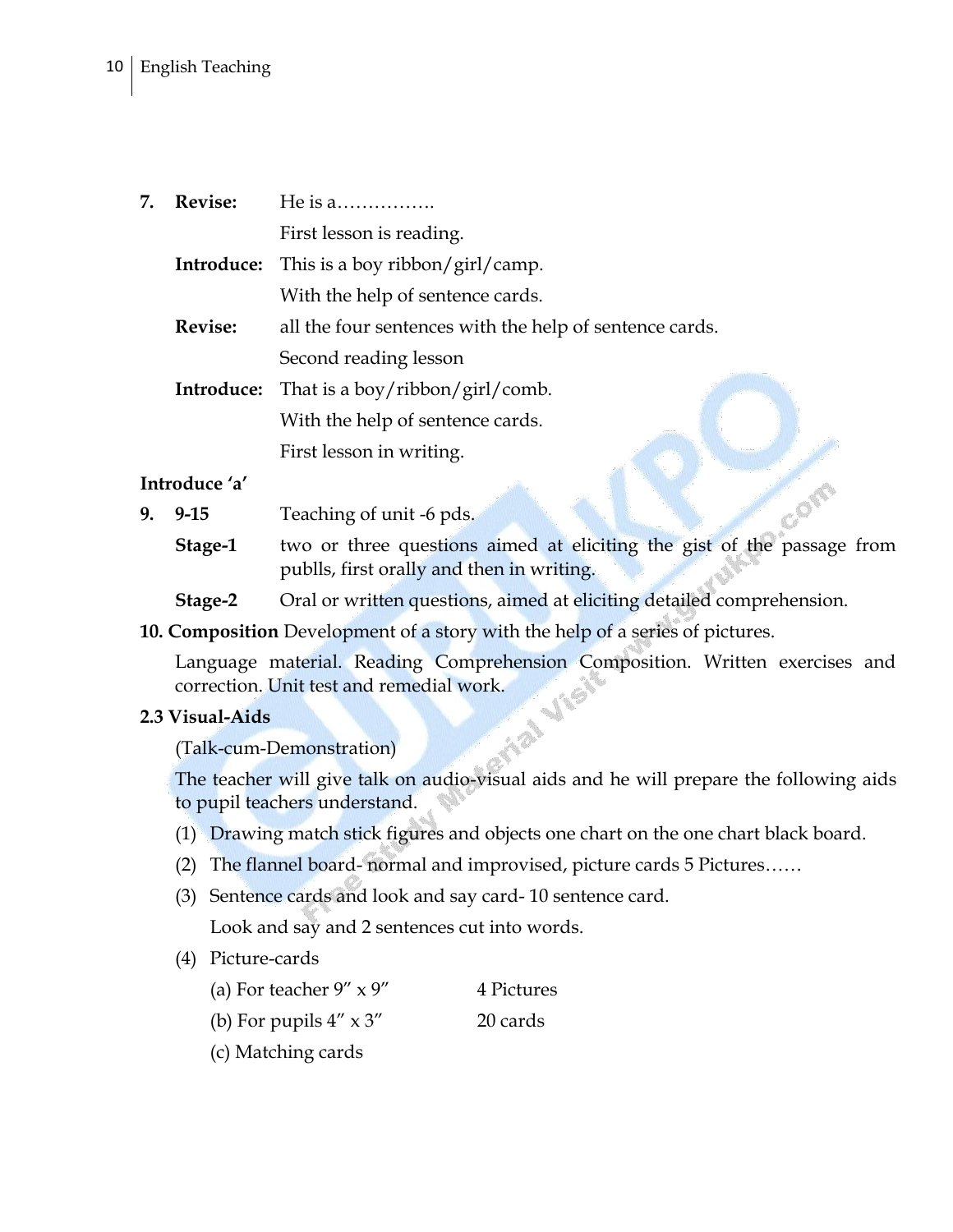**7. Revise:** He is a…………….

First lesson is reading.

**Introduce:** This is a boy ribbon/girl/camp.

With the help of sentence cards.

**Revise:** all the four sentences with the help of sentence cards.

Second reading lesson

**Introduce:** That is a boy/ribbon/girl/comb.

With the help of sentence cards.

First lesson in writing.

**Introduce 'a'**

**9. 9-15** Teaching of unit -6 pds.

**Stage-1** two or three questions aimed at eliciting the gist of the passage from publls, first orally and then in writing.

**Stage-2** Oral or written questions, aimed at eliciting detailed comprehension.

**10. Composition** Development of a story with the help of a series of pictures.

Language material. Reading Comprehension Composition. Written exercises and correction. Unit test and remedial work.

**2.3 Visual-Aids**

(Talk-cum-Demonstration)

The teacher will give talk on audio-visual aids and he will prepare the following aids to pupil teachers understand.

(1) Drawing match stick figures and objects one chart on the one chart black board.

(2) The flannel board- normal and improvised, picture cards 5 Pictures……

(3) Sentence cards and look and say card- 10 sentence card.

Look and say and 2 sentences cut into words.

(4) Picture-cards

(a) For teacher 9″ x 9″ — 4 Pictures

(b) For pupils 4″ x 3″ — 20 cards

(c) Matching cards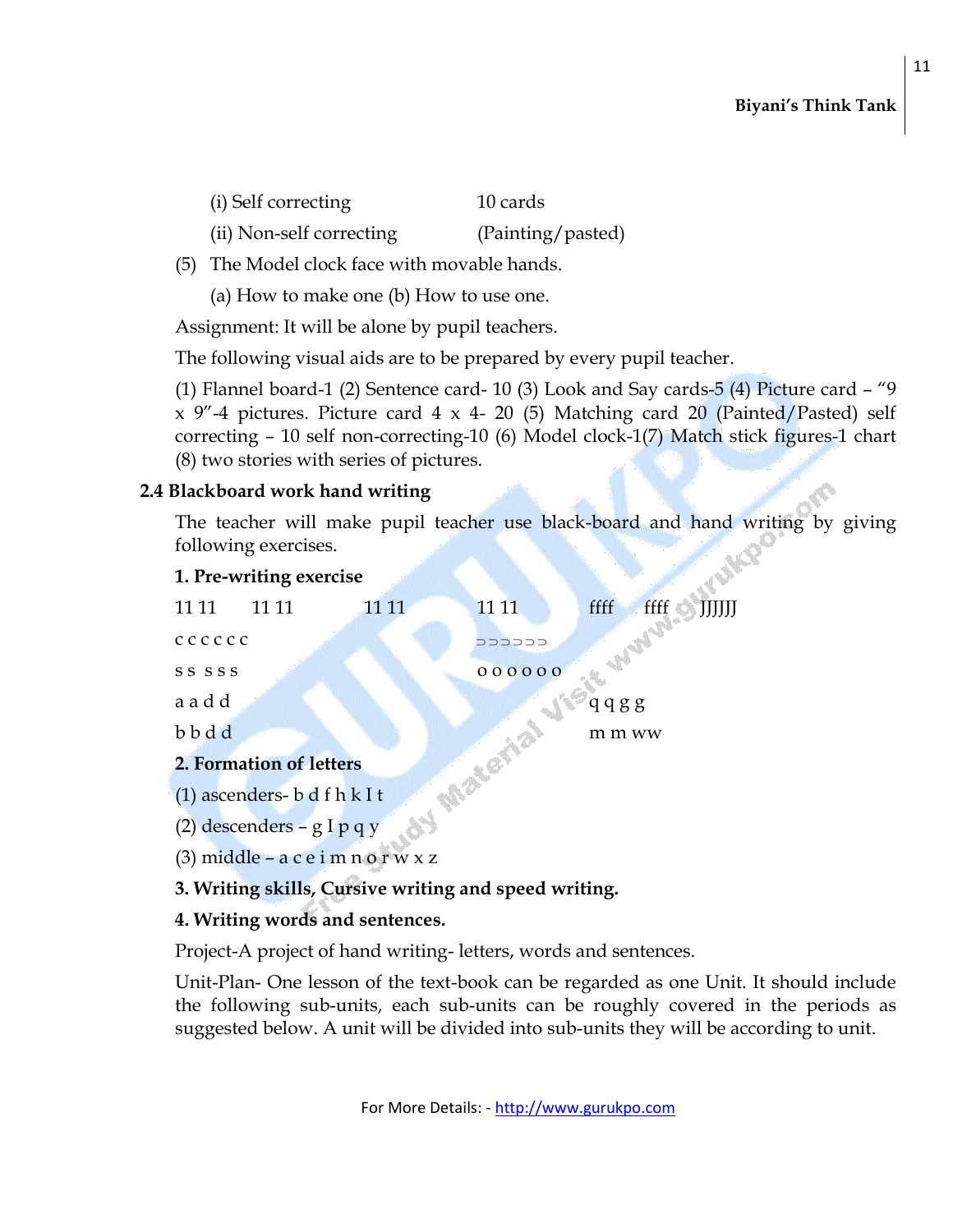(i) Self correcting 10 cards

(ii) Non-self correcting (Painting/pasted)

(5) The Model clock face with movable hands.

(a) How to make one (b) How to use one.

Assignment: It will be alone by pupil teachers.

The following visual aids are to be prepared by every pupil teacher.

(1) Flannel board-1 (2) Sentence card- 10 (3) Look and Say cards-5 (4) Picture card – "9 x 9"-4 pictures. Picture card 4 x 4- 20 (5) Matching card 20 (Painted/Pasted) self correcting – 10 self non-correcting-10 (6) Model clock-1(7) Match stick figures-1 chart (8) two stories with series of pictures.

## 2.4 Blackboard work hand writing

The teacher will make pupil teacher use black-board and hand writing by giving following exercises.

**1. Pre-writing exercise**

11 11 11 11 11 11 11 11 ffff ffff JJJJJJ

c c c c c c ⊃⊃⊃⊃⊃⊃

s s s s s o o o o o o

a a d d q q g g

b b d d m m ww

**2. Formation of letters**

(1) ascenders- b d f h k I t

(2) descenders – g I p q y

(3) middle – a c e i m n o r w x z

**3. Writing skills, Cursive writing and speed writing.**

**4. Writing words and sentences.**

Project-A project of hand writing- letters, words and sentences.

Unit-Plan- One lesson of the text-book can be regarded as one Unit. It should include the following sub-units, each sub-units can be roughly covered in the periods as suggested below. A unit will be divided into sub-units they will be according to unit.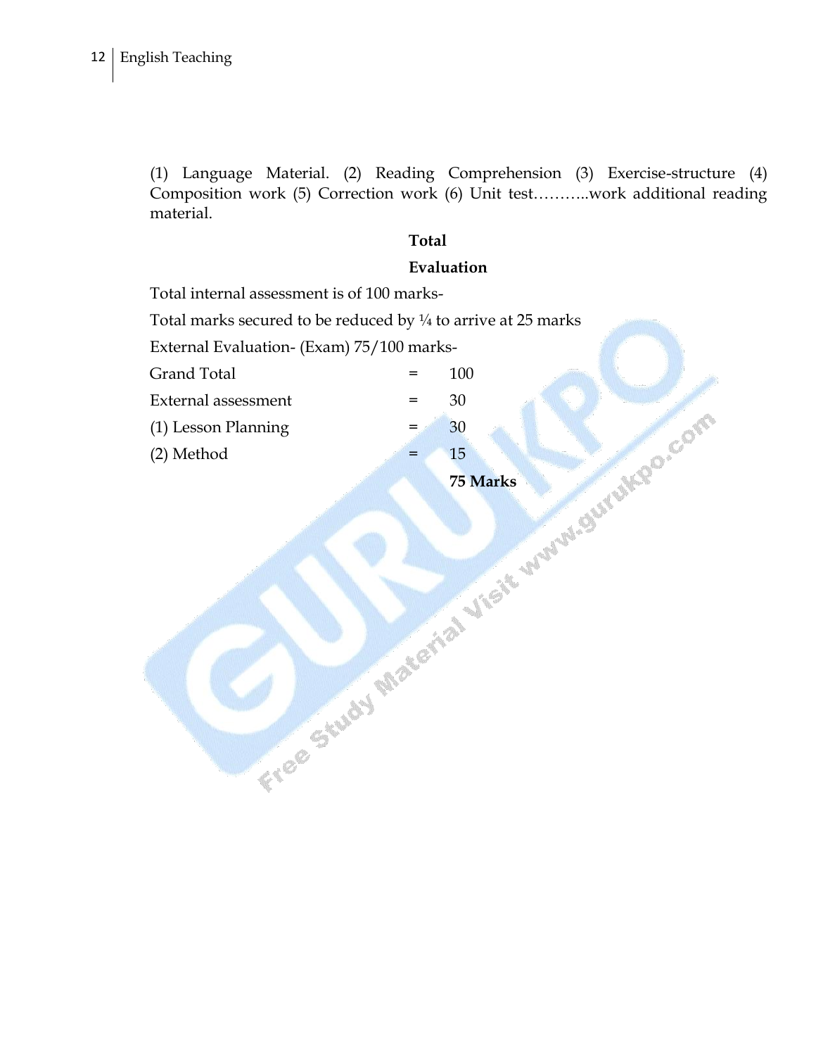(1) Language Material. (2) Reading Comprehension (3) Exercise-structure (4) Composition work (5) Correction work (6) Unit test………..work additional reading material.

**Total**

**Evaluation**

Total internal assessment is of 100 marks-

Total marks secured to be reduced by ¼ to arrive at 25 marks

External Evaluation- (Exam) 75/100 marks-

| | | |
|---|---|---|
| Grand Total | = | 100 |
| External assessment | = | 30 |
| (1) Lesson Planning | = | 30 |
| (2) Method | = | 15 |
| | | **75 Marks** |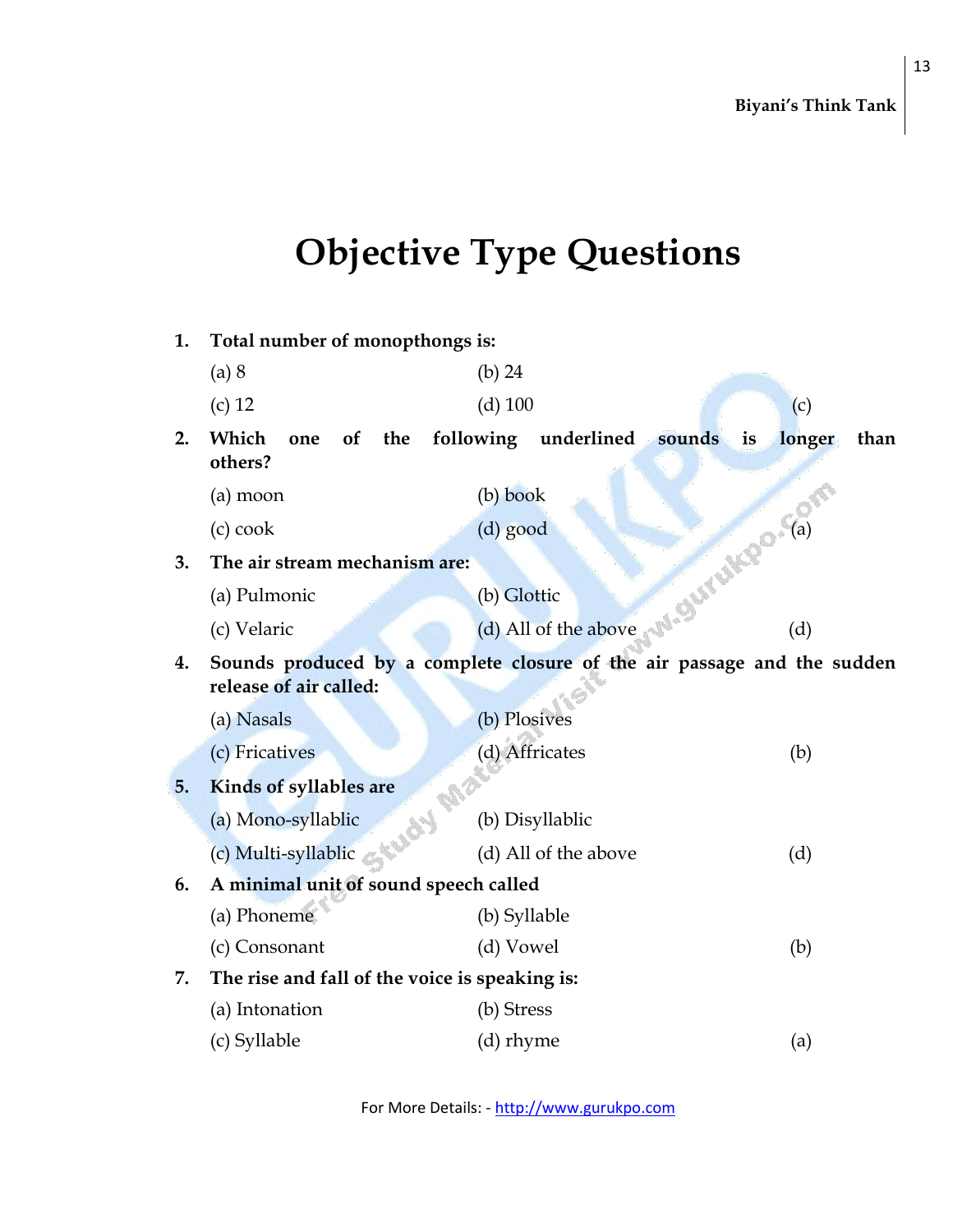# Objective Type Questions

1. **Total number of monopthongs is:**

   (a) 8 (b) 24

   (c) 12 (d) 100 (c)

2. **Which one of the following underlined sounds is longer than others?**

   (a) moon (b) book

   (c) cook (d) good (a)

3. **The air stream mechanism are:**

   (a) Pulmonic (b) Glottic

   (c) Velaric (d) All of the above (d)

4. **Sounds produced by a complete closure of the air passage and the sudden release of air called:**

   (a) Nasals (b) Plosives

   (c) Fricatives (d) Affricates (b)

5. **Kinds of syllables are**

   (a) Mono-syllablic (b) Disyllablic

   (c) Multi-syllablic (d) All of the above (d)

6. **A minimal unit of sound speech called**

   (a) Phoneme (b) Syllable

   (c) Consonant (d) Vowel (b)

7. **The rise and fall of the voice is speaking is:**

   (a) Intonation (b) Stress

   (c) Syllable (d) rhyme (a)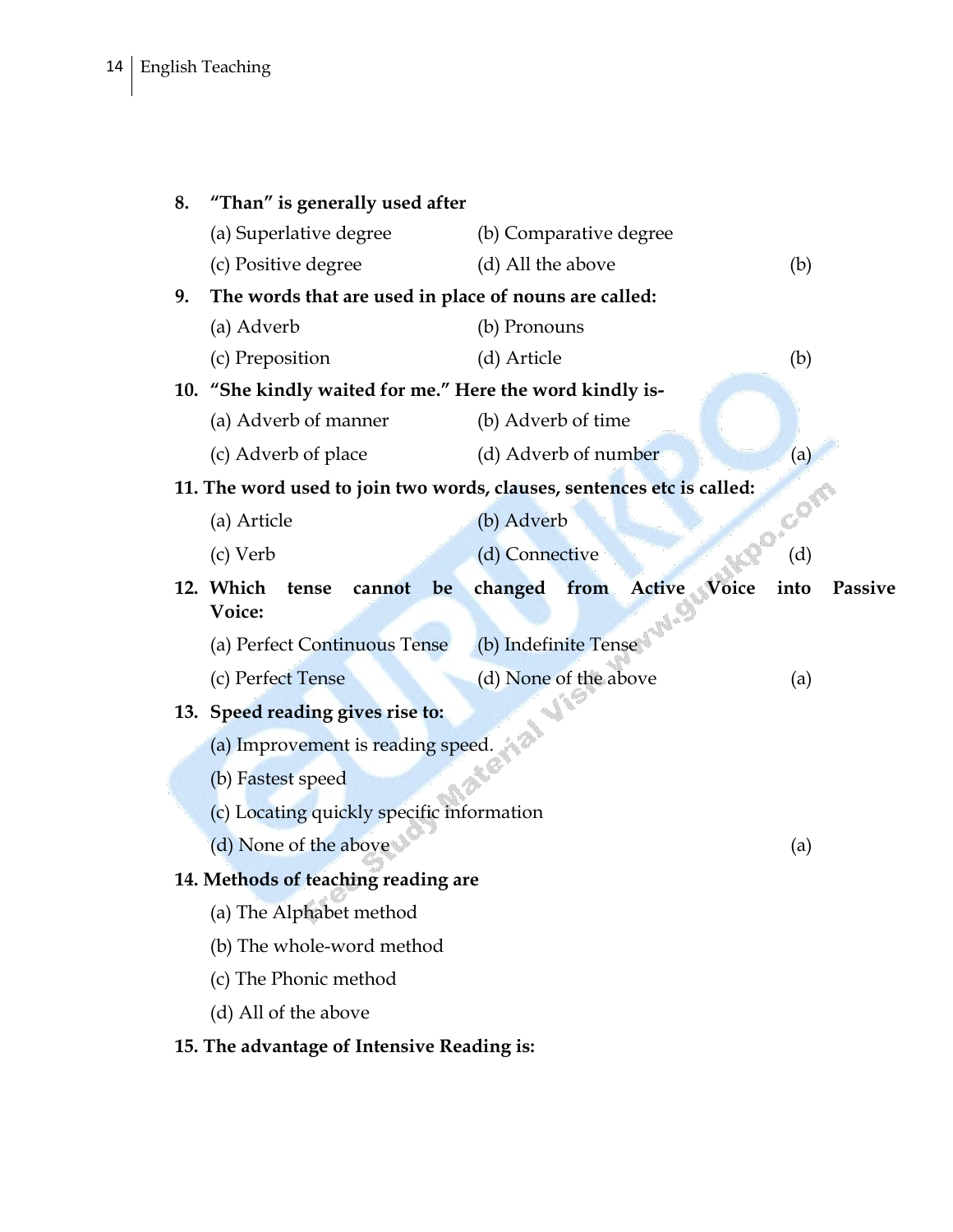**8. "Than" is generally used after**

(a) Superlative degree (b) Comparative degree

(c) Positive degree (d) All the above (b)

**9. The words that are used in place of nouns are called:**

(a) Adverb (b) Pronouns

(c) Preposition (d) Article (b)

**10. "She kindly waited for me." Here the word kindly is-**

(a) Adverb of manner (b) Adverb of time

(c) Adverb of place (d) Adverb of number (a)

**11. The word used to join two words, clauses, sentences etc is called:**

(a) Article (b) Adverb

(c) Verb (d) Connective (d)

**12. Which tense cannot be changed from Active Voice into Passive Voice:**

(a) Perfect Continuous Tense (b) Indefinite Tense

(c) Perfect Tense (d) None of the above (a)

**13. Speed reading gives rise to:**

(a) Improvement is reading speed.

(b) Fastest speed

(c) Locating quickly specific information

(d) None of the above (a)

**14. Methods of teaching reading are**

(a) The Alphabet method

(b) The whole-word method

(c) The Phonic method

(d) All of the above

**15. The advantage of Intensive Reading is:**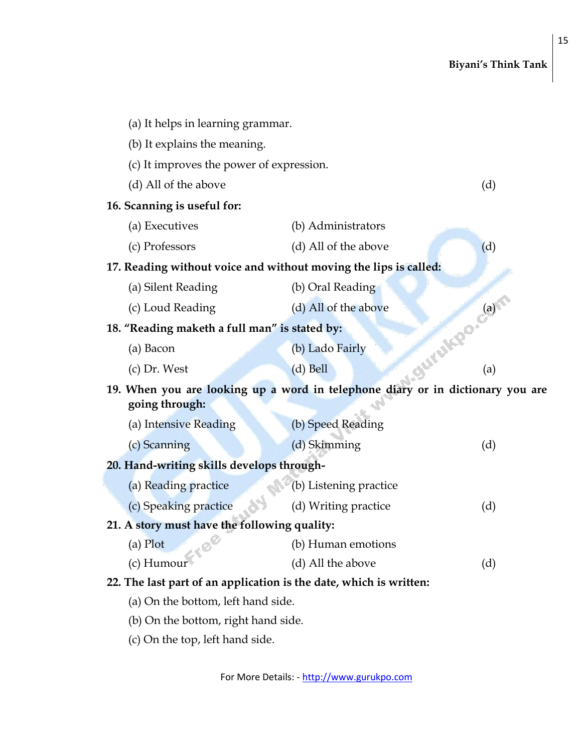(a) It helps in learning grammar.

(b) It explains the meaning.

(c) It improves the power of expression.

(d) All of the above (d)

**16. Scanning is useful for:**

(a) Executives (b) Administrators

(c) Professors (d) All of the above (d)

**17. Reading without voice and without moving the lips is called:**

(a) Silent Reading (b) Oral Reading

(c) Loud Reading (d) All of the above (a)

**18. "Reading maketh a full man" is stated by:**

(a) Bacon (b) Lado Fairly

(c) Dr. West (d) Bell (a)

**19. When you are looking up a word in telephone diary or in dictionary you are going through:**

(a) Intensive Reading (b) Speed Reading

(c) Scanning (d) Skimming (d)

**20. Hand-writing skills develops through-**

(a) Reading practice (b) Listening practice

(c) Speaking practice (d) Writing practice (d)

**21. A story must have the following quality:**

(a) Plot (b) Human emotions

(c) Humour (d) All the above (d)

**22. The last part of an application is the date, which is written:**

(a) On the bottom, left hand side.

(b) On the bottom, right hand side.

(c) On the top, left hand side.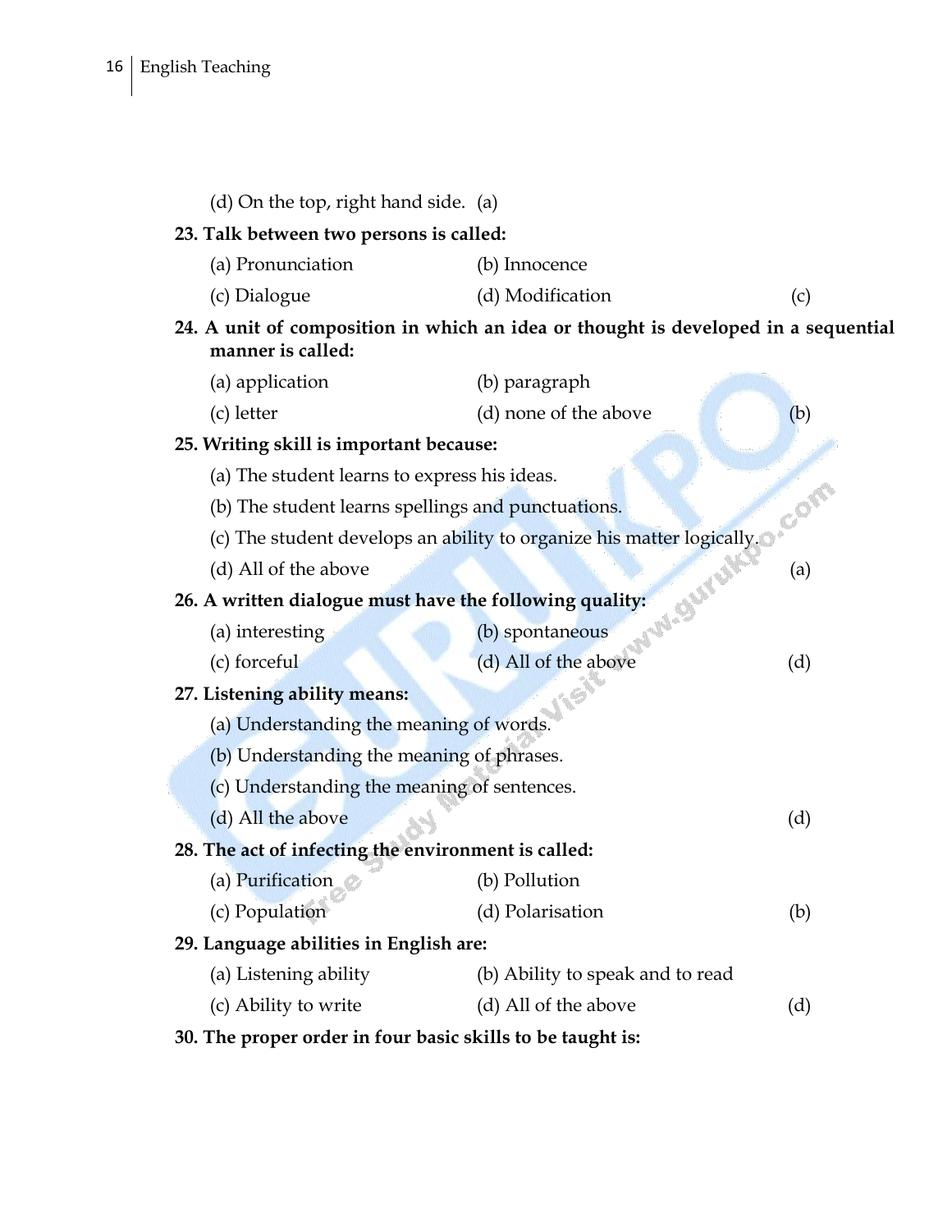(d) On the top, right hand side. (a)

**23. Talk between two persons is called:**

(a) Pronunciation (b) Innocence

(c) Dialogue (d) Modification (c)

**24. A unit of composition in which an idea or thought is developed in a sequential manner is called:**

(a) application (b) paragraph

(c) letter (d) none of the above (b)

**25. Writing skill is important because:**

(a) The student learns to express his ideas.

(b) The student learns spellings and punctuations.

(c) The student develops an ability to organize his matter logically.

(d) All of the above (a)

**26. A written dialogue must have the following quality:**

(a) interesting (b) spontaneous

(c) forceful (d) All of the above (d)

**27. Listening ability means:**

(a) Understanding the meaning of words.

(b) Understanding the meaning of phrases.

(c) Understanding the meaning of sentences.

(d) All the above (d)

**28. The act of infecting the environment is called:**

(a) Purification (b) Pollution

(c) Population (d) Polarisation (b)

**29. Language abilities in English are:**

(a) Listening ability (b) Ability to speak and to read

(c) Ability to write (d) All of the above (d)

**30. The proper order in four basic skills to be taught is:**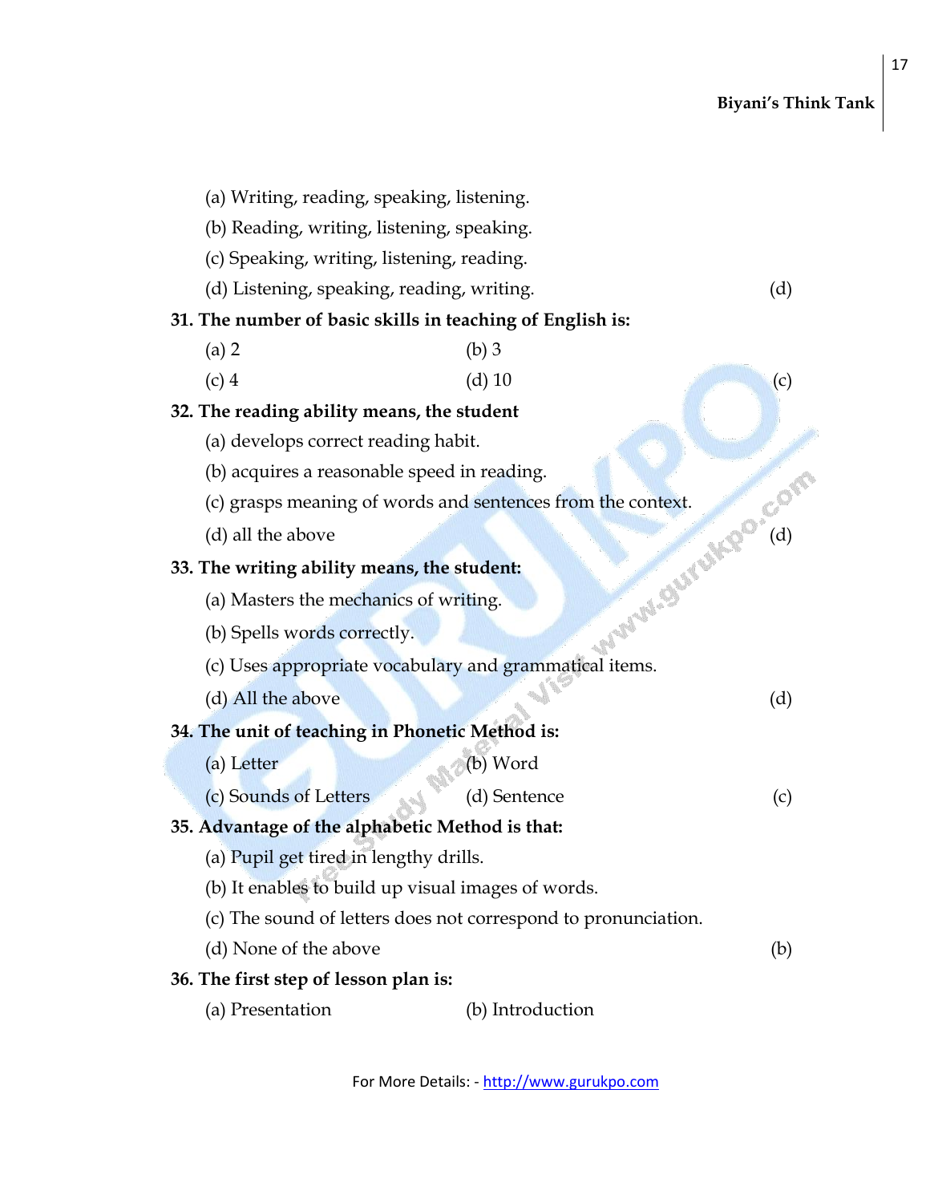(a) Writing, reading, speaking, listening.

(b) Reading, writing, listening, speaking.

(c) Speaking, writing, listening, reading.

(d) Listening, speaking, reading, writing. (d)

**31. The number of basic skills in teaching of English is:**

(a) 2 (b) 3

(c) 4 (d) 10 (c)

**32. The reading ability means, the student**

(a) develops correct reading habit.

(b) acquires a reasonable speed in reading.

(c) grasps meaning of words and sentences from the context.

(d) all the above (d)

**33. The writing ability means, the student:**

(a) Masters the mechanics of writing.

(b) Spells words correctly.

(c) Uses appropriate vocabulary and grammatical items.

(d) All the above (d)

**34. The unit of teaching in Phonetic Method is:**

(a) Letter (b) Word

(c) Sounds of Letters (d) Sentence (c)

**35. Advantage of the alphabetic Method is that:**

(a) Pupil get tired in lengthy drills.

(b) It enables to build up visual images of words.

(c) The sound of letters does not correspond to pronunciation.

(d) None of the above (b)

**36. The first step of lesson plan is:**

(a) Presentation (b) Introduction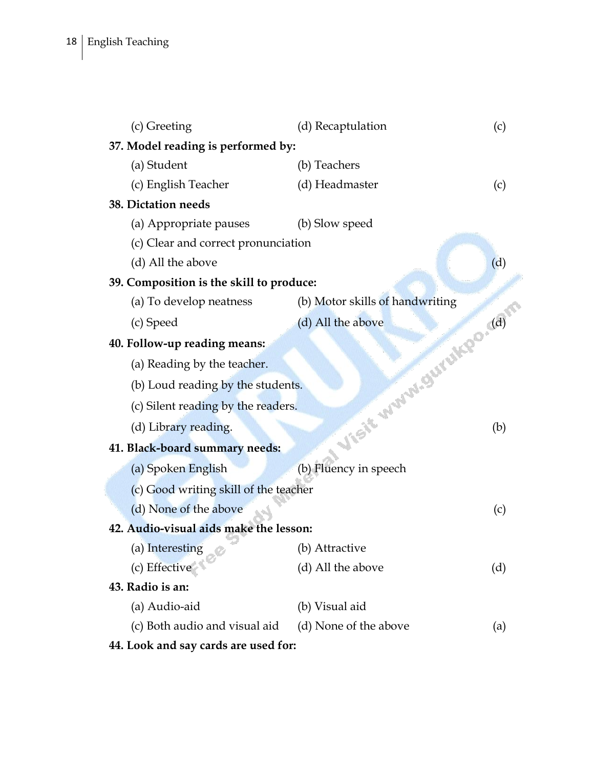(c) Greeting (d) Recaptulation (c)

**37. Model reading is performed by:**

(a) Student (b) Teachers

(c) English Teacher (d) Headmaster (c)

**38. Dictation needs**

(a) Appropriate pauses (b) Slow speed

(c) Clear and correct pronunciation

(d) All the above (d)

**39. Composition is the skill to produce:**

(a) To develop neatness (b) Motor skills of handwriting

(c) Speed (d) All the above (d)

**40. Follow-up reading means:**

(a) Reading by the teacher.

(b) Loud reading by the students.

(c) Silent reading by the readers.

(d) Library reading. (b)

**41. Black-board summary needs:**

(a) Spoken English (b) Fluency in speech

(c) Good writing skill of the teacher

(d) None of the above (c)

**42. Audio-visual aids make the lesson:**

(a) Interesting (b) Attractive

(c) Effective (d) All the above (d)

**43. Radio is an:**

(a) Audio-aid (b) Visual aid

(c) Both audio and visual aid (d) None of the above (a)

**44. Look and say cards are used for:**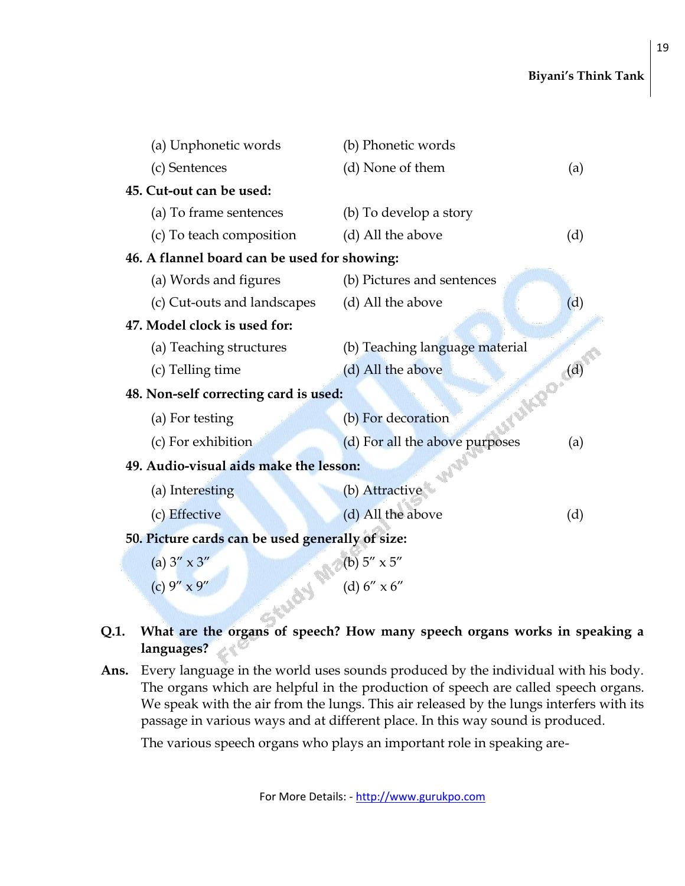(a) Unphonetic words (b) Phonetic words

(c) Sentences (d) None of them (a)

**45. Cut-out can be used:**

(a) To frame sentences (b) To develop a story

(c) To teach composition (d) All the above (d)

**46. A flannel board can be used for showing:**

(a) Words and figures (b) Pictures and sentences

(c) Cut-outs and landscapes (d) All the above (d)

**47. Model clock is used for:**

(a) Teaching structures (b) Teaching language material

(c) Telling time (d) All the above (d)

**48. Non-self correcting card is used:**

(a) For testing (b) For decoration

(c) For exhibition (d) For all the above purposes (a)

**49. Audio-visual aids make the lesson:**

(a) Interesting (b) Attractive

(c) Effective (d) All the above (d)

**50. Picture cards can be used generally of size:**

(a) 3″ x 3″ (b) 5″ x 5″

(c) 9″ x 9″ (d) 6″ x 6″

**Q.1. What are the organs of speech? How many speech organs works in speaking a languages?**

**Ans.** Every language in the world uses sounds produced by the individual with his body. The organs which are helpful in the production of speech are called speech organs. We speak with the air from the lungs. This air released by the lungs interfers with its passage in various ways and at different place. In this way sound is produced.

The various speech organs who plays an important role in speaking are-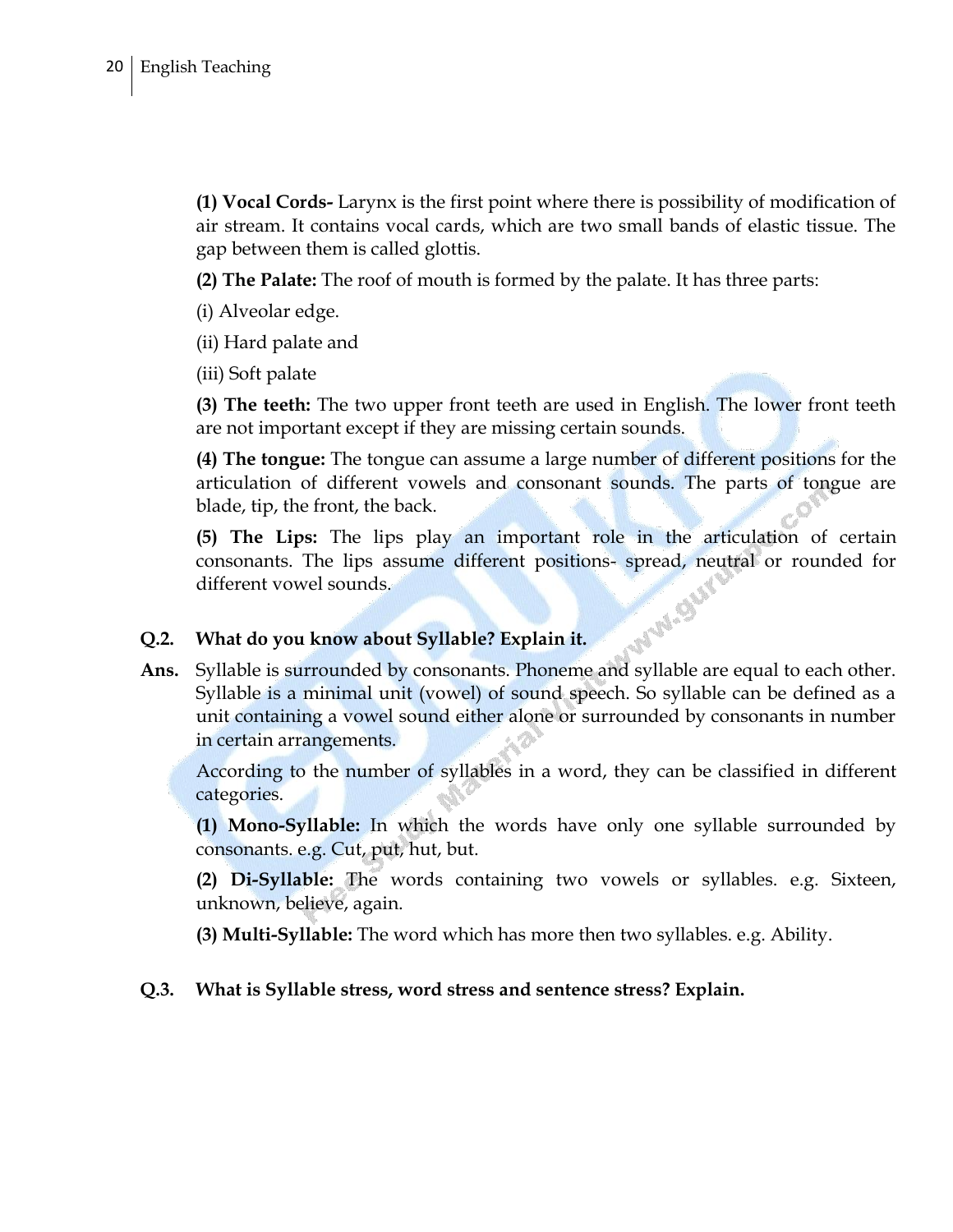**(1) Vocal Cords-** Larynx is the first point where there is possibility of modification of air stream. It contains vocal cards, which are two small bands of elastic tissue. The gap between them is called glottis.

**(2) The Palate:** The roof of mouth is formed by the palate. It has three parts:

(i) Alveolar edge.

(ii) Hard palate and

(iii) Soft palate

**(3) The teeth:** The two upper front teeth are used in English. The lower front teeth are not important except if they are missing certain sounds.

**(4) The tongue:** The tongue can assume a large number of different positions for the articulation of different vowels and consonant sounds. The parts of tongue are blade, tip, the front, the back.

**(5) The Lips:** The lips play an important role in the articulation of certain consonants. The lips assume different positions- spread, neutral or rounded for different vowel sounds.

**Q.2. What do you know about Syllable? Explain it.**

**Ans.** Syllable is surrounded by consonants. Phoneme and syllable are equal to each other. Syllable is a minimal unit (vowel) of sound speech. So syllable can be defined as a unit containing a vowel sound either alone or surrounded by consonants in number in certain arrangements.

According to the number of syllables in a word, they can be classified in different categories.

**(1) Mono-Syllable:** In which the words have only one syllable surrounded by consonants. e.g. Cut, put, hut, but.

**(2) Di-Syllable:** The words containing two vowels or syllables. e.g. Sixteen, unknown, believe, again.

**(3) Multi-Syllable:** The word which has more then two syllables. e.g. Ability.

**Q.3. What is Syllable stress, word stress and sentence stress? Explain.**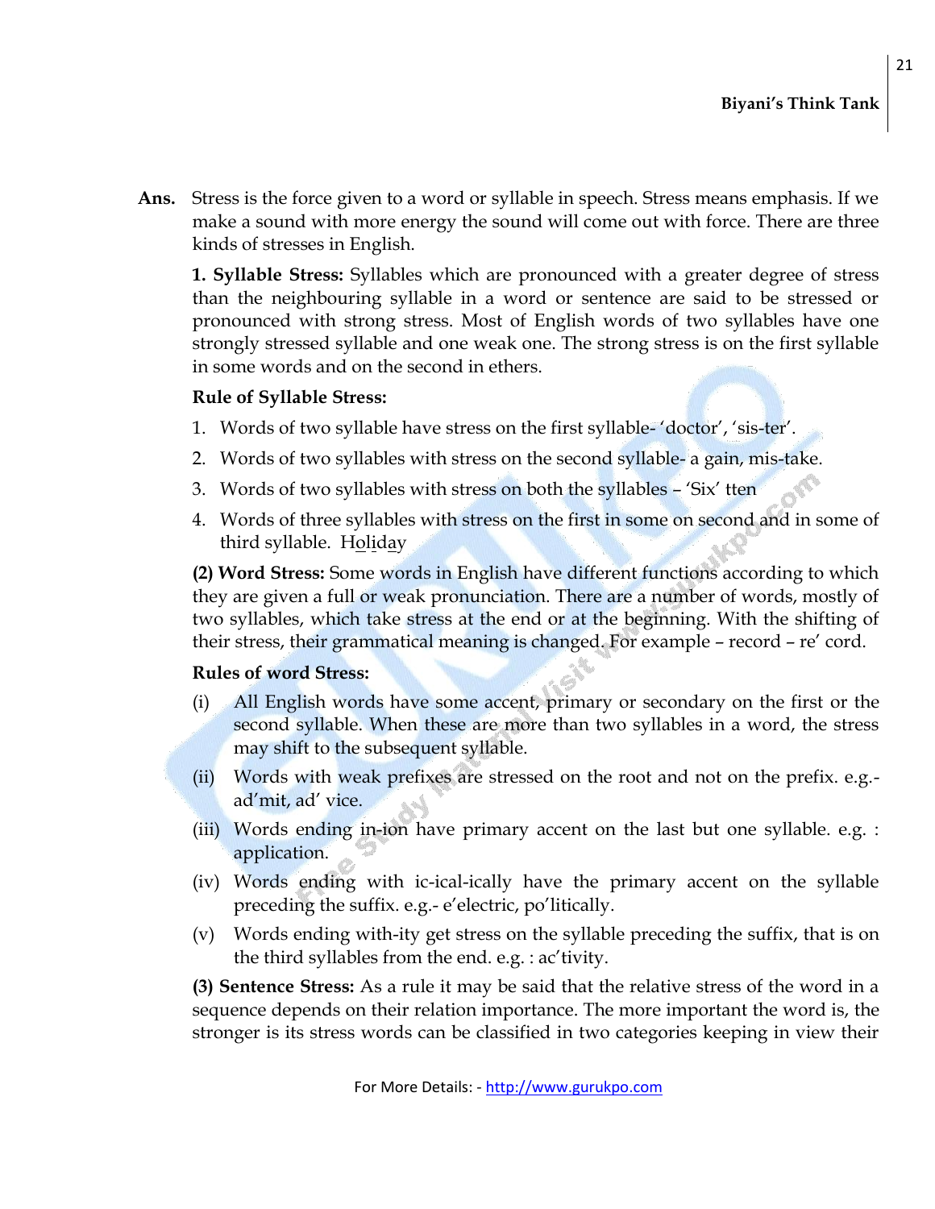**Ans.** Stress is the force given to a word or syllable in speech. Stress means emphasis. If we make a sound with more energy the sound will come out with force. There are three kinds of stresses in English.

**1. Syllable Stress:** Syllables which are pronounced with a greater degree of stress than the neighbouring syllable in a word or sentence are said to be stressed or pronounced with strong stress. Most of English words of two syllables have one strongly stressed syllable and one weak one. The strong stress is on the first syllable in some words and on the second in ethers.

**Rule of Syllable Stress:**

1. Words of two syllable have stress on the first syllable- 'doctor', 'sis-ter'.
2. Words of two syllables with stress on the second syllable- a gain, mis-take.
3. Words of two syllables with stress on both the syllables – 'Six' tten
4. Words of three syllables with stress on the first in some on second and in some of third syllable. Holiday

**(2) Word Stress:** Some words in English have different functions according to which they are given a full or weak pronunciation. There are a number of words, mostly of two syllables, which take stress at the end or at the beginning. With the shifting of their stress, their grammatical meaning is changed. For example – record – re' cord.

**Rules of word Stress:**

(i) All English words have some accent, primary or secondary on the first or the second syllable. When these are more than two syllables in a word, the stress may shift to the subsequent syllable.

(ii) Words with weak prefixes are stressed on the root and not on the prefix. e.g.- ad'mit, ad' vice.

(iii) Words ending in-ion have primary accent on the last but one syllable. e.g. : application.

(iv) Words ending with ic-ical-ically have the primary accent on the syllable preceding the suffix. e.g.- e'electric, po'litically.

(v) Words ending with-ity get stress on the syllable preceding the suffix, that is on the third syllables from the end. e.g. : ac'tivity.

**(3) Sentence Stress:** As a rule it may be said that the relative stress of the word in a sequence depends on their relation importance. The more important the word is, the stronger is its stress words can be classified in two categories keeping in view their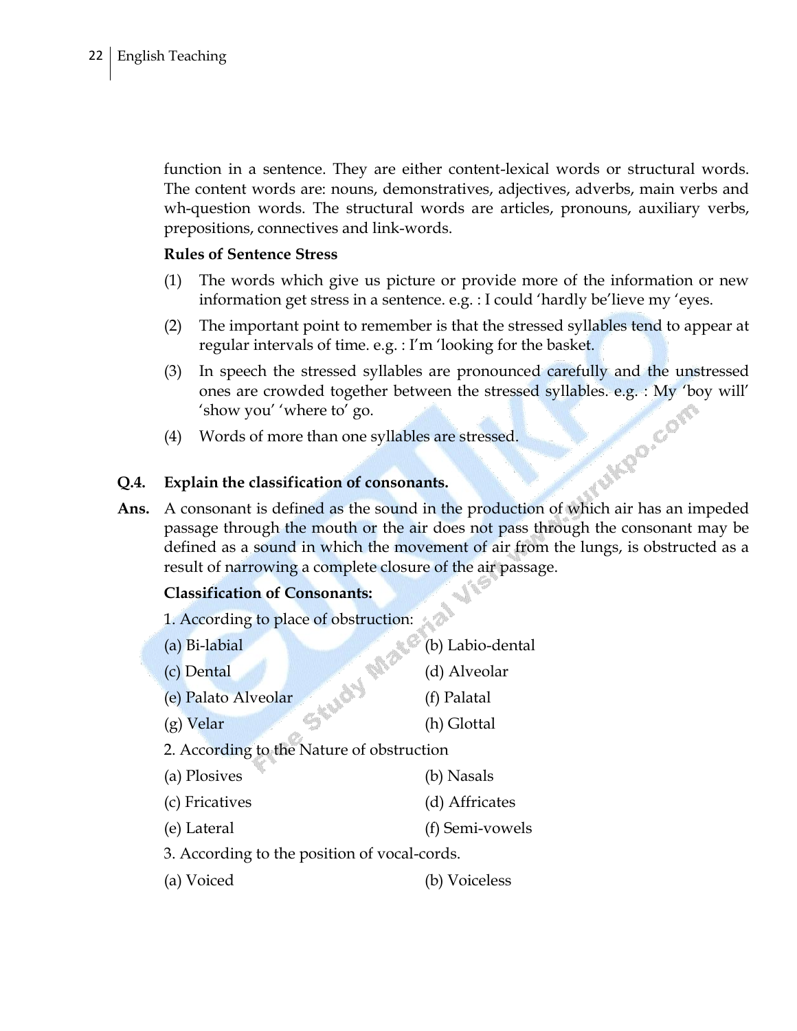function in a sentence. They are either content-lexical words or structural words. The content words are: nouns, demonstratives, adjectives, adverbs, main verbs and wh-question words. The structural words are articles, pronouns, auxiliary verbs, prepositions, connectives and link-words.

**Rules of Sentence Stress**

(1) The words which give us picture or provide more of the information or new information get stress in a sentence. e.g. : I could 'hardly be'lieve my 'eyes.

(2) The important point to remember is that the stressed syllables tend to appear at regular intervals of time. e.g. : I'm 'looking for the basket.

(3) In speech the stressed syllables are pronounced carefully and the unstressed ones are crowded together between the stressed syllables. e.g. : My 'boy will' 'show you' 'where to' go.

(4) Words of more than one syllables are stressed.

**Q.4. Explain the classification of consonants.**

**Ans.** A consonant is defined as the sound in the production of which air has an impeded passage through the mouth or the air does not pass through the consonant may be defined as a sound in which the movement of air from the lungs, is obstructed as a result of narrowing a complete closure of the air passage.

**Classification of Consonants:**

1. According to place of obstruction:

(a) Bi-labial
(b) Labio-dental
(c) Dental
(d) Alveolar
(e) Palato Alveolar
(f) Palatal
(g) Velar
(h) Glottal

2. According to the Nature of obstruction

(a) Plosives
(b) Nasals
(c) Fricatives
(d) Affricates
(e) Lateral
(f) Semi-vowels

3. According to the position of vocal-cords.

(a) Voiced
(b) Voiceless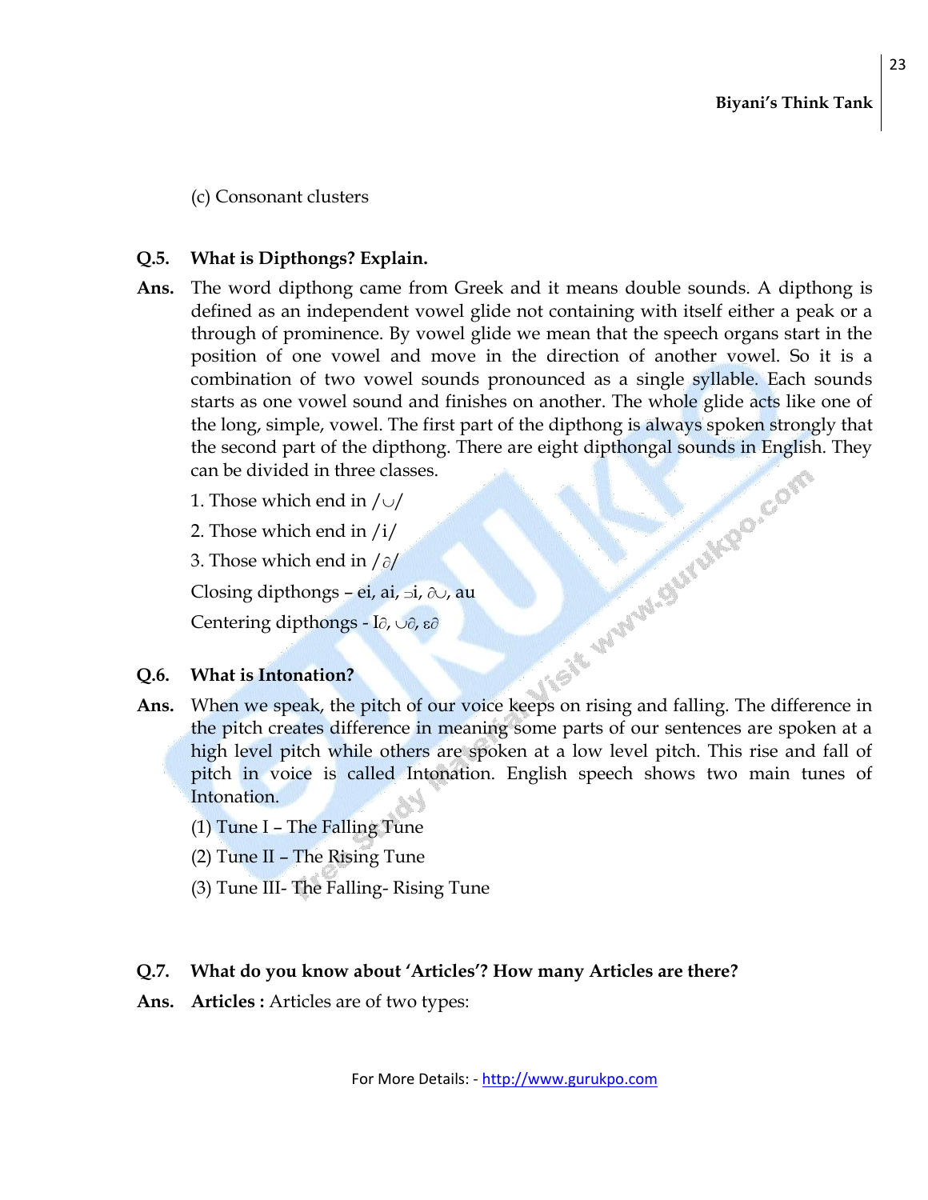(c) Consonant clusters

**Q.5. What is Dipthongs? Explain.**

**Ans.** The word dipthong came from Greek and it means double sounds. A dipthong is defined as an independent vowel glide not containing with itself either a peak or a through of prominence. By vowel glide we mean that the speech organs start in the position of one vowel and move in the direction of another vowel. So it is a combination of two vowel sounds pronounced as a single syllable. Each sounds starts as one vowel sound and finishes on another. The whole glide acts like one of the long, simple, vowel. The first part of the dipthong is always spoken strongly that the second part of the dipthong. There are eight dipthongal sounds in English. They can be divided in three classes.

1. Those which end in /∪/
2. Those which end in /i/
3. Those which end in /∂/

Closing dipthongs – ei, ai, ⊃i, ∂∪, au

Centering dipthongs - I∂, ∪∂, ε∂

**Q.6. What is Intonation?**

**Ans.** When we speak, the pitch of our voice keeps on rising and falling. The difference in the pitch creates difference in meaning some parts of our sentences are spoken at a high level pitch while others are spoken at a low level pitch. This rise and fall of pitch in voice is called Intonation. English speech shows two main tunes of Intonation.

(1) Tune I – The Falling Tune

(2) Tune II – The Rising Tune

(3) Tune III- The Falling- Rising Tune

**Q.7. What do you know about 'Articles'? How many Articles are there?**

**Ans.** **Articles :** Articles are of two types: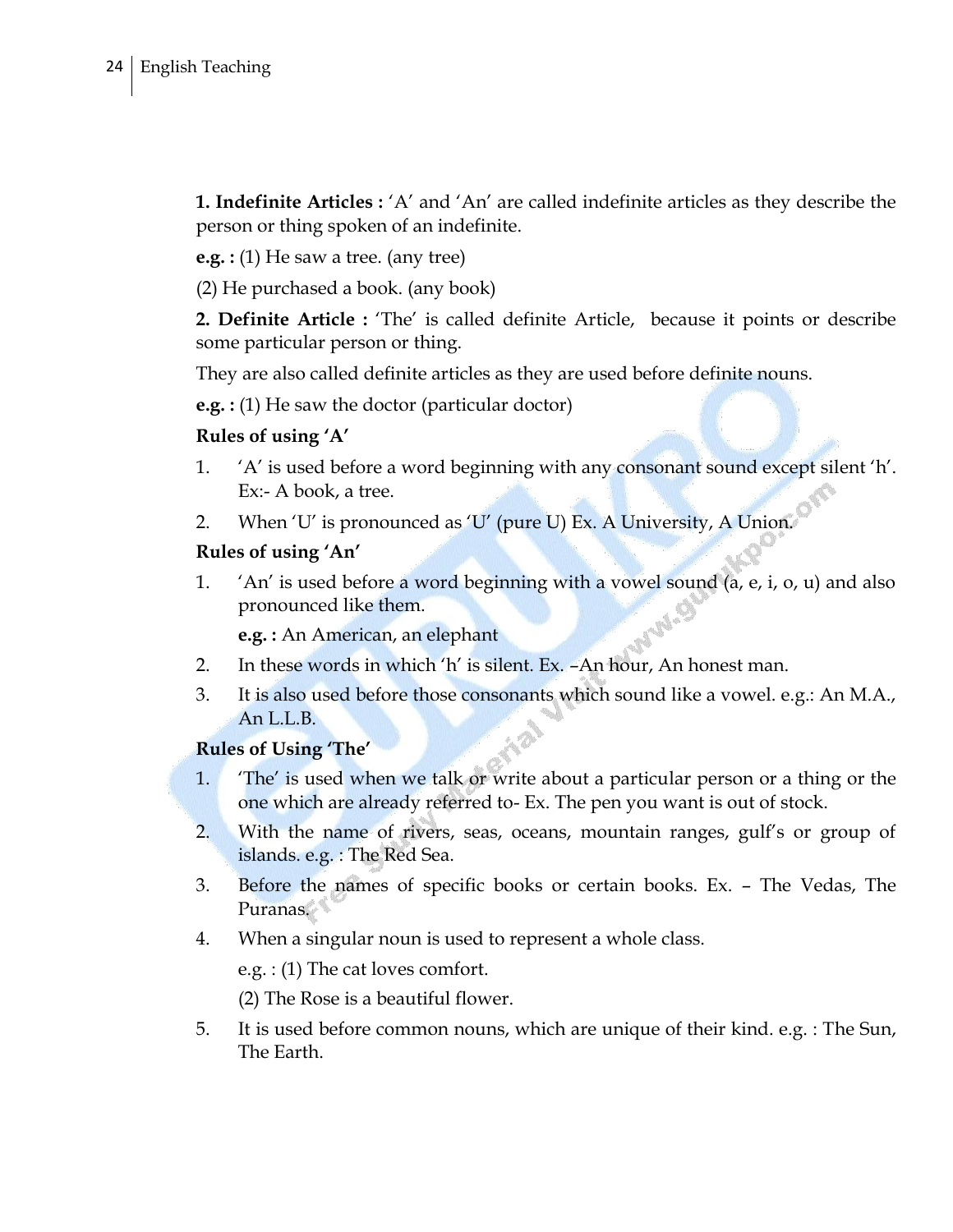**1. Indefinite Articles :** 'A' and 'An' are called indefinite articles as they describe the person or thing spoken of an indefinite.

**e.g. :** (1) He saw a tree. (any tree)

(2) He purchased a book. (any book)

**2. Definite Article :** 'The' is called definite Article, because it points or describe some particular person or thing.

They are also called definite articles as they are used before definite nouns.

**e.g. :** (1) He saw the doctor (particular doctor)

**Rules of using 'A'**

1. 'A' is used before a word beginning with any consonant sound except silent 'h'. Ex:- A book, a tree.
2. When 'U' is pronounced as 'U' (pure U) Ex. A University, A Union.

**Rules of using 'An'**

1. 'An' is used before a word beginning with a vowel sound (a, e, i, o, u) and also pronounced like them.

   **e.g. :** An American, an elephant
2. In these words in which 'h' is silent. Ex. –An hour, An honest man.
3. It is also used before those consonants which sound like a vowel. e.g.: An M.A., An L.L.B.

**Rules of Using 'The'**

1. 'The' is used when we talk or write about a particular person or a thing or the one which are already referred to- Ex. The pen you want is out of stock.
2. With the name of rivers, seas, oceans, mountain ranges, gulf's or group of islands. e.g. : The Red Sea.
3. Before the names of specific books or certain books. Ex. – The Vedas, The Puranas.
4. When a singular noun is used to represent a whole class.

   e.g. : (1) The cat loves comfort.

   (2) The Rose is a beautiful flower.
5. It is used before common nouns, which are unique of their kind. e.g. : The Sun, The Earth.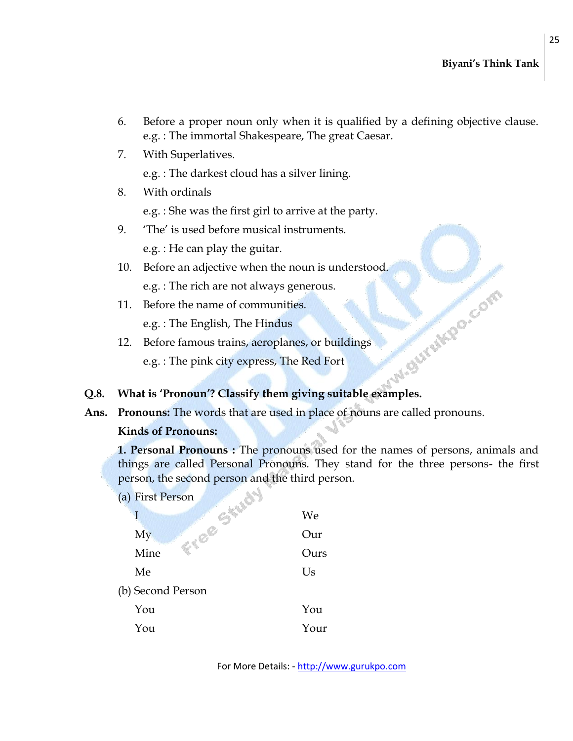6. Before a proper noun only when it is qualified by a defining objective clause. e.g. : The immortal Shakespeare, The great Caesar.
7. With Superlatives.

   e.g. : The darkest cloud has a silver lining.
8. With ordinals

   e.g. : She was the first girl to arrive at the party.
9. 'The' is used before musical instruments.

   e.g. : He can play the guitar.
10. Before an adjective when the noun is understood.

    e.g. : The rich are not always generous.
11. Before the name of communities.

    e.g. : The English, The Hindus
12. Before famous trains, aeroplanes, or buildings

    e.g. : The pink city express, The Red Fort

**Q.8. What is 'Pronoun'? Classify them giving suitable examples.**

**Ans. Pronouns:** The words that are used in place of nouns are called pronouns.

**Kinds of Pronouns:**

**1. Personal Pronouns :** The pronouns used for the names of persons, animals and things are called Personal Pronouns. They stand for the three persons- the first person, the second person and the third person.

(a) First Person

| | |
|---|---|
| I | We |
| My | Our |
| Mine | Ours |
| Me | Us |

(b) Second Person

| | |
|---|---|
| You | You |
| You | Your |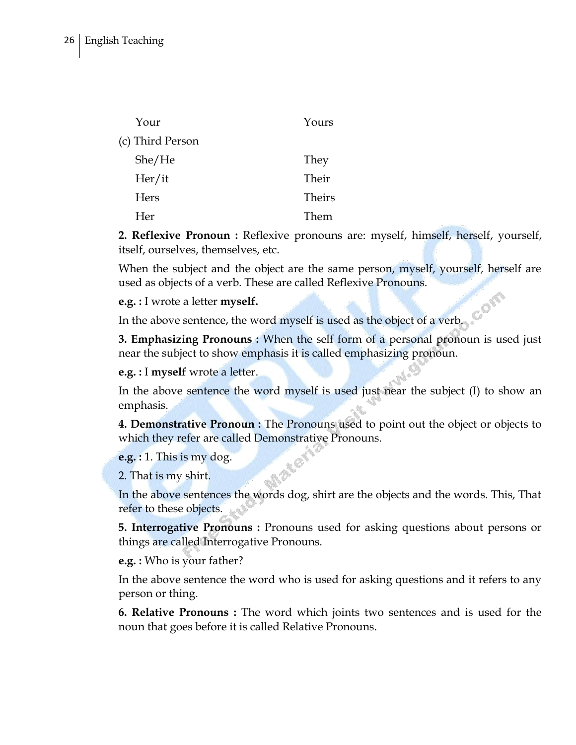| | |
|---|---|
| Your | Yours |
| (c) Third Person | |
| She/He | They |
| Her/it | Their |
| Hers | Theirs |
| Her | Them |

**2. Reflexive Pronoun :** Reflexive pronouns are: myself, himself, herself, yourself, itself, ourselves, themselves, etc.

When the subject and the object are the same person, myself, yourself, herself are used as objects of a verb. These are called Reflexive Pronouns.

**e.g. :** I wrote a letter **myself.**

In the above sentence, the word myself is used as the object of a verb.

**3. Emphasizing Pronouns :** When the self form of a personal pronoun is used just near the subject to show emphasis it is called emphasizing pronoun.

**e.g. :** I **myself** wrote a letter.

In the above sentence the word myself is used just near the subject (I) to show an emphasis.

**4. Demonstrative Pronoun :** The Pronouns used to point out the object or objects to which they refer are called Demonstrative Pronouns.

**e.g. :** 1. This is my dog.

2. That is my shirt.

In the above sentences the words dog, shirt are the objects and the words. This, That refer to these objects.

**5. Interrogative Pronouns :** Pronouns used for asking questions about persons or things are called Interrogative Pronouns.

**e.g. :** Who is your father?

In the above sentence the word who is used for asking questions and it refers to any person or thing.

**6. Relative Pronouns :** The word which joints two sentences and is used for the noun that goes before it is called Relative Pronouns.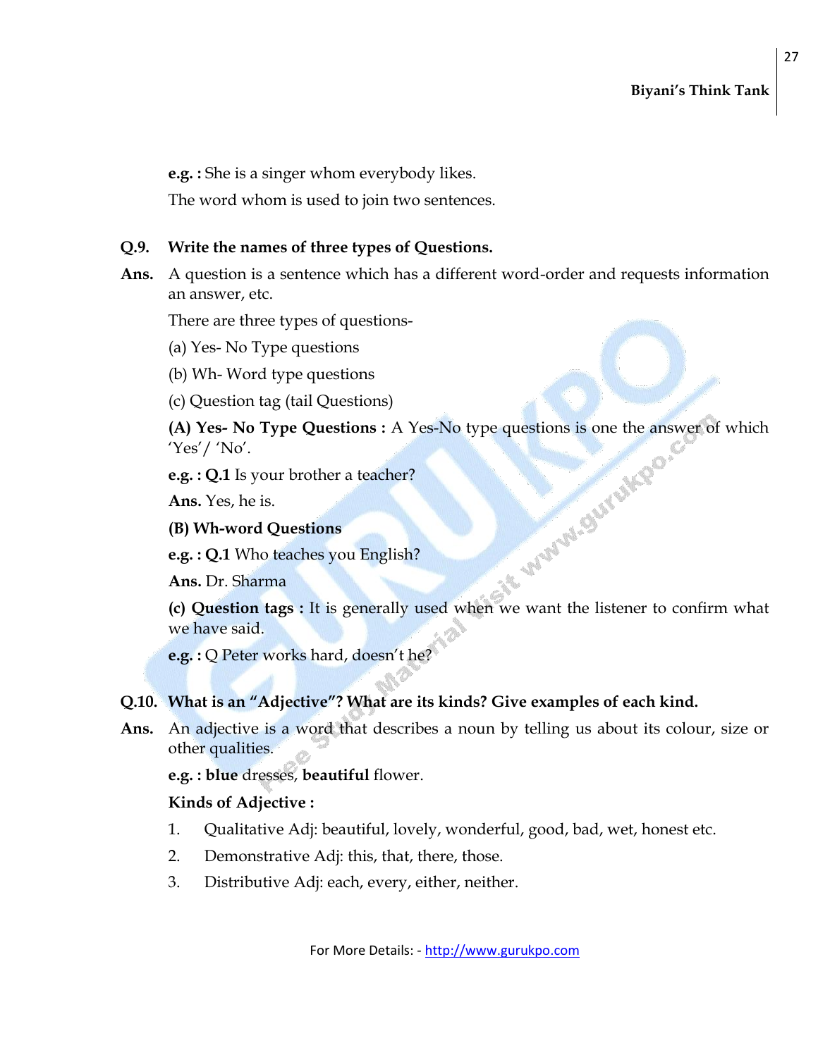**e.g. :** She is a singer whom everybody likes.

The word whom is used to join two sentences.

**Q.9. Write the names of three types of Questions.**

**Ans.** A question is a sentence which has a different word-order and requests information an answer, etc.

There are three types of questions-

(a) Yes- No Type questions

(b) Wh- Word type questions

(c) Question tag (tail Questions)

**(A) Yes- No Type Questions :** A Yes-No type questions is one the answer of which 'Yes'/ 'No'.

**e.g. : Q.1** Is your brother a teacher?

**Ans.** Yes, he is.

**(B) Wh-word Questions**

**e.g. : Q.1** Who teaches you English?

**Ans.** Dr. Sharma

**(c) Question tags :** It is generally used when we want the listener to confirm what we have said.

**e.g. :** Q Peter works hard, doesn't he?

**Q.10. What is an "Adjective"? What are its kinds? Give examples of each kind.**

**Ans.** An adjective is a word that describes a noun by telling us about its colour, size or other qualities.

**e.g. : blue** dresses, **beautiful** flower.

**Kinds of Adjective :**

1. Qualitative Adj: beautiful, lovely, wonderful, good, bad, wet, honest etc.
2. Demonstrative Adj: this, that, there, those.
3. Distributive Adj: each, every, either, neither.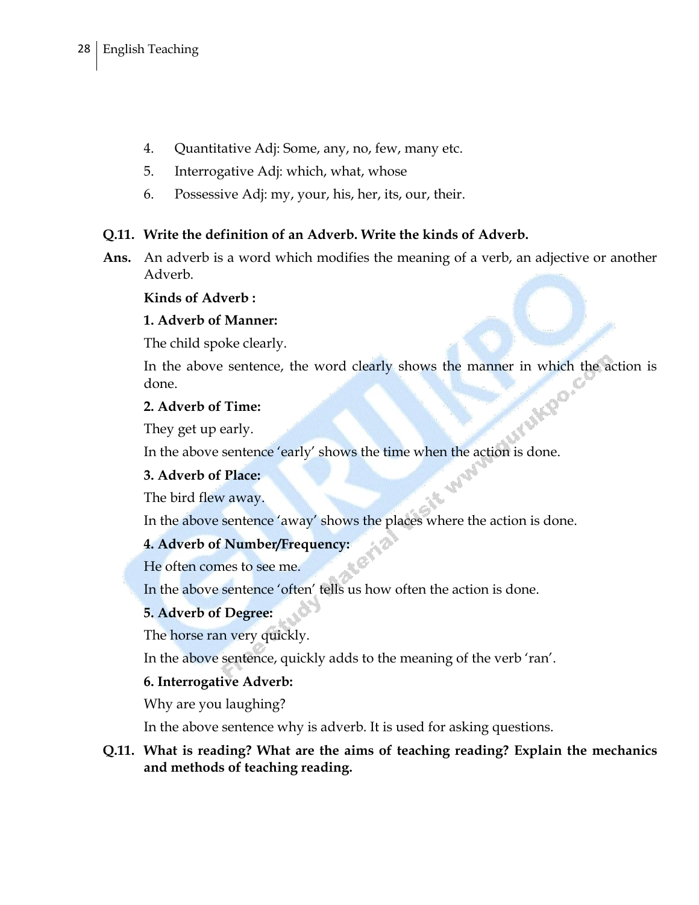4. Quantitative Adj: Some, any, no, few, many etc.
5. Interrogative Adj: which, what, whose
6. Possessive Adj: my, your, his, her, its, our, their.

**Q.11. Write the definition of an Adverb. Write the kinds of Adverb.**

**Ans.** An adverb is a word which modifies the meaning of a verb, an adjective or another Adverb.

**Kinds of Adverb :**

**1. Adverb of Manner:**

The child spoke clearly.

In the above sentence, the word clearly shows the manner in which the action is done.

**2. Adverb of Time:**

They get up early.

In the above sentence 'early' shows the time when the action is done.

**3. Adverb of Place:**

The bird flew away.

In the above sentence 'away' shows the places where the action is done.

**4. Adverb of Number/Frequency:**

He often comes to see me.

In the above sentence 'often' tells us how often the action is done.

**5. Adverb of Degree:**

The horse ran very quickly.

In the above sentence, quickly adds to the meaning of the verb 'ran'.

**6. Interrogative Adverb:**

Why are you laughing?

In the above sentence why is adverb. It is used for asking questions.

**Q.11. What is reading? What are the aims of teaching reading? Explain the mechanics and methods of teaching reading.**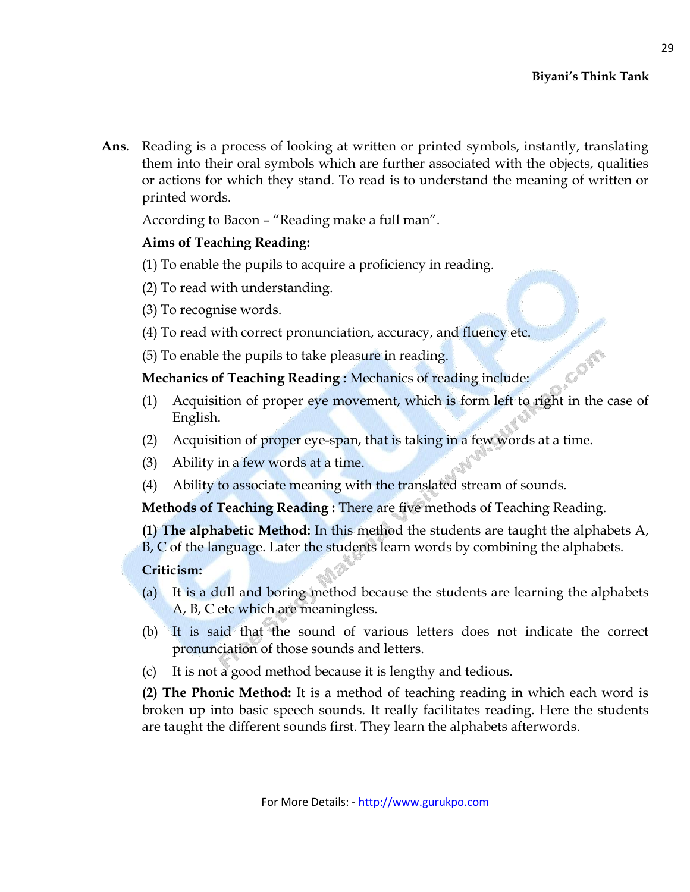**Ans.** Reading is a process of looking at written or printed symbols, instantly, translating them into their oral symbols which are further associated with the objects, qualities or actions for which they stand. To read is to understand the meaning of written or printed words.

According to Bacon – "Reading make a full man".

**Aims of Teaching Reading:**

(1) To enable the pupils to acquire a proficiency in reading.

(2) To read with understanding.

(3) To recognise words.

(4) To read with correct pronunciation, accuracy, and fluency etc.

(5) To enable the pupils to take pleasure in reading.

**Mechanics of Teaching Reading :** Mechanics of reading include:

(1) Acquisition of proper eye movement, which is form left to right in the case of English.

(2) Acquisition of proper eye-span, that is taking in a few words at a time.

(3) Ability in a few words at a time.

(4) Ability to associate meaning with the translated stream of sounds.

**Methods of Teaching Reading :** There are five methods of Teaching Reading.

**(1) The alphabetic Method:** In this method the students are taught the alphabets A, B, C of the language. Later the students learn words by combining the alphabets.

**Criticism:**

(a) It is a dull and boring method because the students are learning the alphabets A, B, C etc which are meaningless.

(b) It is said that the sound of various letters does not indicate the correct pronunciation of those sounds and letters.

(c) It is not a good method because it is lengthy and tedious.

**(2) The Phonic Method:** It is a method of teaching reading in which each word is broken up into basic speech sounds. It really facilitates reading. Here the students are taught the different sounds first. They learn the alphabets afterwords.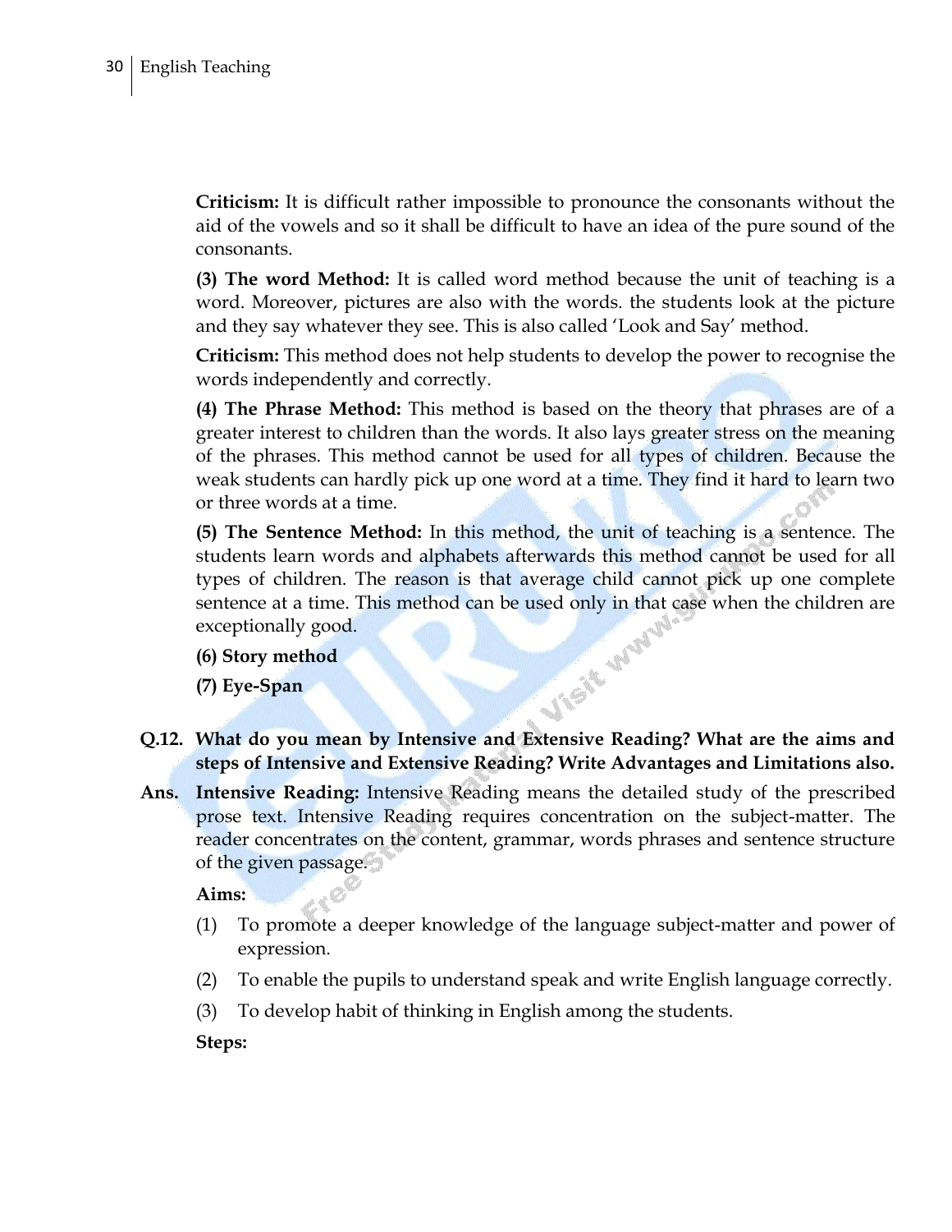**Criticism:** It is difficult rather impossible to pronounce the consonants without the aid of the vowels and so it shall be difficult to have an idea of the pure sound of the consonants.

**(3) The word Method:** It is called word method because the unit of teaching is a word. Moreover, pictures are also with the words. the students look at the picture and they say whatever they see. This is also called 'Look and Say' method.

**Criticism:** This method does not help students to develop the power to recognise the words independently and correctly.

**(4) The Phrase Method:** This method is based on the theory that phrases are of a greater interest to children than the words. It also lays greater stress on the meaning of the phrases. This method cannot be used for all types of children. Because the weak students can hardly pick up one word at a time. They find it hard to learn two or three words at a time.

**(5) The Sentence Method:** In this method, the unit of teaching is a sentence. The students learn words and alphabets afterwards this method cannot be used for all types of children. The reason is that average child cannot pick up one complete sentence at a time. This method can be used only in that case when the children are exceptionally good.

**(6) Story method**

**(7) Eye-Span**

**Q.12. What do you mean by Intensive and Extensive Reading? What are the aims and steps of Intensive and Extensive Reading? Write Advantages and Limitations also.**

**Ans.** **Intensive Reading:** Intensive Reading means the detailed study of the prescribed prose text. Intensive Reading requires concentration on the subject-matter. The reader concentrates on the content, grammar, words phrases and sentence structure of the given passage.

**Aims:**

(1) To promote a deeper knowledge of the language subject-matter and power of expression.

(2) To enable the pupils to understand speak and write English language correctly.

(3) To develop habit of thinking in English among the students.

**Steps:**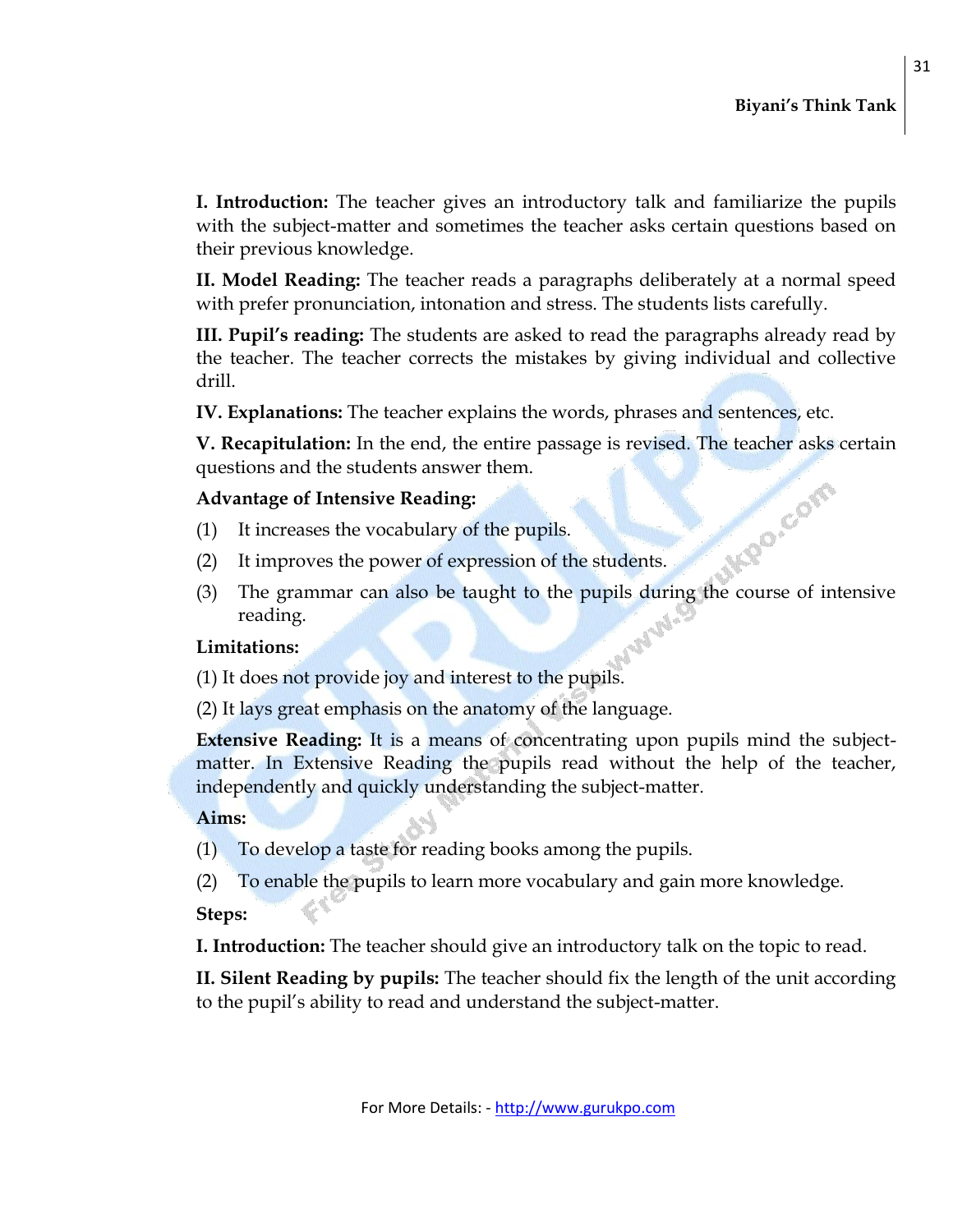**I. Introduction:** The teacher gives an introductory talk and familiarize the pupils with the subject-matter and sometimes the teacher asks certain questions based on their previous knowledge.

**II. Model Reading:** The teacher reads a paragraphs deliberately at a normal speed with prefer pronunciation, intonation and stress. The students lists carefully.

**III. Pupil's reading:** The students are asked to read the paragraphs already read by the teacher. The teacher corrects the mistakes by giving individual and collective drill.

**IV. Explanations:** The teacher explains the words, phrases and sentences, etc.

**V. Recapitulation:** In the end, the entire passage is revised. The teacher asks certain questions and the students answer them.

**Advantage of Intensive Reading:**

(1) It increases the vocabulary of the pupils.

(2) It improves the power of expression of the students.

(3) The grammar can also be taught to the pupils during the course of intensive reading.

**Limitations:**

(1) It does not provide joy and interest to the pupils.

(2) It lays great emphasis on the anatomy of the language.

**Extensive Reading:** It is a means of concentrating upon pupils mind the subject-matter. In Extensive Reading the pupils read without the help of the teacher, independently and quickly understanding the subject-matter.

**Aims:**

(1) To develop a taste for reading books among the pupils.

(2) To enable the pupils to learn more vocabulary and gain more knowledge.

**Steps:**

**I. Introduction:** The teacher should give an introductory talk on the topic to read.

**II. Silent Reading by pupils:** The teacher should fix the length of the unit according to the pupil's ability to read and understand the subject-matter.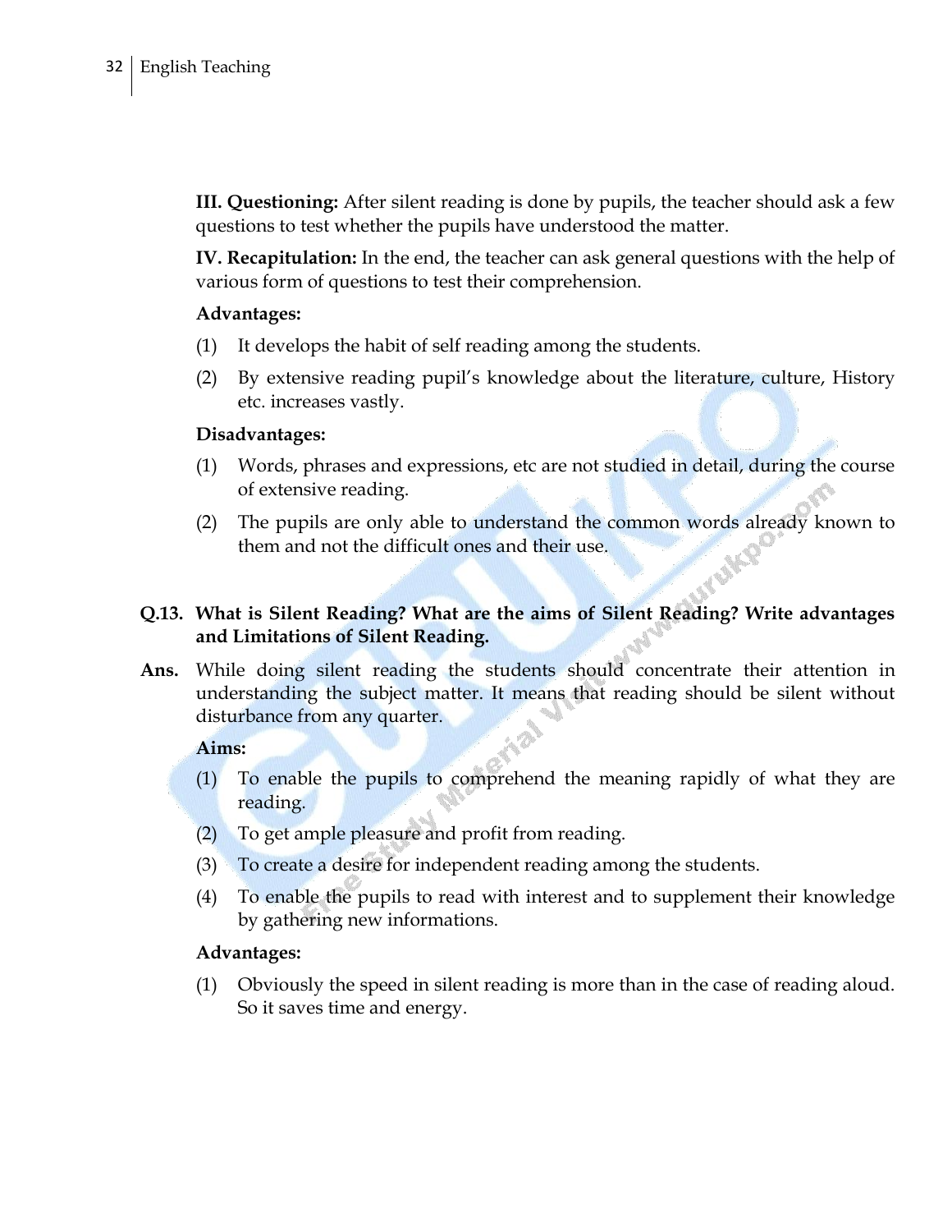**III. Questioning:** After silent reading is done by pupils, the teacher should ask a few questions to test whether the pupils have understood the matter.

**IV. Recapitulation:** In the end, the teacher can ask general questions with the help of various form of questions to test their comprehension.

**Advantages:**

(1) It develops the habit of self reading among the students.

(2) By extensive reading pupil's knowledge about the literature, culture, History etc. increases vastly.

**Disadvantages:**

(1) Words, phrases and expressions, etc are not studied in detail, during the course of extensive reading.

(2) The pupils are only able to understand the common words already known to them and not the difficult ones and their use.

**Q.13. What is Silent Reading? What are the aims of Silent Reading? Write advantages and Limitations of Silent Reading.**

**Ans.** While doing silent reading the students should concentrate their attention in understanding the subject matter. It means that reading should be silent without disturbance from any quarter.

**Aims:**

(1) To enable the pupils to comprehend the meaning rapidly of what they are reading.

(2) To get ample pleasure and profit from reading.

(3) To create a desire for independent reading among the students.

(4) To enable the pupils to read with interest and to supplement their knowledge by gathering new informations.

**Advantages:**

(1) Obviously the speed in silent reading is more than in the case of reading aloud. So it saves time and energy.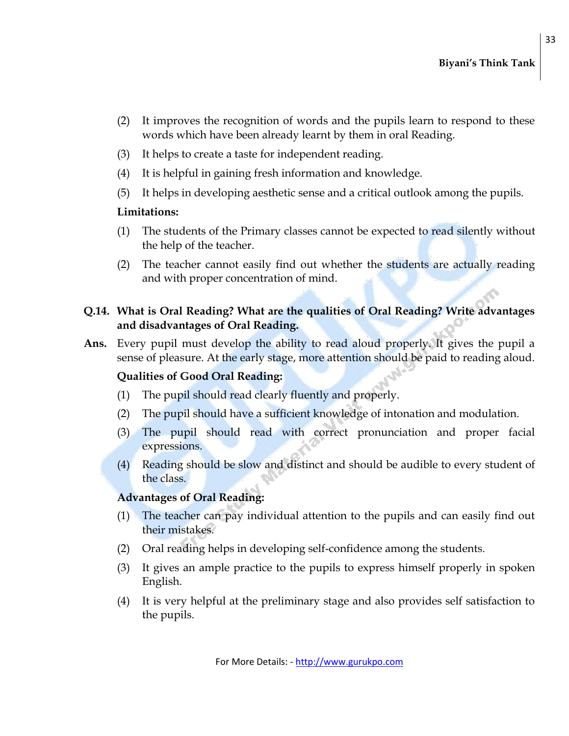(2) It improves the recognition of words and the pupils learn to respond to these words which have been already learnt by them in oral Reading.

(3) It helps to create a taste for independent reading.

(4) It is helpful in gaining fresh information and knowledge.

(5) It helps in developing aesthetic sense and a critical outlook among the pupils.

**Limitations:**

(1) The students of the Primary classes cannot be expected to read silently without the help of the teacher.

(2) The teacher cannot easily find out whether the students are actually reading and with proper concentration of mind.

**Q.14. What is Oral Reading? What are the qualities of Oral Reading? Write advantages and disadvantages of Oral Reading.**

**Ans.** Every pupil must develop the ability to read aloud properly. It gives the pupil a sense of pleasure. At the early stage, more attention should be paid to reading aloud.

**Qualities of Good Oral Reading:**

(1) The pupil should read clearly fluently and properly.

(2) The pupil should have a sufficient knowledge of intonation and modulation.

(3) The pupil should read with correct pronunciation and proper facial expressions.

(4) Reading should be slow and distinct and should be audible to every student of the class.

**Advantages of Oral Reading:**

(1) The teacher can pay individual attention to the pupils and can easily find out their mistakes.

(2) Oral reading helps in developing self-confidence among the students.

(3) It gives an ample practice to the pupils to express himself properly in spoken English.

(4) It is very helpful at the preliminary stage and also provides self satisfaction to the pupils.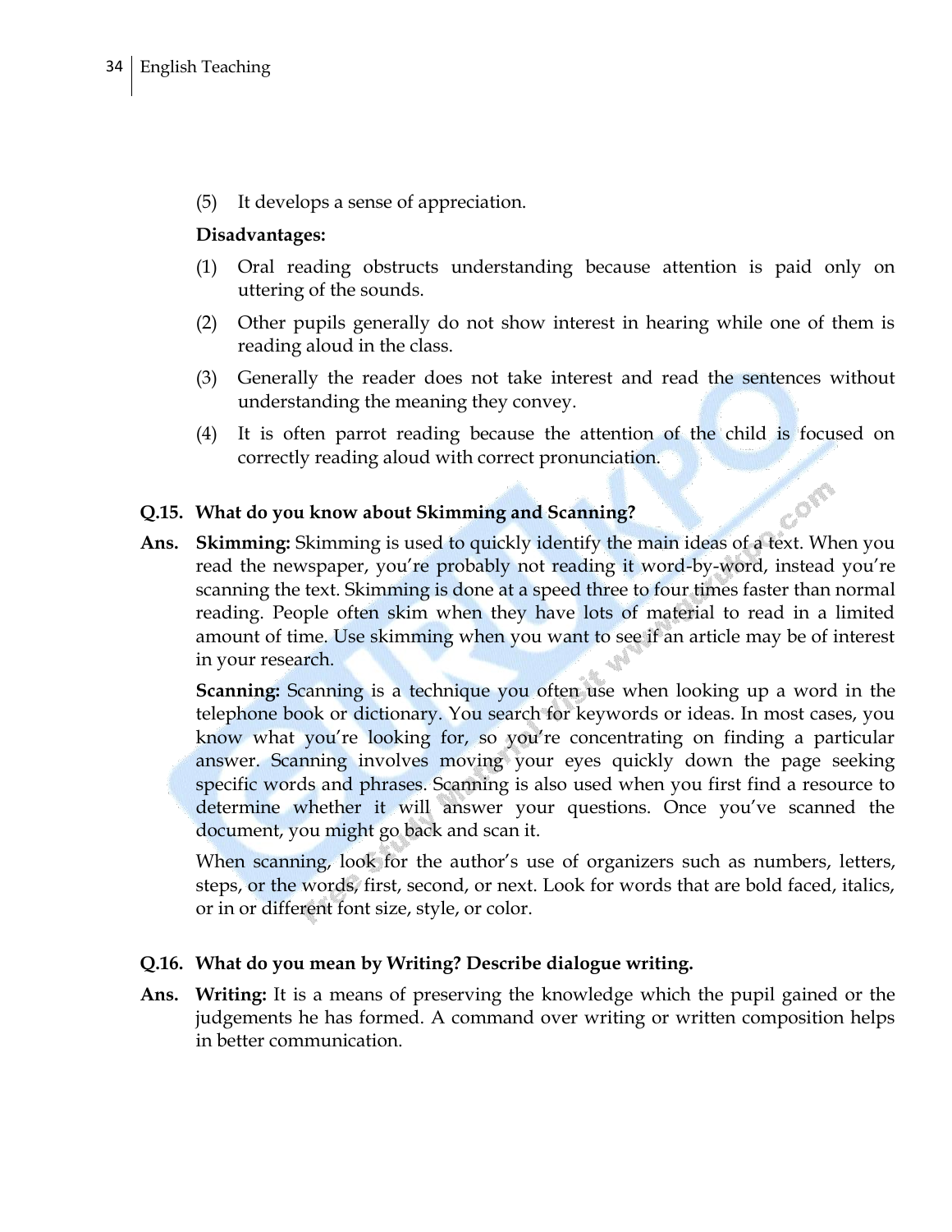(5) It develops a sense of appreciation.

**Disadvantages:**

(1) Oral reading obstructs understanding because attention is paid only on uttering of the sounds.

(2) Other pupils generally do not show interest in hearing while one of them is reading aloud in the class.

(3) Generally the reader does not take interest and read the sentences without understanding the meaning they convey.

(4) It is often parrot reading because the attention of the child is focused on correctly reading aloud with correct pronunciation.

**Q.15. What do you know about Skimming and Scanning?**

**Ans.** **Skimming:** Skimming is used to quickly identify the main ideas of a text. When you read the newspaper, you're probably not reading it word-by-word, instead you're scanning the text. Skimming is done at a speed three to four times faster than normal reading. People often skim when they have lots of material to read in a limited amount of time. Use skimming when you want to see if an article may be of interest in your research.

**Scanning:** Scanning is a technique you often use when looking up a word in the telephone book or dictionary. You search for keywords or ideas. In most cases, you know what you're looking for, so you're concentrating on finding a particular answer. Scanning involves moving your eyes quickly down the page seeking specific words and phrases. Scanning is also used when you first find a resource to determine whether it will answer your questions. Once you've scanned the document, you might go back and scan it.

When scanning, look for the author's use of organizers such as numbers, letters, steps, or the words, first, second, or next. Look for words that are bold faced, italics, or in or different font size, style, or color.

**Q.16. What do you mean by Writing? Describe dialogue writing.**

**Ans.** **Writing:** It is a means of preserving the knowledge which the pupil gained or the judgements he has formed. A command over writing or written composition helps in better communication.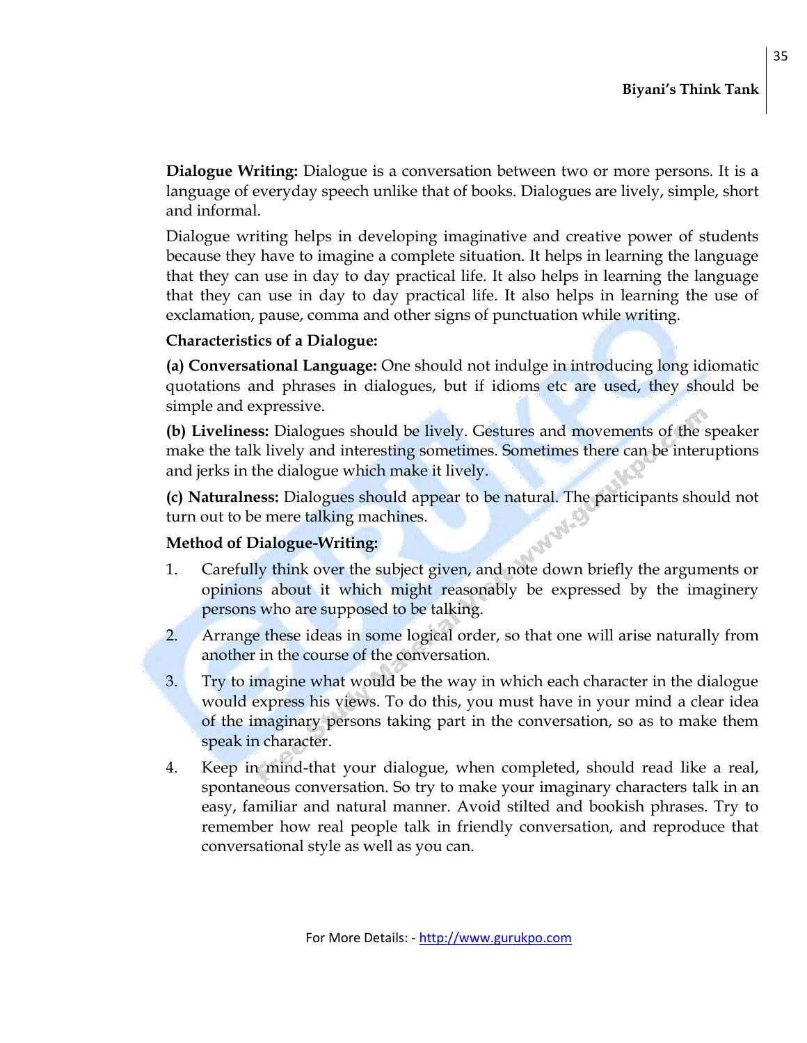**Dialogue Writing:** Dialogue is a conversation between two or more persons. It is a language of everyday speech unlike that of books. Dialogues are lively, simple, short and informal.

Dialogue writing helps in developing imaginative and creative power of students because they have to imagine a complete situation. It helps in learning the language that they can use in day to day practical life. It also helps in learning the language that they can use in day to day practical life. It also helps in learning the use of exclamation, pause, comma and other signs of punctuation while writing.

**Characteristics of a Dialogue:**

**(a) Conversational Language:** One should not indulge in introducing long idiomatic quotations and phrases in dialogues, but if idioms etc are used, they should be simple and expressive.

**(b) Liveliness:** Dialogues should be lively. Gestures and movements of the speaker make the talk lively and interesting sometimes. Sometimes there can be interuptions and jerks in the dialogue which make it lively.

**(c) Naturalness:** Dialogues should appear to be natural. The participants should not turn out to be mere talking machines.

**Method of Dialogue-Writing:**

1. Carefully think over the subject given, and note down briefly the arguments or opinions about it which might reasonably be expressed by the imaginery persons who are supposed to be talking.
2. Arrange these ideas in some logical order, so that one will arise naturally from another in the course of the conversation.
3. Try to imagine what would be the way in which each character in the dialogue would express his views. To do this, you must have in your mind a clear idea of the imaginary persons taking part in the conversation, so as to make them speak in character.
4. Keep in mind-that your dialogue, when completed, should read like a real, spontaneous conversation. So try to make your imaginary characters talk in an easy, familiar and natural manner. Avoid stilted and bookish phrases. Try to remember how real people talk in friendly conversation, and reproduce that conversational style as well as you can.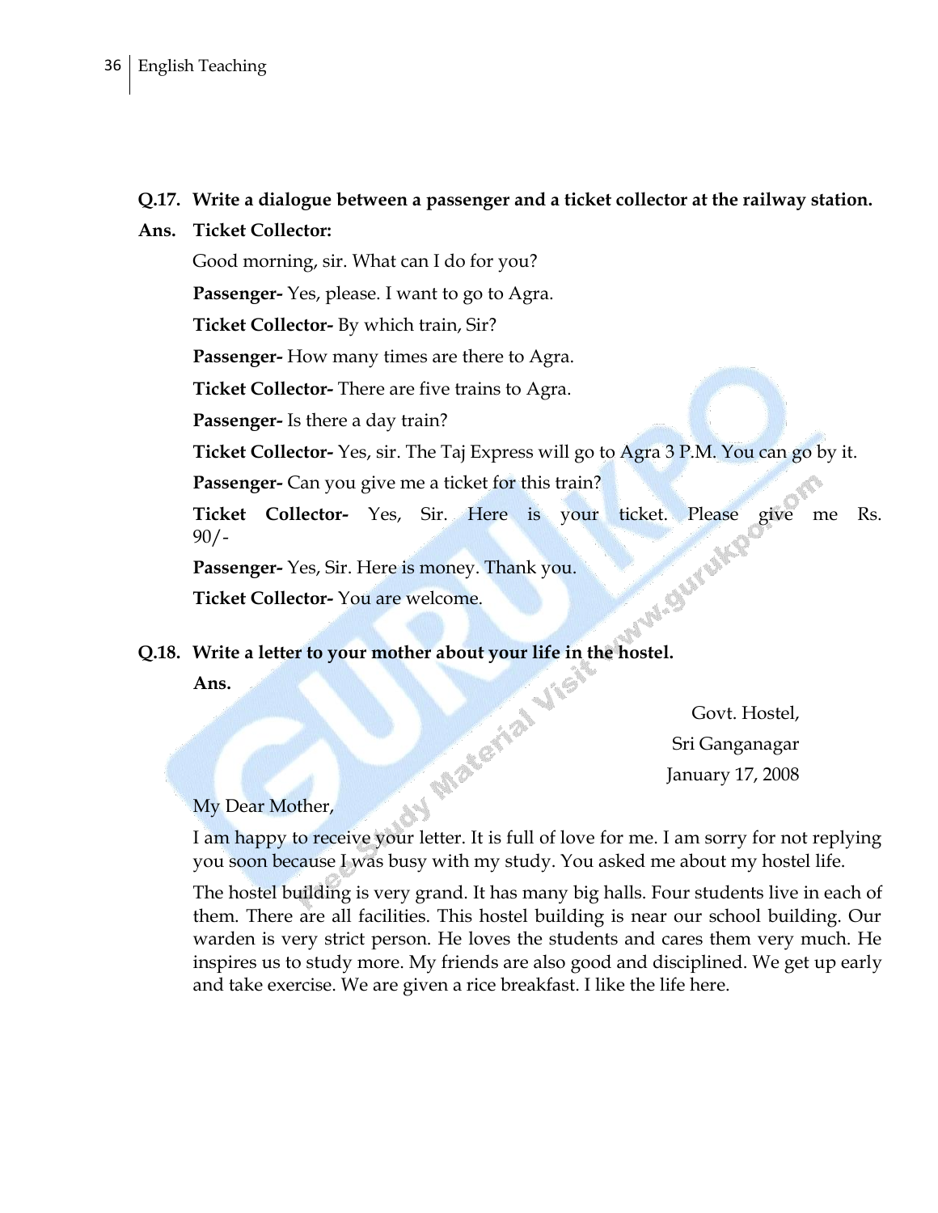**Q.17. Write a dialogue between a passenger and a ticket collector at the railway station.**

**Ans. Ticket Collector:**

Good morning, sir. What can I do for you?

**Passenger-** Yes, please. I want to go to Agra.

**Ticket Collector-** By which train, Sir?

**Passenger-** How many times are there to Agra.

**Ticket Collector-** There are five trains to Agra.

**Passenger-** Is there a day train?

**Ticket Collector-** Yes, sir. The Taj Express will go to Agra 3 P.M. You can go by it.

**Passenger-** Can you give me a ticket for this train?

**Ticket Collector-** Yes, Sir. Here is your ticket. Please give me Rs. 90/-

**Passenger-** Yes, Sir. Here is money. Thank you.

**Ticket Collector-** You are welcome.

**Q.18. Write a letter to your mother about your life in the hostel.**

**Ans.**

Govt. Hostel,
Sri Ganganagar
January 17, 2008

My Dear Mother,

I am happy to receive your letter. It is full of love for me. I am sorry for not replying you soon because I was busy with my study. You asked me about my hostel life.

The hostel building is very grand. It has many big halls. Four students live in each of them. There are all facilities. This hostel building is near our school building. Our warden is very strict person. He loves the students and cares them very much. He inspires us to study more. My friends are also good and disciplined. We get up early and take exercise. We are given a rice breakfast. I like the life here.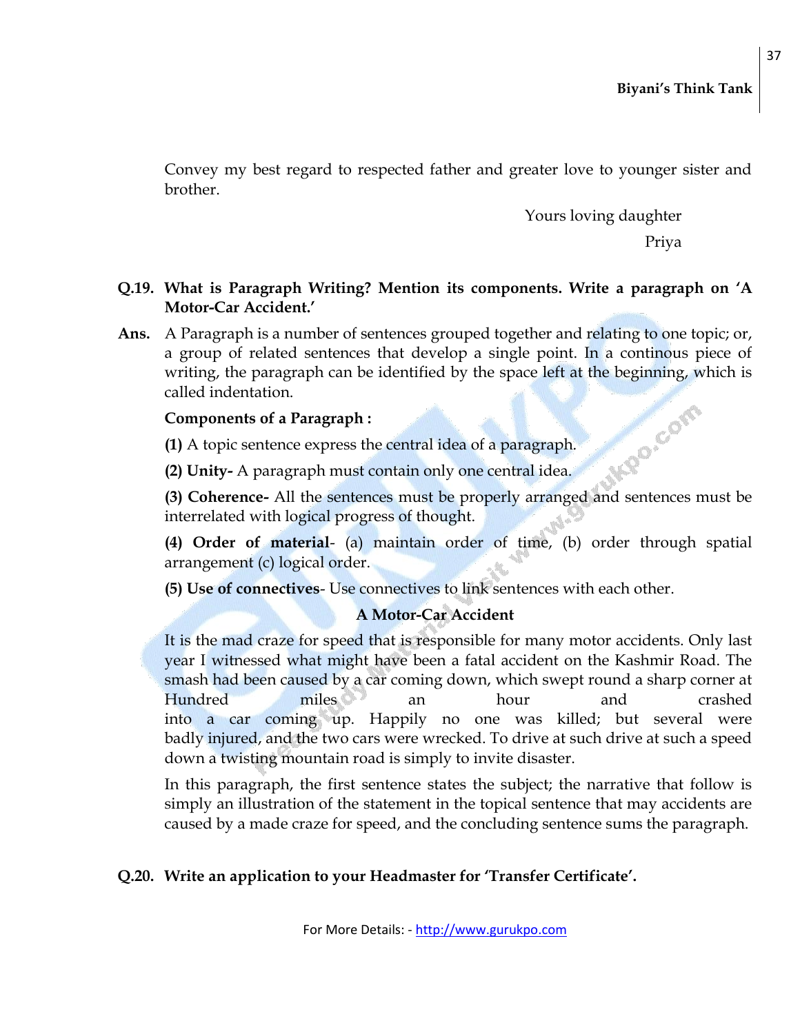Convey my best regard to respected father and greater love to younger sister and brother.

Yours loving daughter

Priya

**Q.19. What is Paragraph Writing? Mention its components. Write a paragraph on 'A Motor-Car Accident.'**

**Ans.** A Paragraph is a number of sentences grouped together and relating to one topic; or, a group of related sentences that develop a single point. In a continous piece of writing, the paragraph can be identified by the space left at the beginning, which is called indentation.

**Components of a Paragraph :**

**(1)** A topic sentence express the central idea of a paragraph.

**(2) Unity-** A paragraph must contain only one central idea.

**(3) Coherence-** All the sentences must be properly arranged and sentences must be interrelated with logical progress of thought.

**(4) Order of material**- (a) maintain order of time, (b) order through spatial arrangement (c) logical order.

**(5) Use of connectives**- Use connectives to link sentences with each other.

**A Motor-Car Accident**

It is the mad craze for speed that is responsible for many motor accidents. Only last year I witnessed what might have been a fatal accident on the Kashmir Road. The smash had been caused by a car coming down, which swept round a sharp corner at Hundred miles an hour and crashed into a car coming up. Happily no one was killed; but several were badly injured, and the two cars were wrecked. To drive at such drive at such a speed down a twisting mountain road is simply to invite disaster.

In this paragraph, the first sentence states the subject; the narrative that follow is simply an illustration of the statement in the topical sentence that may accidents are caused by a made craze for speed, and the concluding sentence sums the paragraph.

**Q.20. Write an application to your Headmaster for 'Transfer Certificate'.**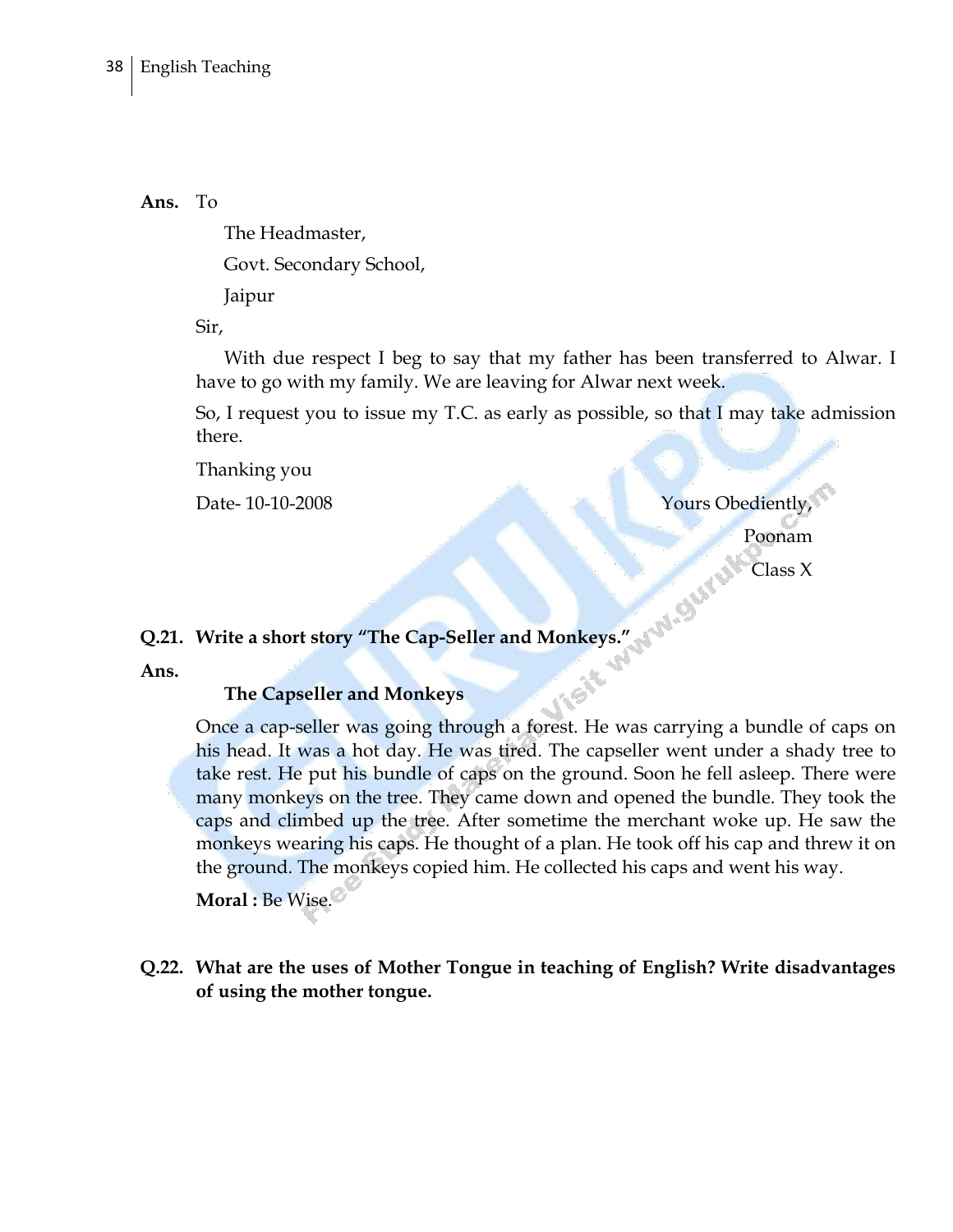**Ans.** To

The Headmaster,

Govt. Secondary School,

Jaipur

Sir,

With due respect I beg to say that my father has been transferred to Alwar. I have to go with my family. We are leaving for Alwar next week.

So, I request you to issue my T.C. as early as possible, so that I may take admission there.

Thanking you

Date- 10-10-2008

Yours Obediently,

Poonam

Class X

**Q.21. Write a short story "The Cap-Seller and Monkeys."**

**Ans.**

**The Capseller and Monkeys**

Once a cap-seller was going through a forest. He was carrying a bundle of caps on his head. It was a hot day. He was tired. The capseller went under a shady tree to take rest. He put his bundle of caps on the ground. Soon he fell asleep. There were many monkeys on the tree. They came down and opened the bundle. They took the caps and climbed up the tree. After sometime the merchant woke up. He saw the monkeys wearing his caps. He thought of a plan. He took off his cap and threw it on the ground. The monkeys copied him. He collected his caps and went his way.

**Moral :** Be Wise.

**Q.22. What are the uses of Mother Tongue in teaching of English? Write disadvantages of using the mother tongue.**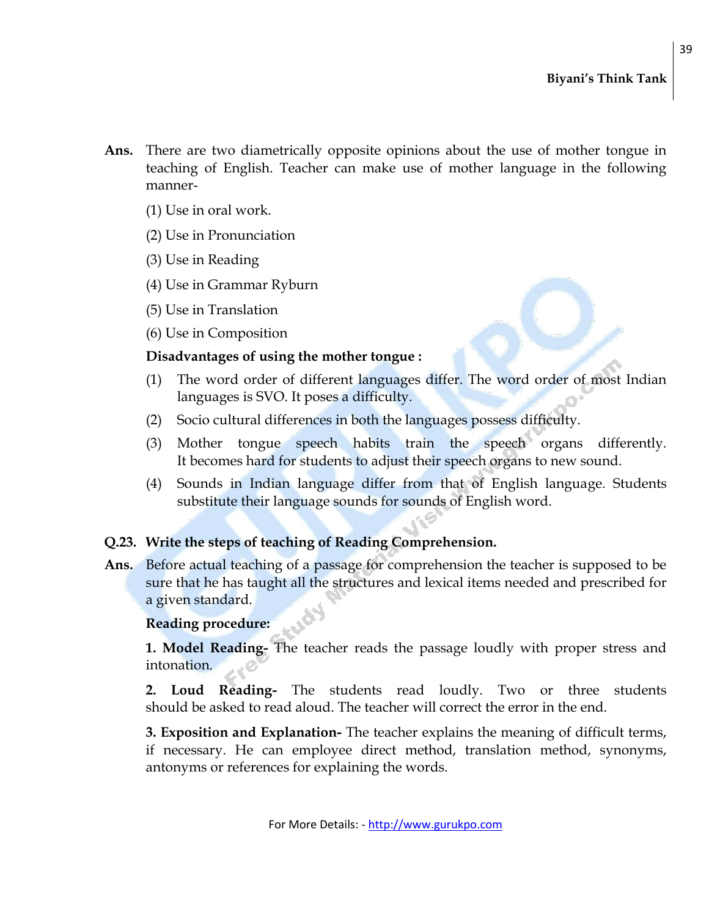**Ans.** There are two diametrically opposite opinions about the use of mother tongue in teaching of English. Teacher can make use of mother language in the following manner-

(1) Use in oral work.

(2) Use in Pronunciation

(3) Use in Reading

(4) Use in Grammar Ryburn

(5) Use in Translation

(6) Use in Composition

**Disadvantages of using the mother tongue :**

(1) The word order of different languages differ. The word order of most Indian languages is SVO. It poses a difficulty.

(2) Socio cultural differences in both the languages possess difficulty.

(3) Mother tongue speech habits train the speech organs differently. It becomes hard for students to adjust their speech organs to new sound.

(4) Sounds in Indian language differ from that of English language. Students substitute their language sounds for sounds of English word.

**Q.23. Write the steps of teaching of Reading Comprehension.**

**Ans.** Before actual teaching of a passage for comprehension the teacher is supposed to be sure that he has taught all the structures and lexical items needed and prescribed for a given standard.

**Reading procedure:**

**1. Model Reading-** The teacher reads the passage loudly with proper stress and intonation.

**2. Loud Reading-** The students read loudly. Two or three students should be asked to read aloud. The teacher will correct the error in the end.

**3. Exposition and Explanation-** The teacher explains the meaning of difficult terms, if necessary. He can employee direct method, translation method, synonyms, antonyms or references for explaining the words.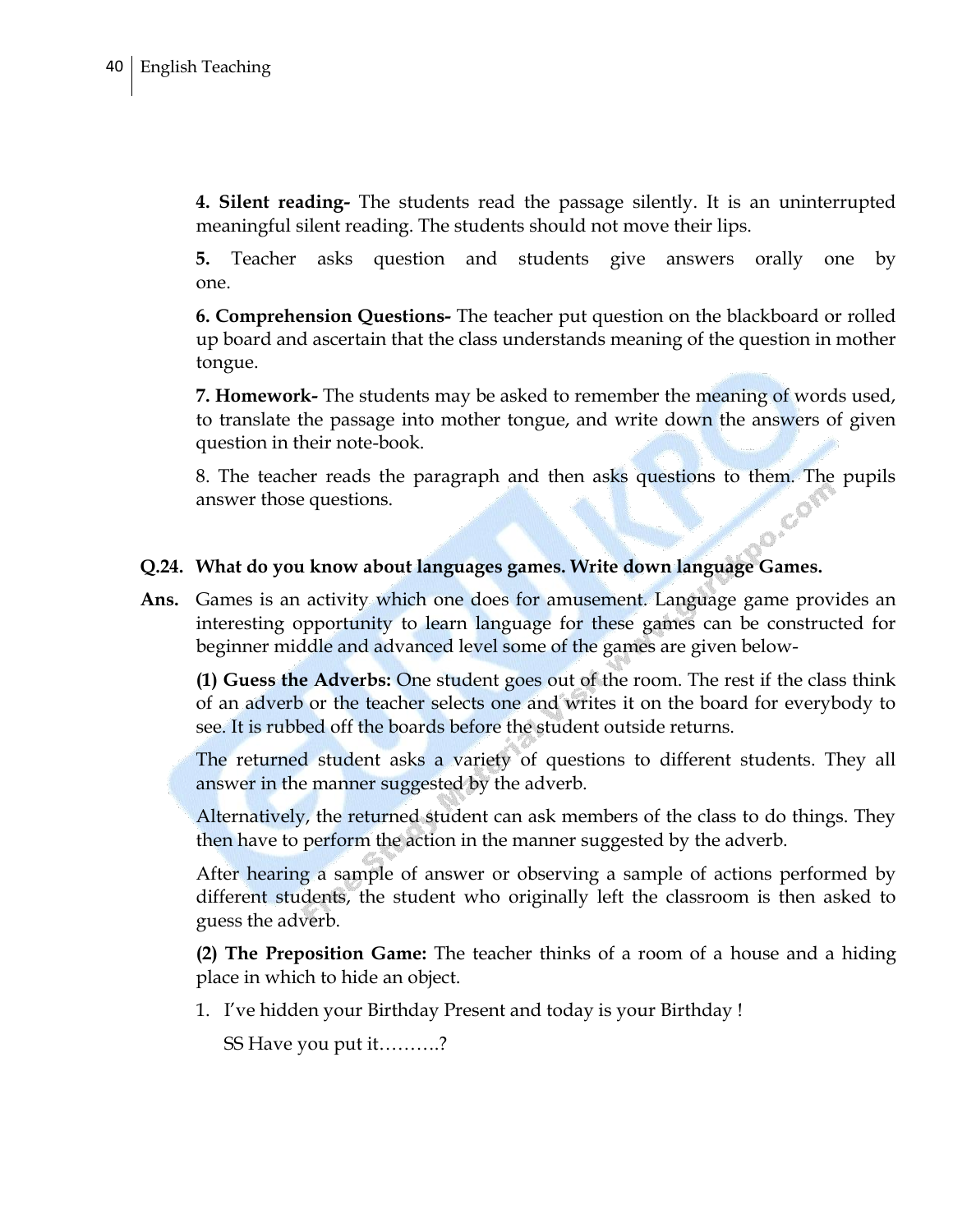**4. Silent reading-** The students read the passage silently. It is an uninterrupted meaningful silent reading. The students should not move their lips.

**5.** Teacher asks question and students give answers orally one by one.

**6. Comprehension Questions-** The teacher put question on the blackboard or rolled up board and ascertain that the class understands meaning of the question in mother tongue.

**7. Homework-** The students may be asked to remember the meaning of words used, to translate the passage into mother tongue, and write down the answers of given question in their note-book.

8. The teacher reads the paragraph and then asks questions to them. The pupils answer those questions.

**Q.24. What do you know about languages games. Write down language Games.**

**Ans.** Games is an activity which one does for amusement. Language game provides an interesting opportunity to learn language for these games can be constructed for beginner middle and advanced level some of the games are given below-

**(1) Guess the Adverbs:** One student goes out of the room. The rest if the class think of an adverb or the teacher selects one and writes it on the board for everybody to see. It is rubbed off the boards before the student outside returns.

The returned student asks a variety of questions to different students. They all answer in the manner suggested by the adverb.

Alternatively, the returned student can ask members of the class to do things. They then have to perform the action in the manner suggested by the adverb.

After hearing a sample of answer or observing a sample of actions performed by different students, the student who originally left the classroom is then asked to guess the adverb.

**(2) The Preposition Game:** The teacher thinks of a room of a house and a hiding place in which to hide an object.

1. I've hidden your Birthday Present and today is your Birthday !

   SS Have you put it……….?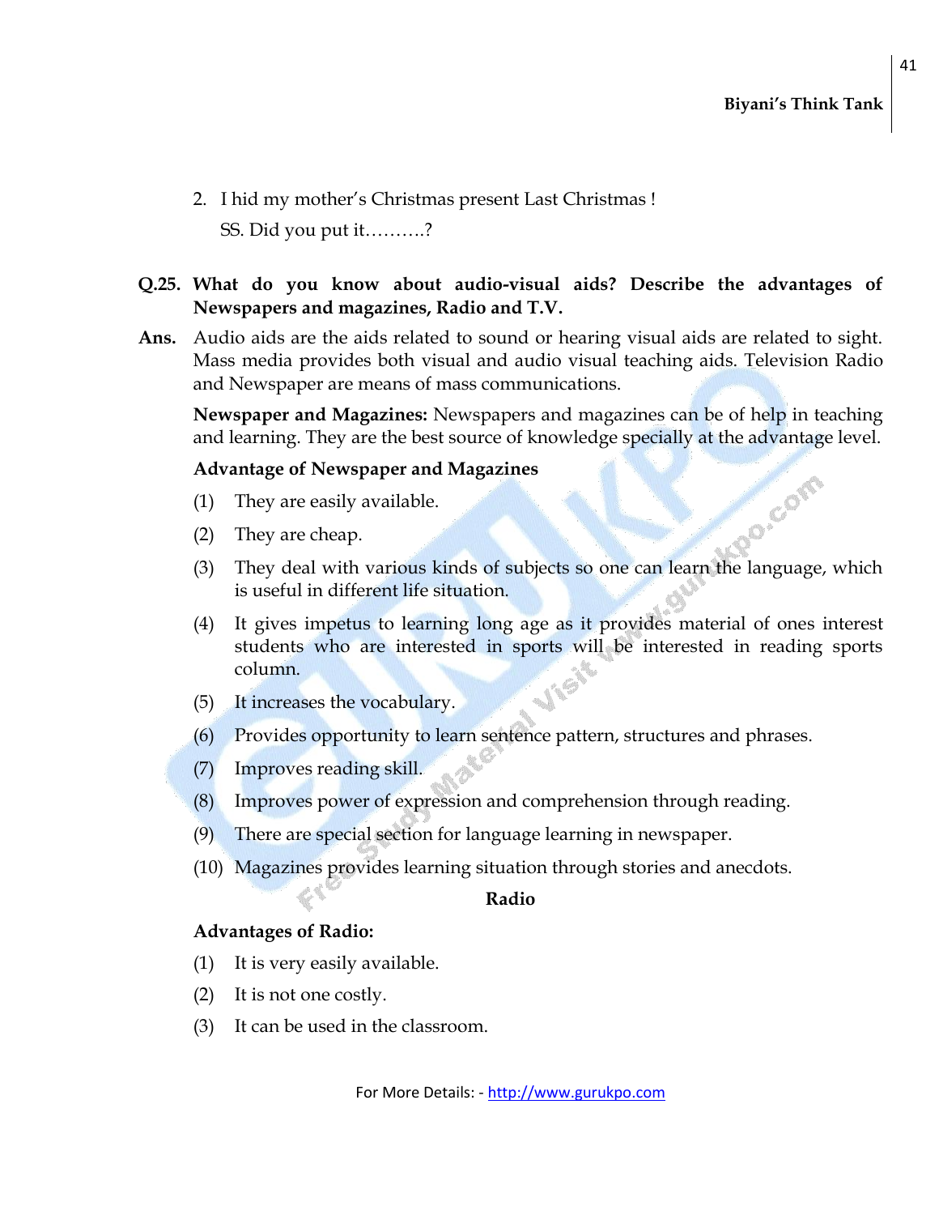2. I hid my mother's Christmas present Last Christmas !

   SS. Did you put it……….?

**Q.25. What do you know about audio-visual aids? Describe the advantages of Newspapers and magazines, Radio and T.V.**

**Ans.** Audio aids are the aids related to sound or hearing visual aids are related to sight. Mass media provides both visual and audio visual teaching aids. Television Radio and Newspaper are means of mass communications.

**Newspaper and Magazines:** Newspapers and magazines can be of help in teaching and learning. They are the best source of knowledge specially at the advantage level.

**Advantage of Newspaper and Magazines**

(1) They are easily available.

(2) They are cheap.

(3) They deal with various kinds of subjects so one can learn the language, which is useful in different life situation.

(4) It gives impetus to learning long age as it provides material of ones interest students who are interested in sports will be interested in reading sports column.

(5) It increases the vocabulary.

(6) Provides opportunity to learn sentence pattern, structures and phrases.

(7) Improves reading skill.

(8) Improves power of expression and comprehension through reading.

(9) There are special section for language learning in newspaper.

(10) Magazines provides learning situation through stories and anecdots.

**Radio**

**Advantages of Radio:**

(1) It is very easily available.

(2) It is not one costly.

(3) It can be used in the classroom.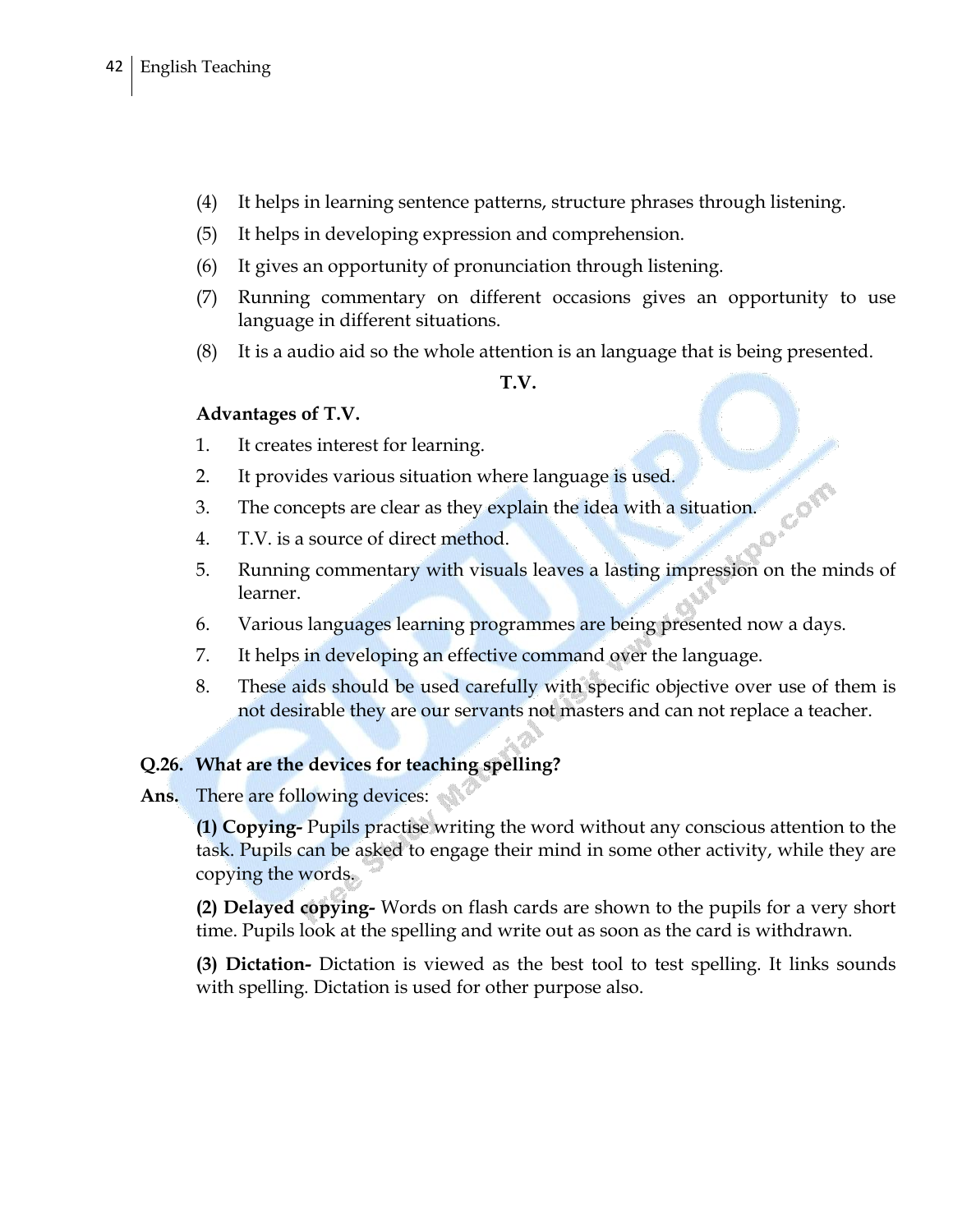(4) It helps in learning sentence patterns, structure phrases through listening.

(5) It helps in developing expression and comprehension.

(6) It gives an opportunity of pronunciation through listening.

(7) Running commentary on different occasions gives an opportunity to use language in different situations.

(8) It is a audio aid so the whole attention is an language that is being presented.

### T.V.

**Advantages of T.V.**

1. It creates interest for learning.
2. It provides various situation where language is used.
3. The concepts are clear as they explain the idea with a situation.
4. T.V. is a source of direct method.
5. Running commentary with visuals leaves a lasting impression on the minds of learner.
6. Various languages learning programmes are being presented now a days.
7. It helps in developing an effective command over the language.
8. These aids should be used carefully with specific objective over use of them is not desirable they are our servants not masters and can not replace a teacher.

**Q.26. What are the devices for teaching spelling?**

**Ans.** There are following devices:

**(1) Copying-** Pupils practise writing the word without any conscious attention to the task. Pupils can be asked to engage their mind in some other activity, while they are copying the words.

**(2) Delayed copying-** Words on flash cards are shown to the pupils for a very short time. Pupils look at the spelling and write out as soon as the card is withdrawn.

**(3) Dictation-** Dictation is viewed as the best tool to test spelling. It links sounds with spelling. Dictation is used for other purpose also.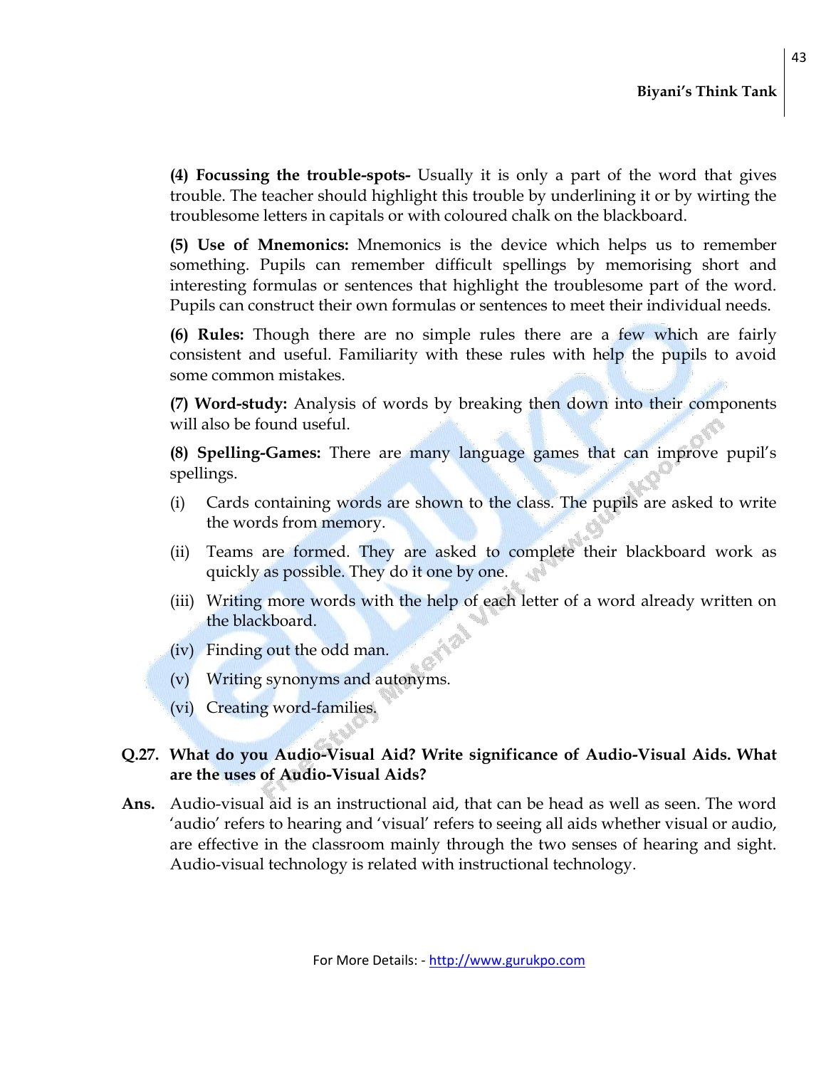**(4) Focussing the trouble-spots-** Usually it is only a part of the word that gives trouble. The teacher should highlight this trouble by underlining it or by wirting the troublesome letters in capitals or with coloured chalk on the blackboard.

**(5) Use of Mnemonics:** Mnemonics is the device which helps us to remember something. Pupils can remember difficult spellings by memorising short and interesting formulas or sentences that highlight the troublesome part of the word. Pupils can construct their own formulas or sentences to meet their individual needs.

**(6) Rules:** Though there are no simple rules there are a few which are fairly consistent and useful. Familiarity with these rules with help the pupils to avoid some common mistakes.

**(7) Word-study:** Analysis of words by breaking then down into their components will also be found useful.

**(8) Spelling-Games:** There are many language games that can improve pupil's spellings.

(i) Cards containing words are shown to the class. The pupils are asked to write the words from memory.

(ii) Teams are formed. They are asked to complete their blackboard work as quickly as possible. They do it one by one.

(iii) Writing more words with the help of each letter of a word already written on the blackboard.

(iv) Finding out the odd man.

(v) Writing synonyms and autonyms.

(vi) Creating word-families.

**Q.27. What do you Audio-Visual Aid? Write significance of Audio-Visual Aids. What are the uses of Audio-Visual Aids?**

**Ans.** Audio-visual aid is an instructional aid, that can be head as well as seen. The word 'audio' refers to hearing and 'visual' refers to seeing all aids whether visual or audio, are effective in the classroom mainly through the two senses of hearing and sight. Audio-visual technology is related with instructional technology.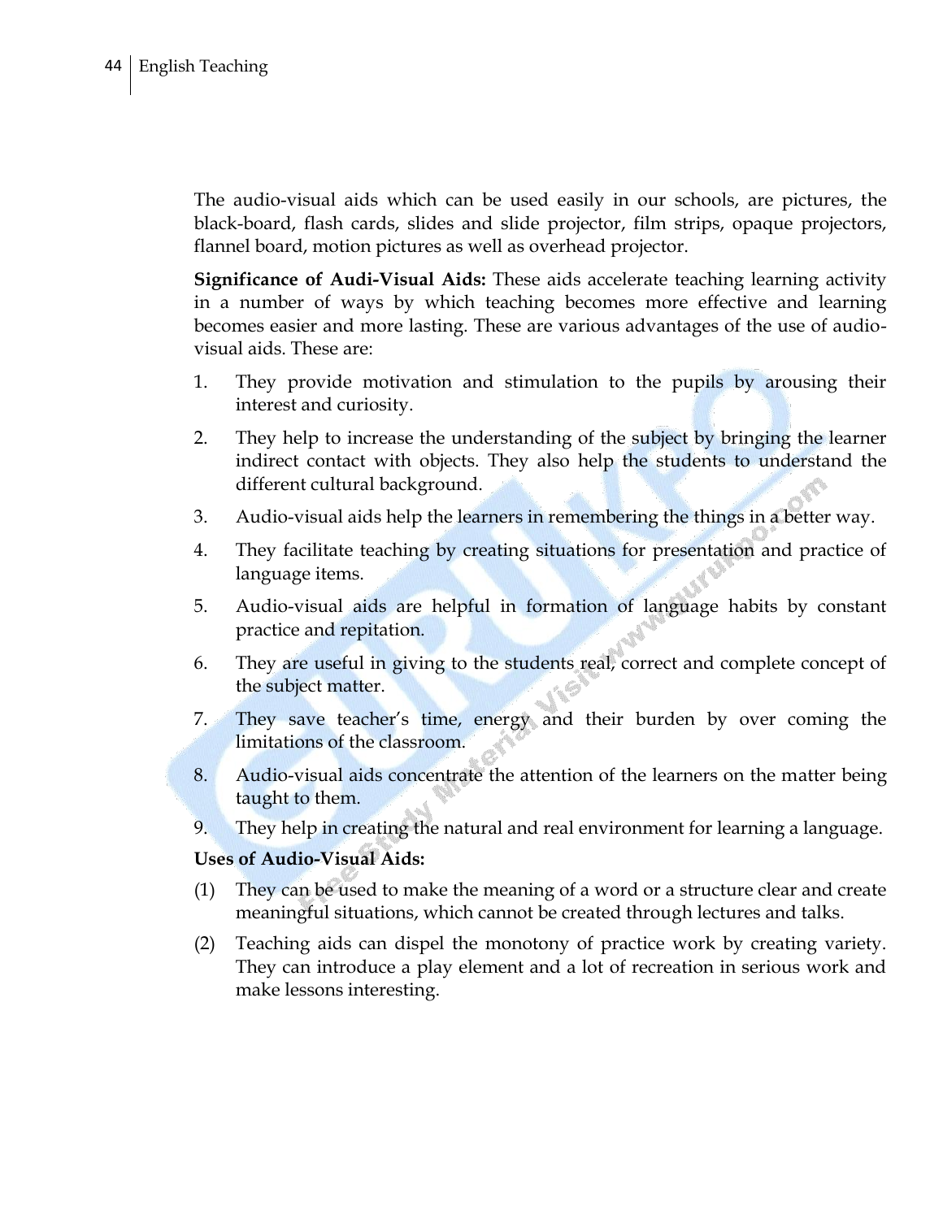The audio-visual aids which can be used easily in our schools, are pictures, the black-board, flash cards, slides and slide projector, film strips, opaque projectors, flannel board, motion pictures as well as overhead projector.

**Significance of Audi-Visual Aids:** These aids accelerate teaching learning activity in a number of ways by which teaching becomes more effective and learning becomes easier and more lasting. These are various advantages of the use of audio-visual aids. These are:

1. They provide motivation and stimulation to the pupils by arousing their interest and curiosity.
2. They help to increase the understanding of the subject by bringing the learner indirect contact with objects. They also help the students to understand the different cultural background.
3. Audio-visual aids help the learners in remembering the things in a better way.
4. They facilitate teaching by creating situations for presentation and practice of language items.
5. Audio-visual aids are helpful in formation of language habits by constant practice and repitation.
6. They are useful in giving to the students real, correct and complete concept of the subject matter.
7. They save teacher's time, energy and their burden by over coming the limitations of the classroom.
8. Audio-visual aids concentrate the attention of the learners on the matter being taught to them.
9. They help in creating the natural and real environment for learning a language.

**Uses of Audio-Visual Aids:**

(1) They can be used to make the meaning of a word or a structure clear and create meaningful situations, which cannot be created through lectures and talks.

(2) Teaching aids can dispel the monotony of practice work by creating variety. They can introduce a play element and a lot of recreation in serious work and make lessons interesting.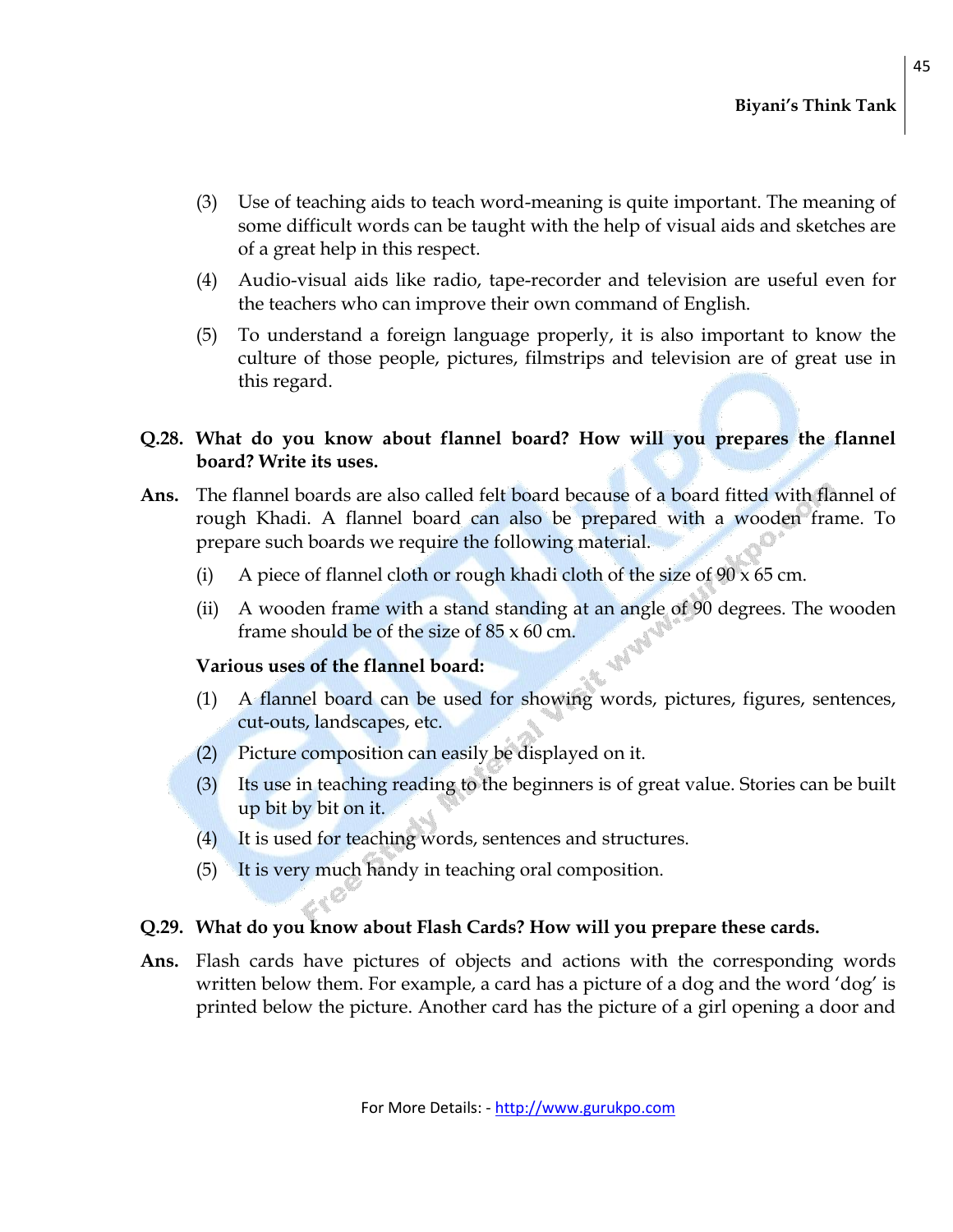(3) Use of teaching aids to teach word-meaning is quite important. The meaning of some difficult words can be taught with the help of visual aids and sketches are of a great help in this respect.

(4) Audio-visual aids like radio, tape-recorder and television are useful even for the teachers who can improve their own command of English.

(5) To understand a foreign language properly, it is also important to know the culture of those people, pictures, filmstrips and television are of great use in this regard.

**Q.28. What do you know about flannel board? How will you prepares the flannel board? Write its uses.**

**Ans.** The flannel boards are also called felt board because of a board fitted with flannel of rough Khadi. A flannel board can also be prepared with a wooden frame. To prepare such boards we require the following material.

(i) A piece of flannel cloth or rough khadi cloth of the size of 90 x 65 cm.

(ii) A wooden frame with a stand standing at an angle of 90 degrees. The wooden frame should be of the size of 85 x 60 cm.

**Various uses of the flannel board:**

(1) A flannel board can be used for showing words, pictures, figures, sentences, cut-outs, landscapes, etc.

(2) Picture composition can easily be displayed on it.

(3) Its use in teaching reading to the beginners is of great value. Stories can be built up bit by bit on it.

(4) It is used for teaching words, sentences and structures.

(5) It is very much handy in teaching oral composition.

**Q.29. What do you know about Flash Cards? How will you prepare these cards.**

**Ans.** Flash cards have pictures of objects and actions with the corresponding words written below them. For example, a card has a picture of a dog and the word 'dog' is printed below the picture. Another card has the picture of a girl opening a door and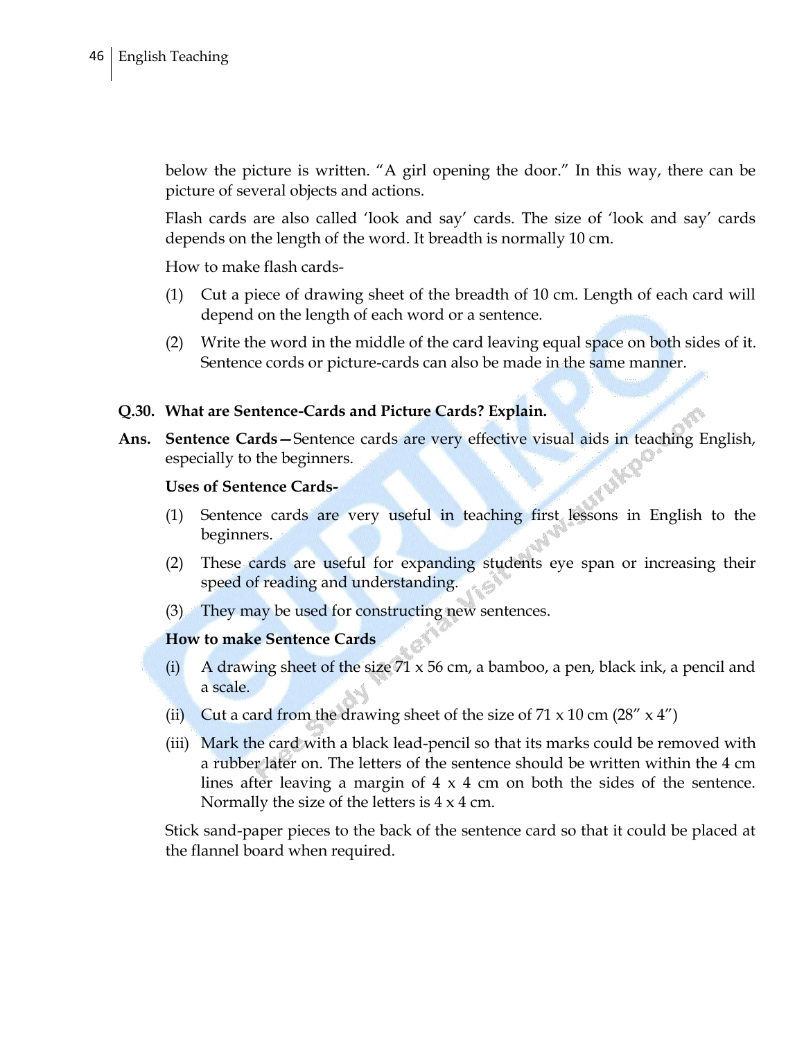below the picture is written. "A girl opening the door." In this way, there can be picture of several objects and actions.

Flash cards are also called 'look and say' cards. The size of 'look and say' cards depends on the length of the word. It breadth is normally 10 cm.

How to make flash cards-

(1) Cut a piece of drawing sheet of the breadth of 10 cm. Length of each card will depend on the length of each word or a sentence.

(2) Write the word in the middle of the card leaving equal space on both sides of it. Sentence cords or picture-cards can also be made in the same manner.

**Q.30. What are Sentence-Cards and Picture Cards? Explain.**

**Ans. Sentence Cards—**Sentence cards are very effective visual aids in teaching English, especially to the beginners.

**Uses of Sentence Cards-**

(1) Sentence cards are very useful in teaching first lessons in English to the beginners.

(2) These cards are useful for expanding students eye span or increasing their speed of reading and understanding.

(3) They may be used for constructing new sentences.

**How to make Sentence Cards**

(i) A drawing sheet of the size 71 x 56 cm, a bamboo, a pen, black ink, a pencil and a scale.

(ii) Cut a card from the drawing sheet of the size of 71 x 10 cm (28" x 4")

(iii) Mark the card with a black lead-pencil so that its marks could be removed with a rubber later on. The letters of the sentence should be written within the 4 cm lines after leaving a margin of 4 x 4 cm on both the sides of the sentence. Normally the size of the letters is 4 x 4 cm.

Stick sand-paper pieces to the back of the sentence card so that it could be placed at the flannel board when required.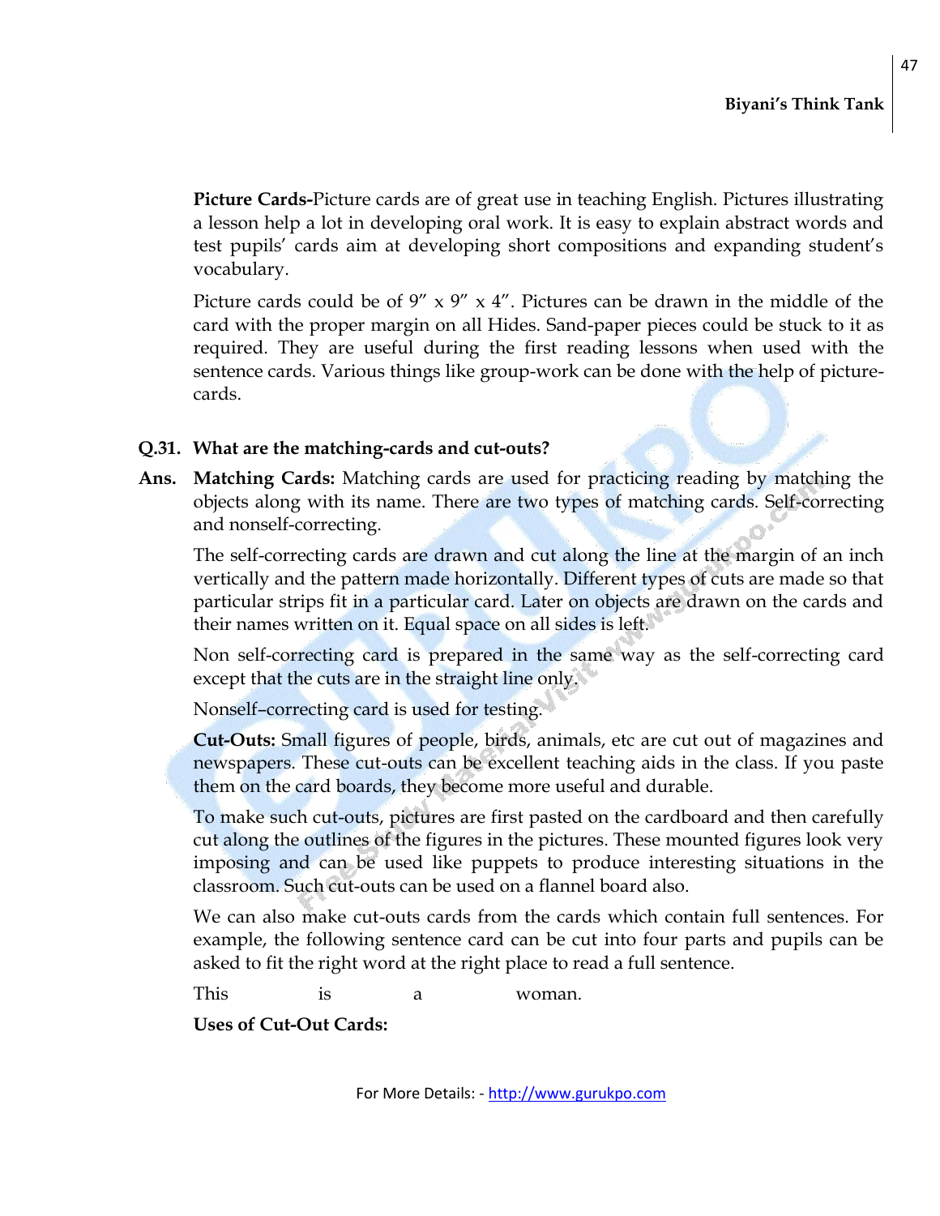**Picture Cards-**Picture cards are of great use in teaching English. Pictures illustrating a lesson help a lot in developing oral work. It is easy to explain abstract words and test pupils' cards aim at developing short compositions and expanding student's vocabulary.

Picture cards could be of 9″ x 9″ x 4″. Pictures can be drawn in the middle of the card with the proper margin on all Hides. Sand-paper pieces could be stuck to it as required. They are useful during the first reading lessons when used with the sentence cards. Various things like group-work can be done with the help of picture-cards.

**Q.31. What are the matching-cards and cut-outs?**

**Ans. Matching Cards:** Matching cards are used for practicing reading by matching the objects along with its name. There are two types of matching cards. Self-correcting and nonself-correcting.

The self-correcting cards are drawn and cut along the line at the margin of an inch vertically and the pattern made horizontally. Different types of cuts are made so that particular strips fit in a particular card. Later on objects are drawn on the cards and their names written on it. Equal space on all sides is left.

Non self-correcting card is prepared in the same way as the self-correcting card except that the cuts are in the straight line only.

Nonself–correcting card is used for testing.

**Cut-Outs:** Small figures of people, birds, animals, etc are cut out of magazines and newspapers. These cut-outs can be excellent teaching aids in the class. If you paste them on the card boards, they become more useful and durable.

To make such cut-outs, pictures are first pasted on the cardboard and then carefully cut along the outlines of the figures in the pictures. These mounted figures look very imposing and can be used like puppets to produce interesting situations in the classroom. Such cut-outs can be used on a flannel board also.

We can also make cut-outs cards from the cards which contain full sentences. For example, the following sentence card can be cut into four parts and pupils can be asked to fit the right word at the right place to read a full sentence.

This is a woman.

**Uses of Cut-Out Cards:**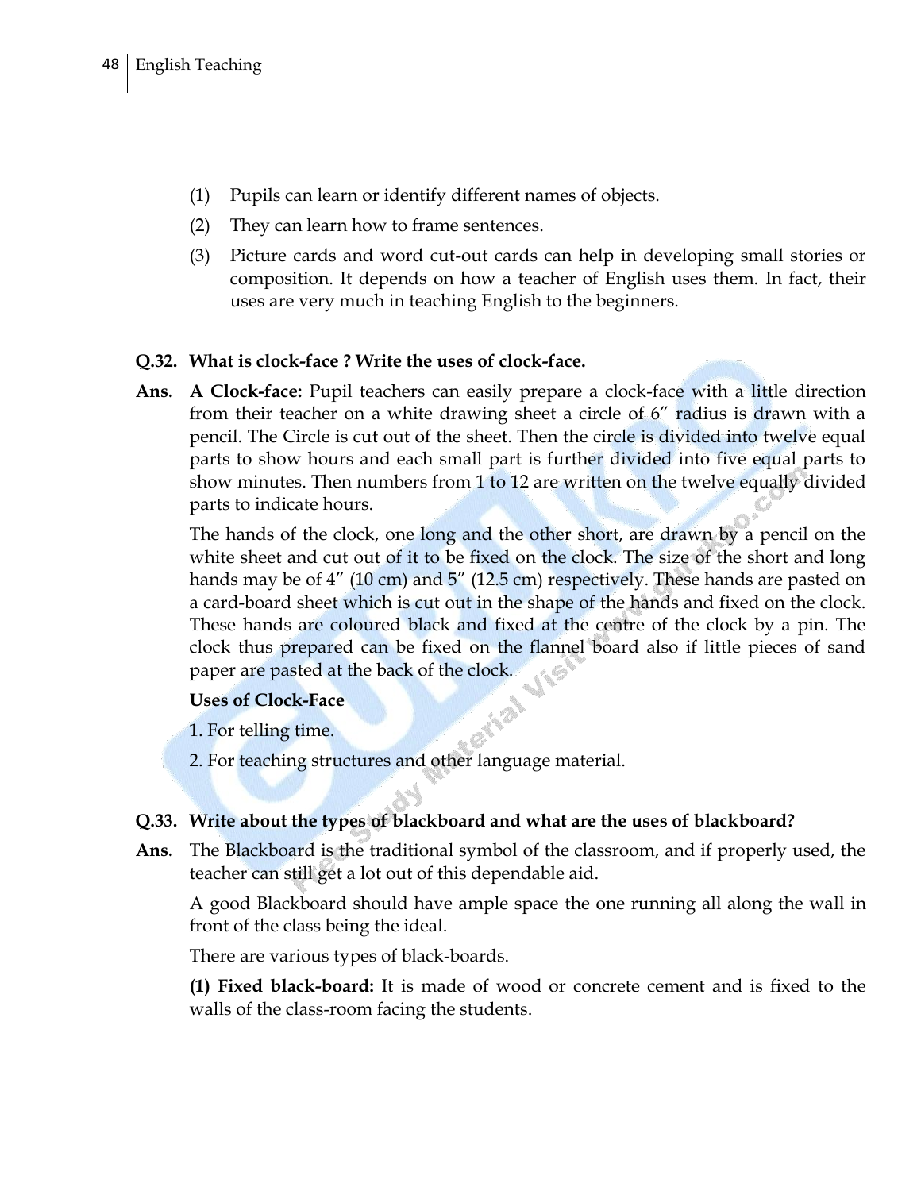(1) Pupils can learn or identify different names of objects.

(2) They can learn how to frame sentences.

(3) Picture cards and word cut-out cards can help in developing small stories or composition. It depends on how a teacher of English uses them. In fact, their uses are very much in teaching English to the beginners.

**Q.32. What is clock-face ? Write the uses of clock-face.**

**Ans.** **A Clock-face:** Pupil teachers can easily prepare a clock-face with a little direction from their teacher on a white drawing sheet a circle of 6” radius is drawn with a pencil. The Circle is cut out of the sheet. Then the circle is divided into twelve equal parts to show hours and each small part is further divided into five equal parts to show minutes. Then numbers from 1 to 12 are written on the twelve equally divided parts to indicate hours.

The hands of the clock, one long and the other short, are drawn by a pencil on the white sheet and cut out of it to be fixed on the clock. The size of the short and long hands may be of 4” (10 cm) and 5” (12.5 cm) respectively. These hands are pasted on a card-board sheet which is cut out in the shape of the hands and fixed on the clock. These hands are coloured black and fixed at the centre of the clock by a pin. The clock thus prepared can be fixed on the flannel board also if little pieces of sand paper are pasted at the back of the clock.

**Uses of Clock-Face**

1. For telling time.

2. For teaching structures and other language material.

**Q.33. Write about the types of blackboard and what are the uses of blackboard?**

**Ans.** The Blackboard is the traditional symbol of the classroom, and if properly used, the teacher can still get a lot out of this dependable aid.

A good Blackboard should have ample space the one running all along the wall in front of the class being the ideal.

There are various types of black-boards.

**(1) Fixed black-board:** It is made of wood or concrete cement and is fixed to the walls of the class-room facing the students.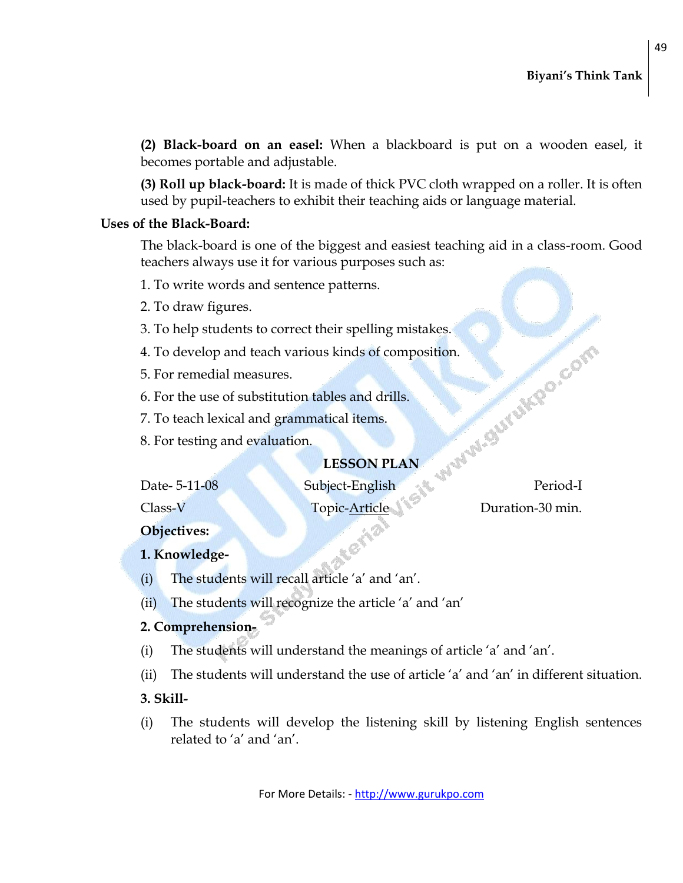**(2) Black-board on an easel:** When a blackboard is put on a wooden easel, it becomes portable and adjustable.

**(3) Roll up black-board:** It is made of thick PVC cloth wrapped on a roller. It is often used by pupil-teachers to exhibit their teaching aids or language material.

**Uses of the Black-Board:**

The black-board is one of the biggest and easiest teaching aid in a class-room. Good teachers always use it for various purposes such as:

1. To write words and sentence patterns.
2. To draw figures.
3. To help students to correct their spelling mistakes.
4. To develop and teach various kinds of composition.
5. For remedial measures.
6. For the use of substitution tables and drills.
7. To teach lexical and grammatical items.
8. For testing and evaluation.

**LESSON PLAN**

| Date- 5-11-08 | Subject-English | Period-I |
|---|---|---|
| Class-V | Topic-Article | Duration-30 min. |

**Objectives:**

**1. Knowledge-**

(i) The students will recall article 'a' and 'an'.

(ii) The students will recognize the article 'a' and 'an'

**2. Comprehension-**

(i) The students will understand the meanings of article 'a' and 'an'.

(ii) The students will understand the use of article 'a' and 'an' in different situation.

**3. Skill-**

(i) The students will develop the listening skill by listening English sentences related to 'a' and 'an'.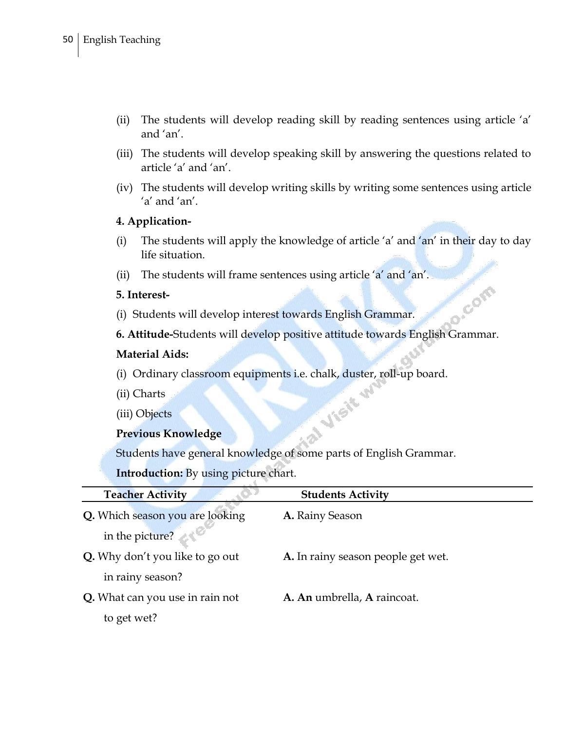(ii) The students will develop reading skill by reading sentences using article 'a' and 'an'.

(iii) The students will develop speaking skill by answering the questions related to article 'a' and 'an'.

(iv) The students will develop writing skills by writing some sentences using article 'a' and 'an'.

**4. Application-**

(i) The students will apply the knowledge of article 'a' and 'an' in their day to day life situation.

(ii) The students will frame sentences using article 'a' and 'an'.

**5. Interest-**

(i) Students will develop interest towards English Grammar.

**6. Attitude-**Students will develop positive attitude towards English Grammar.

**Material Aids:**

(i) Ordinary classroom equipments i.e. chalk, duster, roll-up board.

(ii) Charts

(iii) Objects

**Previous Knowledge**

Students have general knowledge of some parts of English Grammar.

**Introduction:** By using picture chart.

| Teacher Activity | Students Activity |
|---|---|
| **Q.** Which season you are looking in the picture? | **A.** Rainy Season |
| **Q.** Why don't you like to go out in rainy season? | **A.** In rainy season people get wet. |
| **Q.** What can you use in rain not to get wet? | **A. An** umbrella, **A** raincoat. |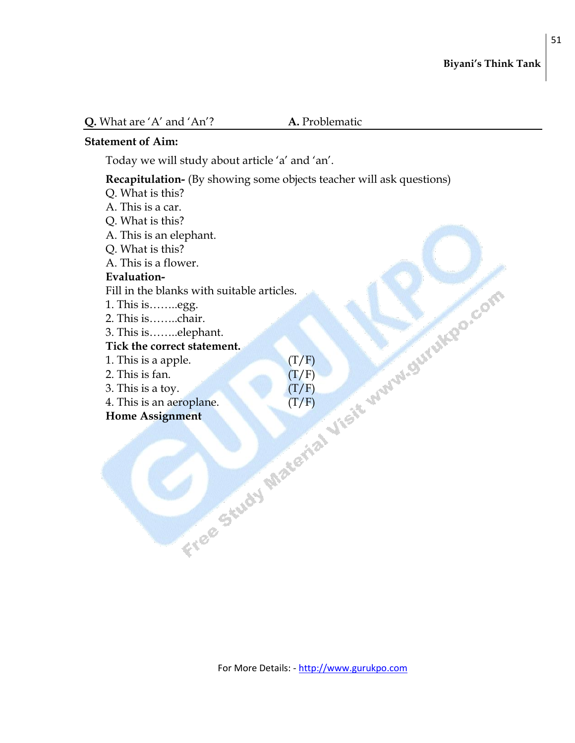**Q.** What are 'A' and 'An'? **A.** Problematic

**Statement of Aim:**

Today we will study about article 'a' and 'an'.

**Recapitulation-** (By showing some objects teacher will ask questions)

Q. What is this?
A. This is a car.
Q. What is this?
A. This is an elephant.
Q. What is this?
A. This is a flower.

**Evaluation-**

Fill in the blanks with suitable articles.

1. This is……..egg.
2. This is……..chair.
3. This is……..elephant.

**Tick the correct statement.**

1. This is a apple. (T/F)
2. This is fan. (T/F)
3. This is a toy. (T/F)
4. This is an aeroplane. (T/F)

**Home Assignment**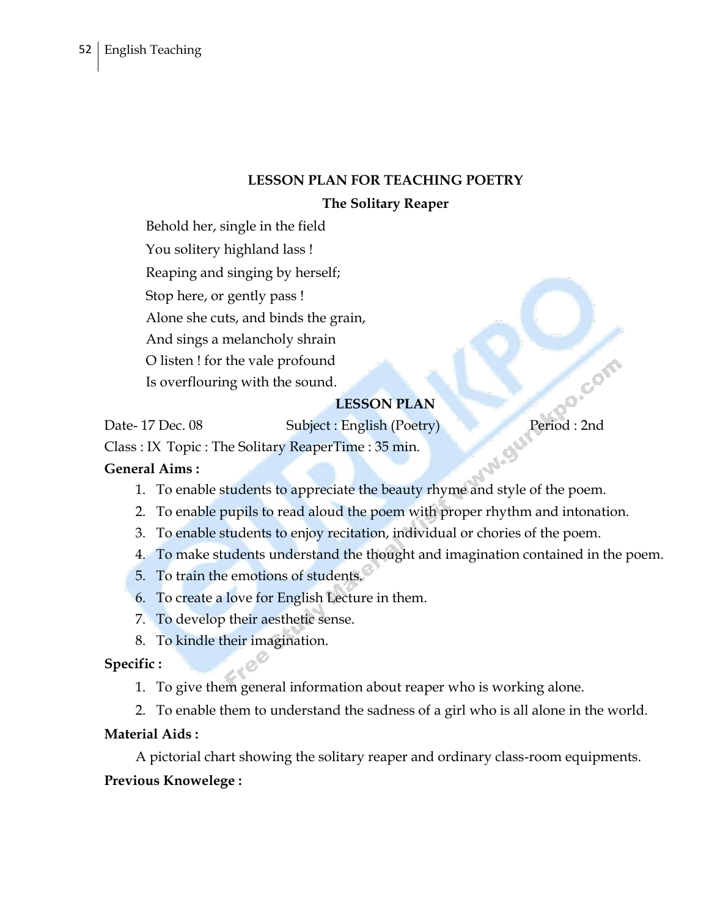## LESSON PLAN FOR TEACHING POETRY

### The Solitary Reaper

Behold her, single in the field

You solitery highland lass !

Reaping and singing by herself;

Stop here, or gently pass !

Alone she cuts, and binds the grain,

And sings a melancholy shrain

O listen ! for the vale profound

Is overflouring with the sound.

### LESSON PLAN

Date- 17 Dec. 08 Subject : English (Poetry) Period : 2nd

Class : IX Topic : The Solitary ReaperTime : 35 min.

**General Aims :**

1. To enable students to appreciate the beauty rhyme and style of the poem.
2. To enable pupils to read aloud the poem with proper rhythm and intonation.
3. To enable students to enjoy recitation, individual or chories of the poem.
4. To make students understand the thought and imagination contained in the poem.
5. To train the emotions of students.
6. To create a love for English Lecture in them.
7. To develop their aesthetic sense.
8. To kindle their imagination.

**Specific :**

1. To give them general information about reaper who is working alone.
2. To enable them to understand the sadness of a girl who is all alone in the world.

**Material Aids :**

A pictorial chart showing the solitary reaper and ordinary class-room equipments.

**Previous Knowelege :**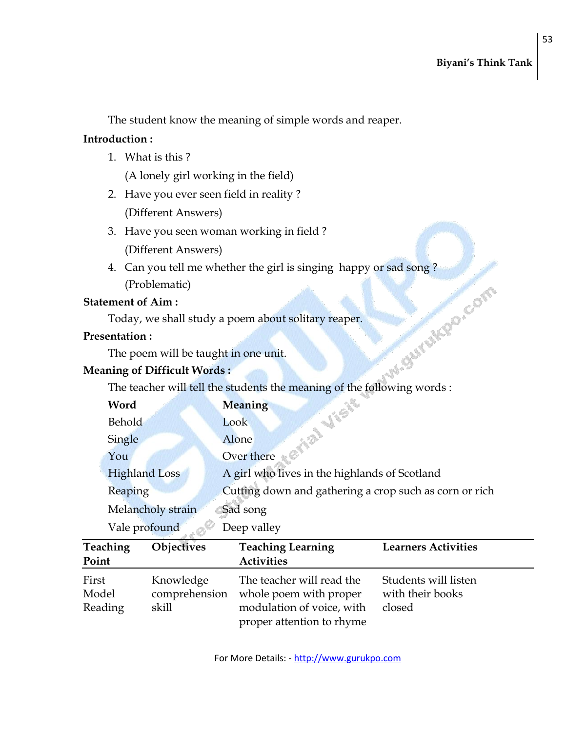The student know the meaning of simple words and reaper.

**Introduction :**

1. What is this ?
   (A lonely girl working in the field)
2. Have you ever seen field in reality ?
   (Different Answers)
3. Have you seen woman working in field ?
   (Different Answers)
4. Can you tell me whether the girl is singing happy or sad song ?
   (Problematic)

**Statement of Aim :**

Today, we shall study a poem about solitary reaper.

**Presentation :**

The poem will be taught in one unit.

**Meaning of Difficult Words :**

The teacher will tell the students the meaning of the following words :

| **Word** | **Meaning** |
|---|---|
| Behold | Look |
| Single | Alone |
| You | Over there |
| Highland Loss | A girl who lives in the highlands of Scotland |
| Reaping | Cutting down and gathering a crop such as corn or rich |
| Melancholy strain | Sad song |
| Vale profound | Deep valley |

| Teaching Point | Objectives | Teaching Learning Activities | Learners Activities |
|---|---|---|---|
| First Model Reading | Knowledge comprehension skill | The teacher will read the whole poem with proper modulation of voice, with proper attention to rhyme | Students will listen with their books closed |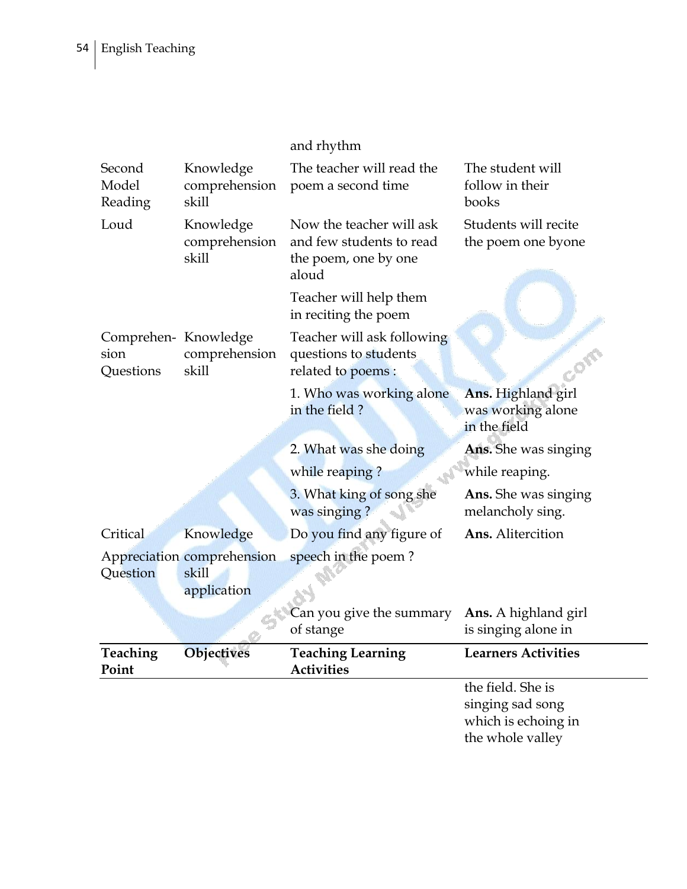| | | | |
|---|---|---|---|
| | | and rhythm | |
| Second Model Reading | Knowledge comprehension skill | The teacher will read the poem a second time | The student will follow in their books |
| Loud | Knowledge comprehension skill | Now the teacher will ask and few students to read the poem, one by one aloud | Students will recite the poem one byone |
| | | Teacher will help them in reciting the poem | |
| Comprehen-sion Questions | Knowledge comprehension skill | Teacher will ask following questions to students related to poems : | |
| | | 1. Who was working alone in the field ? | **Ans.** Highland girl was working alone in the field |
| | | 2. What was she doing while reaping ? | **Ans.** She was singing while reaping. |
| | | 3. What king of song she was singing ? | **Ans.** She was singing melancholy sing. |
| Critical Appreciation Question | Knowledge comprehension skill application | Do you find any figure of speech in the poem ? | **Ans.** Alitercition |
| | | Can you give the summary of stange | **Ans.** A highland girl is singing alone in |

| **Teaching Point** | **Objectives** | **Teaching Learning Activities** | **Learners Activities** |
|---|---|---|---|
| | | | the field. She is singing sad song which is echoing in the whole valley |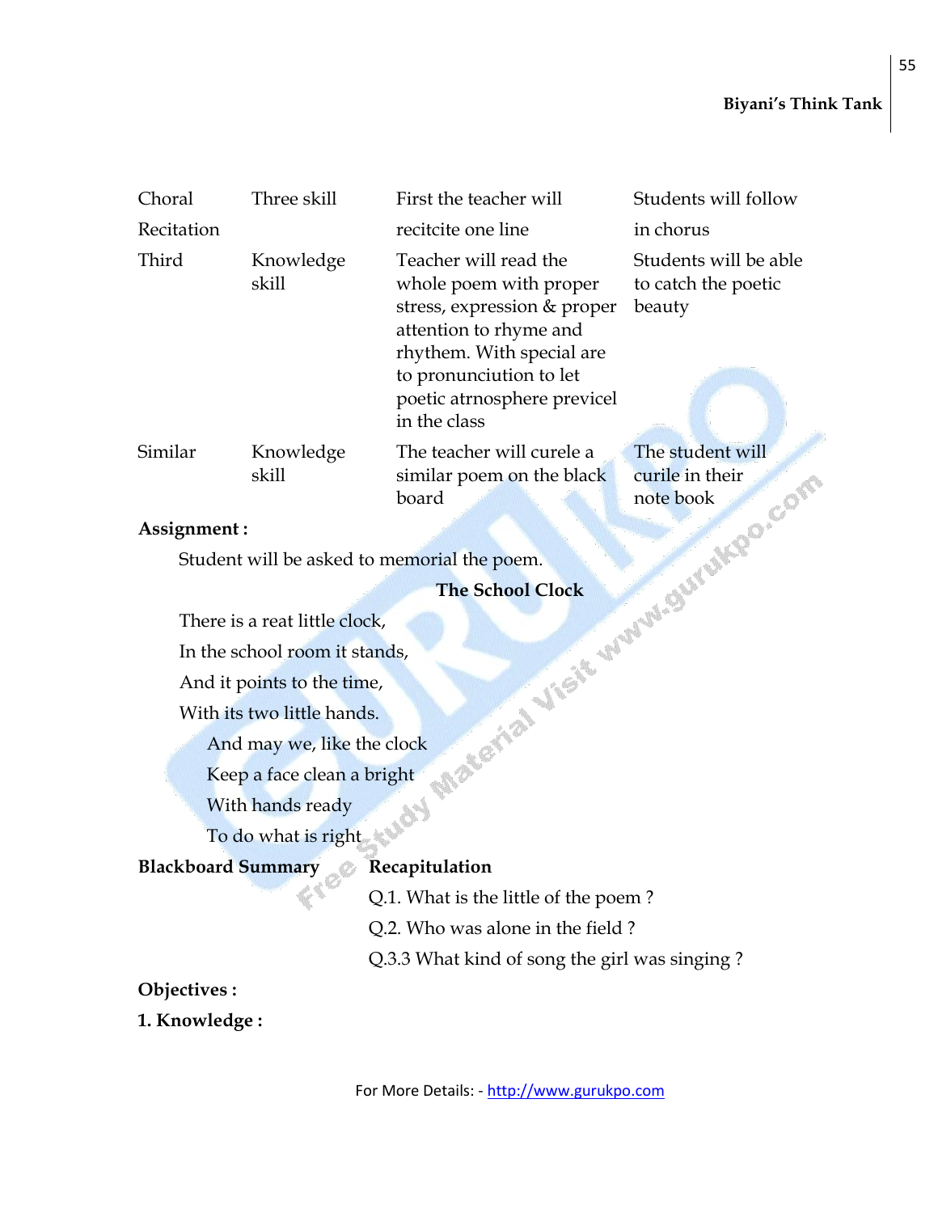| | | | |
|---|---|---|---|
| Choral Recitation | Three skill | First the teacher will recitcite one line | Students will follow in chorus |
| Third | Knowledge skill | Teacher will read the whole poem with proper stress, expression & proper attention to rhyme and rhythem. With special are to pronunciution to let poetic atrnosphere previcel in the class | Students will be able to catch the poetic beauty |
| Similar | Knowledge skill | The teacher will curele a similar poem on the black board | The student will curile in their note book |

**Assignment :**

Student will be asked to memorial the poem.

**The School Clock**

There is a reat little clock,  
In the school room it stands,  
And it points to the time,  
With its two little hands.

And may we, like the clock  
Keep a face clean a bright  
With hands ready  
To do what is right

**Blackboard Summary**

**Recapitulation**

Q.1. What is the little of the poem ?

Q.2. Who was alone in the field ?

Q.3.3 What kind of song the girl was singing ?

**Objectives :**

**1. Knowledge :**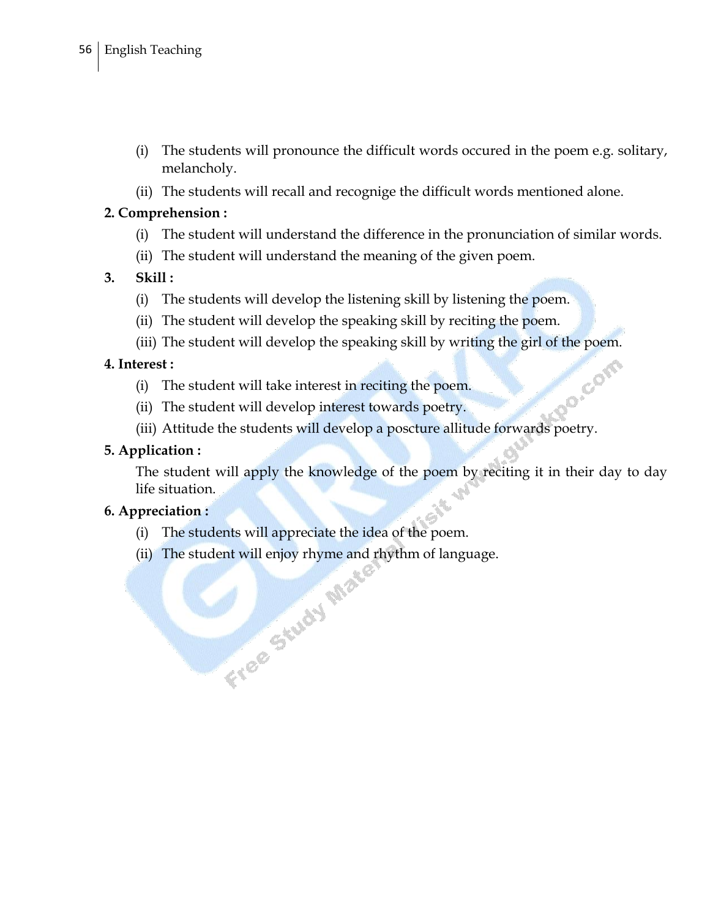(i) The students will pronounce the difficult words occured in the poem e.g. solitary, melancholy.

(ii) The students will recall and recognige the difficult words mentioned alone.

**2. Comprehension :**

(i) The student will understand the difference in the pronunciation of similar words.

(ii) The student will understand the meaning of the given poem.

**3. Skill :**

(i) The students will develop the listening skill by listening the poem.

(ii) The student will develop the speaking skill by reciting the poem.

(iii) The student will develop the speaking skill by writing the girl of the poem.

**4. Interest :**

(i) The student will take interest in reciting the poem.

(ii) The student will develop interest towards poetry.

(iii) Attitude the students will develop a poscture allitude forwards poetry.

**5. Application :**

The student will apply the knowledge of the poem by reciting it in their day to day life situation.

**6. Appreciation :**

(i) The students will appreciate the idea of the poem.

(ii) The student will enjoy rhyme and rhythm of language.